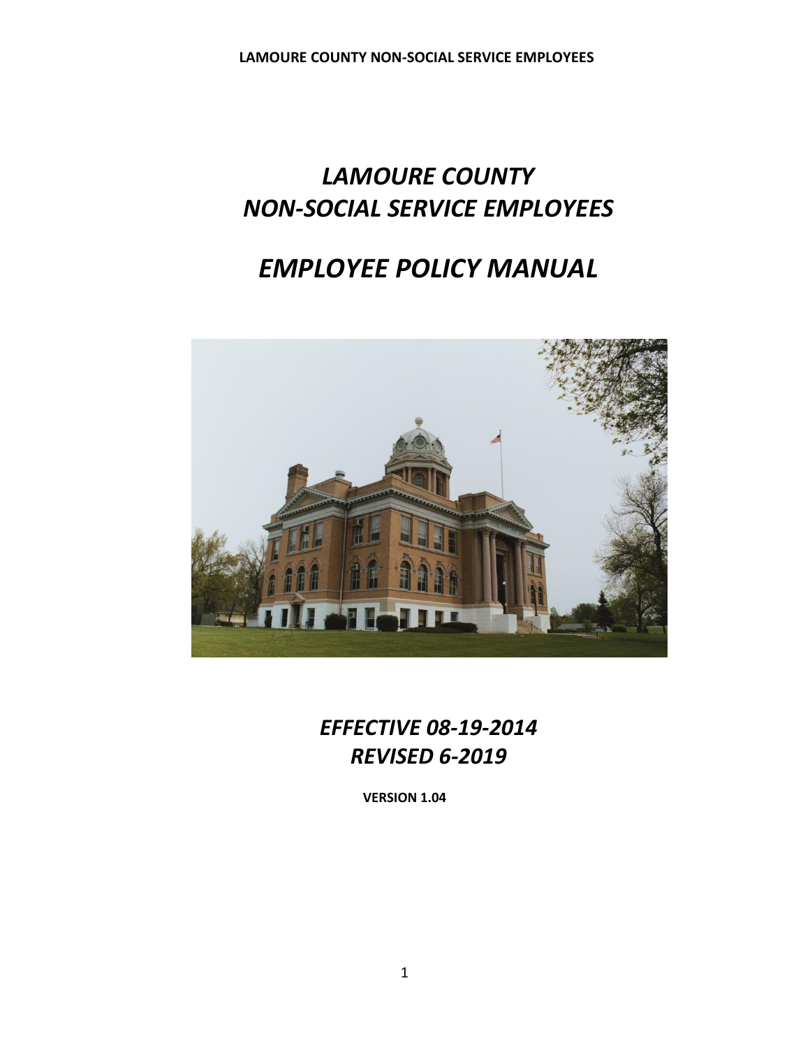# *LAMOURE COUNTY NON-SOCIAL SERVICE EMPLOYEES*

# *EMPLOYEE POLICY MANUAL*

## *EFFECTIVE 08-19-2014*
## *REVISED 6-2019*

**VERSION 1.04**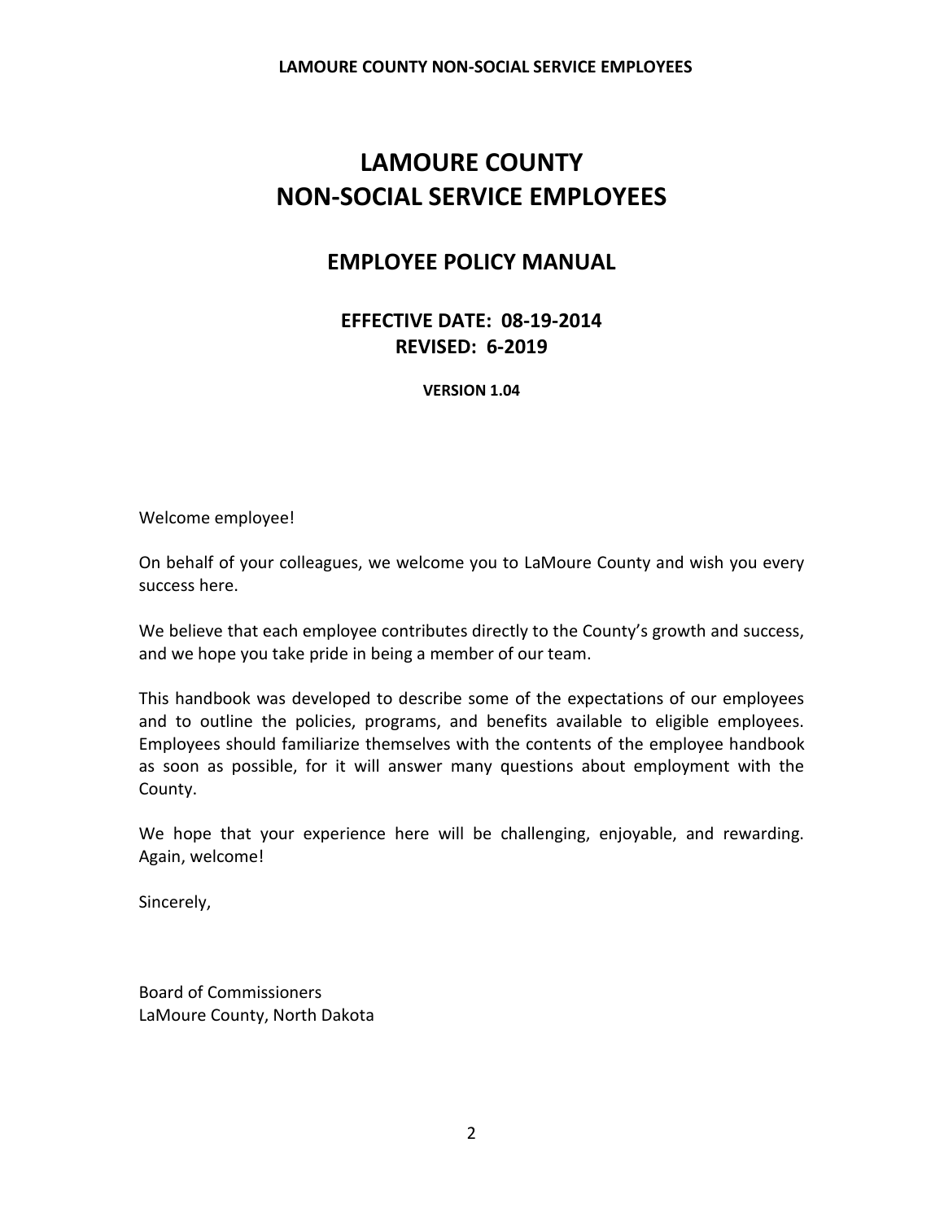# LAMOURE COUNTY
# NON-SOCIAL SERVICE EMPLOYEES

## EMPLOYEE POLICY MANUAL

### EFFECTIVE DATE: 08-19-2014
### REVISED: 6-2019

**VERSION 1.04**

Welcome employee!

On behalf of your colleagues, we welcome you to LaMoure County and wish you every success here.

We believe that each employee contributes directly to the County's growth and success, and we hope you take pride in being a member of our team.

This handbook was developed to describe some of the expectations of our employees and to outline the policies, programs, and benefits available to eligible employees. Employees should familiarize themselves with the contents of the employee handbook as soon as possible, for it will answer many questions about employment with the County.

We hope that your experience here will be challenging, enjoyable, and rewarding. Again, welcome!

Sincerely,

Board of Commissioners
LaMoure County, North Dakota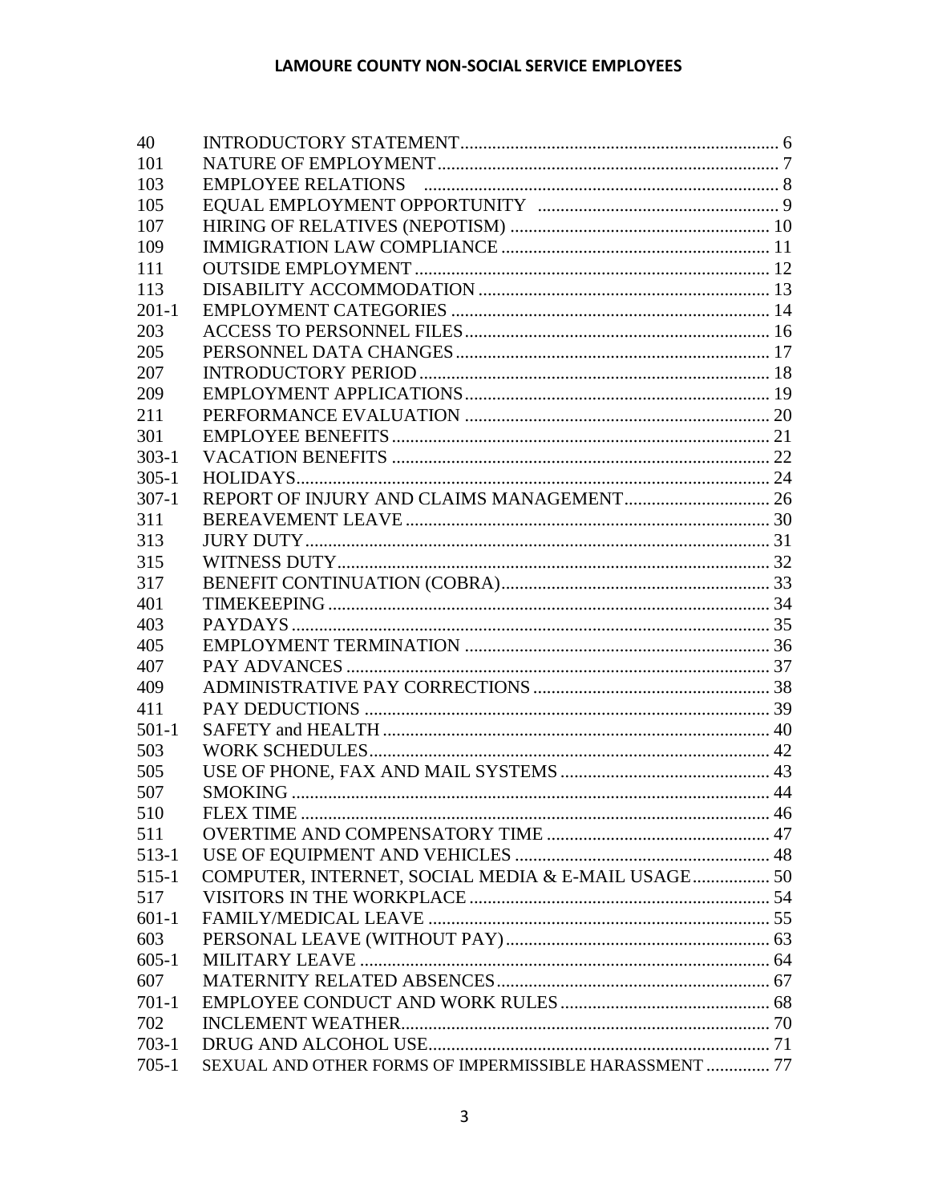| | | |
|---|---|---|
| 40 | INTRODUCTORY STATEMENT | 6 |
| 101 | NATURE OF EMPLOYMENT | 7 |
| 103 | EMPLOYEE RELATIONS | 8 |
| 105 | EQUAL EMPLOYMENT OPPORTUNITY | 9 |
| 107 | HIRING OF RELATIVES (NEPOTISM) | 10 |
| 109 | IMMIGRATION LAW COMPLIANCE | 11 |
| 111 | OUTSIDE EMPLOYMENT | 12 |
| 113 | DISABILITY ACCOMMODATION | 13 |
| 201-1 | EMPLOYMENT CATEGORIES | 14 |
| 203 | ACCESS TO PERSONNEL FILES | 16 |
| 205 | PERSONNEL DATA CHANGES | 17 |
| 207 | INTRODUCTORY PERIOD | 18 |
| 209 | EMPLOYMENT APPLICATIONS | 19 |
| 211 | PERFORMANCE EVALUATION | 20 |
| 301 | EMPLOYEE BENEFITS | 21 |
| 303-1 | VACATION BENEFITS | 22 |
| 305-1 | HOLIDAYS | 24 |
| 307-1 | REPORT OF INJURY AND CLAIMS MANAGEMENT | 26 |
| 311 | BEREAVEMENT LEAVE | 30 |
| 313 | JURY DUTY | 31 |
| 315 | WITNESS DUTY | 32 |
| 317 | BENEFIT CONTINUATION (COBRA) | 33 |
| 401 | TIMEKEEPING | 34 |
| 403 | PAYDAYS | 35 |
| 405 | EMPLOYMENT TERMINATION | 36 |
| 407 | PAY ADVANCES | 37 |
| 409 | ADMINISTRATIVE PAY CORRECTIONS | 38 |
| 411 | PAY DEDUCTIONS | 39 |
| 501-1 | SAFETY and HEALTH | 40 |
| 503 | WORK SCHEDULES | 42 |
| 505 | USE OF PHONE, FAX AND MAIL SYSTEMS | 43 |
| 507 | SMOKING | 44 |
| 510 | FLEX TIME | 46 |
| 511 | OVERTIME AND COMPENSATORY TIME | 47 |
| 513-1 | USE OF EQUIPMENT AND VEHICLES | 48 |
| 515-1 | COMPUTER, INTERNET, SOCIAL MEDIA & E-MAIL USAGE | 50 |
| 517 | VISITORS IN THE WORKPLACE | 54 |
| 601-1 | FAMILY/MEDICAL LEAVE | 55 |
| 603 | PERSONAL LEAVE (WITHOUT PAY) | 63 |
| 605-1 | MILITARY LEAVE | 64 |
| 607 | MATERNITY RELATED ABSENCES | 67 |
| 701-1 | EMPLOYEE CONDUCT AND WORK RULES | 68 |
| 702 | INCLEMENT WEATHER | 70 |
| 703-1 | DRUG AND ALCOHOL USE | 71 |
| 705-1 | SEXUAL AND OTHER FORMS OF IMPERMISSIBLE HARASSMENT | 77 |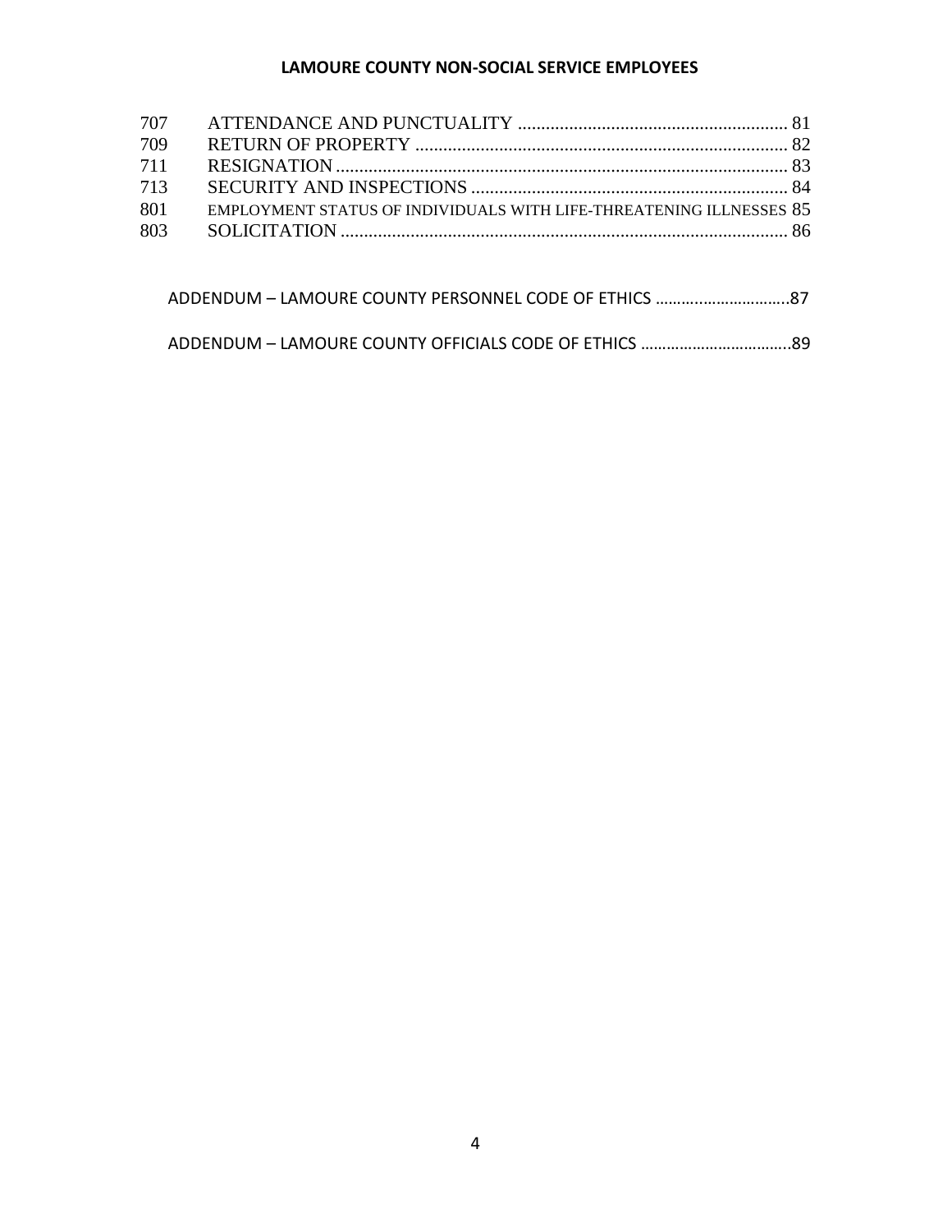| | | |
|---|---|---|
| 707 | ATTENDANCE AND PUNCTUALITY | 81 |
| 709 | RETURN OF PROPERTY | 82 |
| 711 | RESIGNATION | 83 |
| 713 | SECURITY AND INSPECTIONS | 84 |
| 801 | EMPLOYMENT STATUS OF INDIVIDUALS WITH LIFE-THREATENING ILLNESSES | 85 |
| 803 | SOLICITATION | 86 |

ADDENDUM – LAMOURE COUNTY PERSONNEL CODE OF ETHICS ..............................87

ADDENDUM – LAMOURE COUNTY OFFICIALS CODE OF ETHICS ..................................89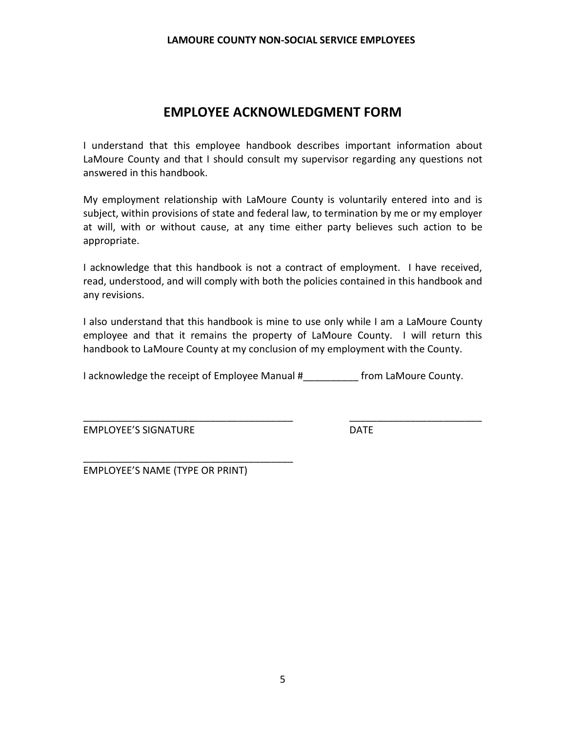# EMPLOYEE ACKNOWLEDGMENT FORM

I understand that this employee handbook describes important information about LaMoure County and that I should consult my supervisor regarding any questions not answered in this handbook.

My employment relationship with LaMoure County is voluntarily entered into and is subject, within provisions of state and federal law, to termination by me or my employer at will, with or without cause, at any time either party believes such action to be appropriate.

I acknowledge that this handbook is not a contract of employment. I have received, read, understood, and will comply with both the policies contained in this handbook and any revisions.

I also understand that this handbook is mine to use only while I am a LaMoure County employee and that it remains the property of LaMoure County. I will return this handbook to LaMoure County at my conclusion of my employment with the County.

I acknowledge the receipt of Employee Manual #__________ from LaMoure County.

_______________________________________ ________________________
EMPLOYEE'S SIGNATURE DATE

_______________________________________
EMPLOYEE'S NAME (TYPE OR PRINT)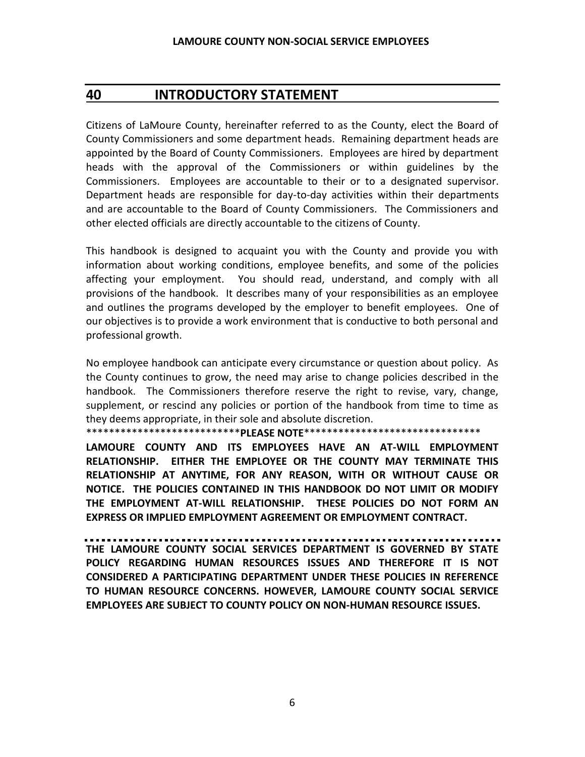## 40 INTRODUCTORY STATEMENT

Citizens of LaMoure County, hereinafter referred to as the County, elect the Board of County Commissioners and some department heads. Remaining department heads are appointed by the Board of County Commissioners. Employees are hired by department heads with the approval of the Commissioners or within guidelines by the Commissioners. Employees are accountable to their or to a designated supervisor. Department heads are responsible for day-to-day activities within their departments and are accountable to the Board of County Commissioners. The Commissioners and other elected officials are directly accountable to the citizens of County.

This handbook is designed to acquaint you with the County and provide you with information about working conditions, employee benefits, and some of the policies affecting your employment. You should read, understand, and comply with all provisions of the handbook. It describes many of your responsibilities as an employee and outlines the programs developed by the employer to benefit employees. One of our objectives is to provide a work environment that is conductive to both personal and professional growth.

No employee handbook can anticipate every circumstance or question about policy. As the County continues to grow, the need may arise to change policies described in the handbook. The Commissioners therefore reserve the right to revise, vary, change, supplement, or rescind any policies or portion of the handbook from time to time as they deems appropriate, in their sole and absolute discretion.

***************************PLEASE NOTE********************************

**LAMOURE COUNTY AND ITS EMPLOYEES HAVE AN AT-WILL EMPLOYMENT RELATIONSHIP. EITHER THE EMPLOYEE OR THE COUNTY MAY TERMINATE THIS RELATIONSHIP AT ANYTIME, FOR ANY REASON, WITH OR WITHOUT CAUSE OR NOTICE. THE POLICIES CONTAINED IN THIS HANDBOOK DO NOT LIMIT OR MODIFY THE EMPLOYMENT AT-WILL RELATIONSHIP. THESE POLICIES DO NOT FORM AN EXPRESS OR IMPLIED EMPLOYMENT AGREEMENT OR EMPLOYMENT CONTRACT.**

---

**THE LAMOURE COUNTY SOCIAL SERVICES DEPARTMENT IS GOVERNED BY STATE POLICY REGARDING HUMAN RESOURCES ISSUES AND THEREFORE IT IS NOT CONSIDERED A PARTICIPATING DEPARTMENT UNDER THESE POLICIES IN REFERENCE TO HUMAN RESOURCE CONCERNS. HOWEVER, LAMOURE COUNTY SOCIAL SERVICE EMPLOYEES ARE SUBJECT TO COUNTY POLICY ON NON-HUMAN RESOURCE ISSUES.**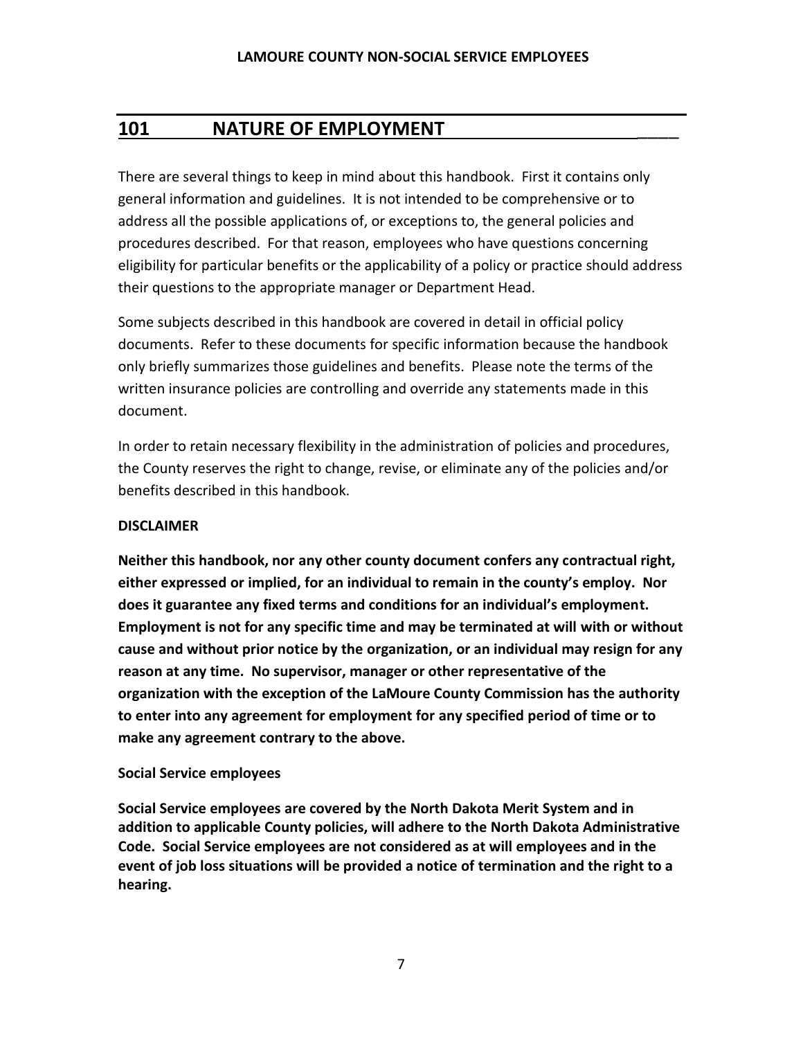## 101 NATURE OF EMPLOYMENT

There are several things to keep in mind about this handbook. First it contains only general information and guidelines. It is not intended to be comprehensive or to address all the possible applications of, or exceptions to, the general policies and procedures described. For that reason, employees who have questions concerning eligibility for particular benefits or the applicability of a policy or practice should address their questions to the appropriate manager or Department Head.

Some subjects described in this handbook are covered in detail in official policy documents. Refer to these documents for specific information because the handbook only briefly summarizes those guidelines and benefits. Please note the terms of the written insurance policies are controlling and override any statements made in this document.

In order to retain necessary flexibility in the administration of policies and procedures, the County reserves the right to change, revise, or eliminate any of the policies and/or benefits described in this handbook.

**DISCLAIMER**

**Neither this handbook, nor any other county document confers any contractual right, either expressed or implied, for an individual to remain in the county's employ. Nor does it guarantee any fixed terms and conditions for an individual's employment. Employment is not for any specific time and may be terminated at will with or without cause and without prior notice by the organization, or an individual may resign for any reason at any time. No supervisor, manager or other representative of the organization with the exception of the LaMoure County Commission has the authority to enter into any agreement for employment for any specified period of time or to make any agreement contrary to the above.**

**Social Service employees**

**Social Service employees are covered by the North Dakota Merit System and in addition to applicable County policies, will adhere to the North Dakota Administrative Code. Social Service employees are not considered as at will employees and in the event of job loss situations will be provided a notice of termination and the right to a hearing.**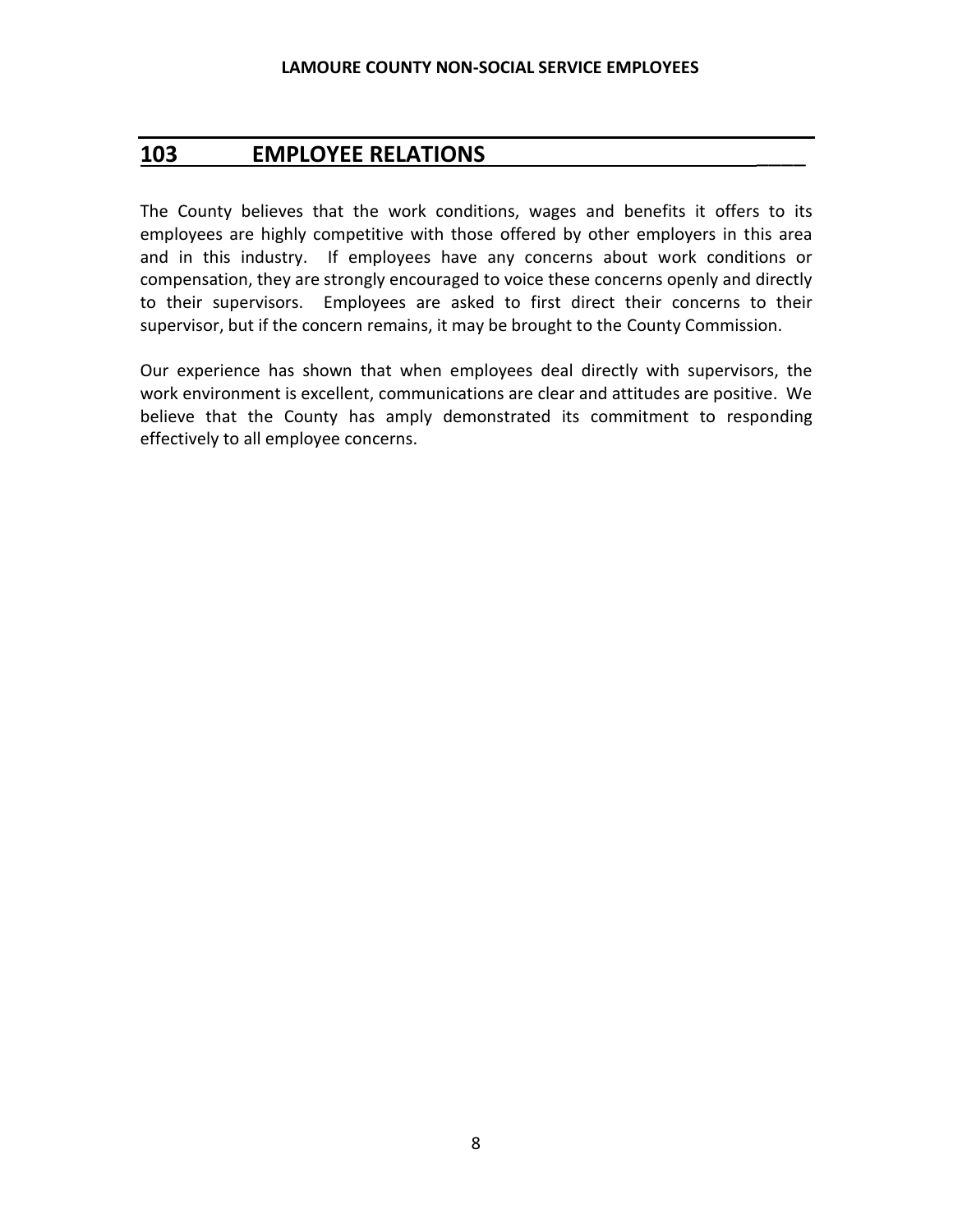## 103 EMPLOYEE RELATIONS

The County believes that the work conditions, wages and benefits it offers to its employees are highly competitive with those offered by other employers in this area and in this industry. If employees have any concerns about work conditions or compensation, they are strongly encouraged to voice these concerns openly and directly to their supervisors. Employees are asked to first direct their concerns to their supervisor, but if the concern remains, it may be brought to the County Commission.

Our experience has shown that when employees deal directly with supervisors, the work environment is excellent, communications are clear and attitudes are positive. We believe that the County has amply demonstrated its commitment to responding effectively to all employee concerns.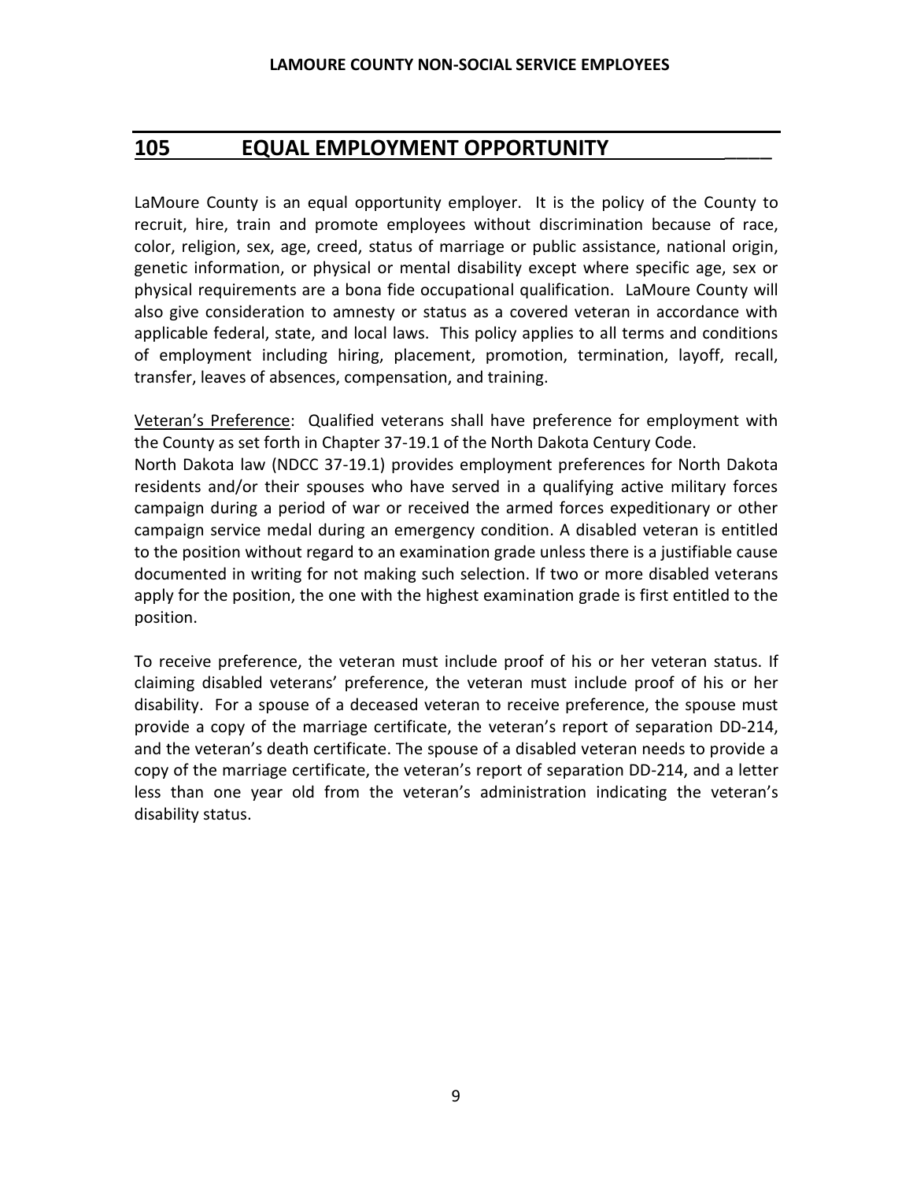## 105 EQUAL EMPLOYMENT OPPORTUNITY

LaMoure County is an equal opportunity employer. It is the policy of the County to recruit, hire, train and promote employees without discrimination because of race, color, religion, sex, age, creed, status of marriage or public assistance, national origin, genetic information, or physical or mental disability except where specific age, sex or physical requirements are a bona fide occupational qualification. LaMoure County will also give consideration to amnesty or status as a covered veteran in accordance with applicable federal, state, and local laws. This policy applies to all terms and conditions of employment including hiring, placement, promotion, termination, layoff, recall, transfer, leaves of absences, compensation, and training.

Veteran's Preference: Qualified veterans shall have preference for employment with the County as set forth in Chapter 37-19.1 of the North Dakota Century Code.
North Dakota law (NDCC 37-19.1) provides employment preferences for North Dakota residents and/or their spouses who have served in a qualifying active military forces campaign during a period of war or received the armed forces expeditionary or other campaign service medal during an emergency condition. A disabled veteran is entitled to the position without regard to an examination grade unless there is a justifiable cause documented in writing for not making such selection. If two or more disabled veterans apply for the position, the one with the highest examination grade is first entitled to the position.

To receive preference, the veteran must include proof of his or her veteran status. If claiming disabled veterans' preference, the veteran must include proof of his or her disability. For a spouse of a deceased veteran to receive preference, the spouse must provide a copy of the marriage certificate, the veteran's report of separation DD-214, and the veteran's death certificate. The spouse of a disabled veteran needs to provide a copy of the marriage certificate, the veteran's report of separation DD-214, and a letter less than one year old from the veteran's administration indicating the veteran's disability status.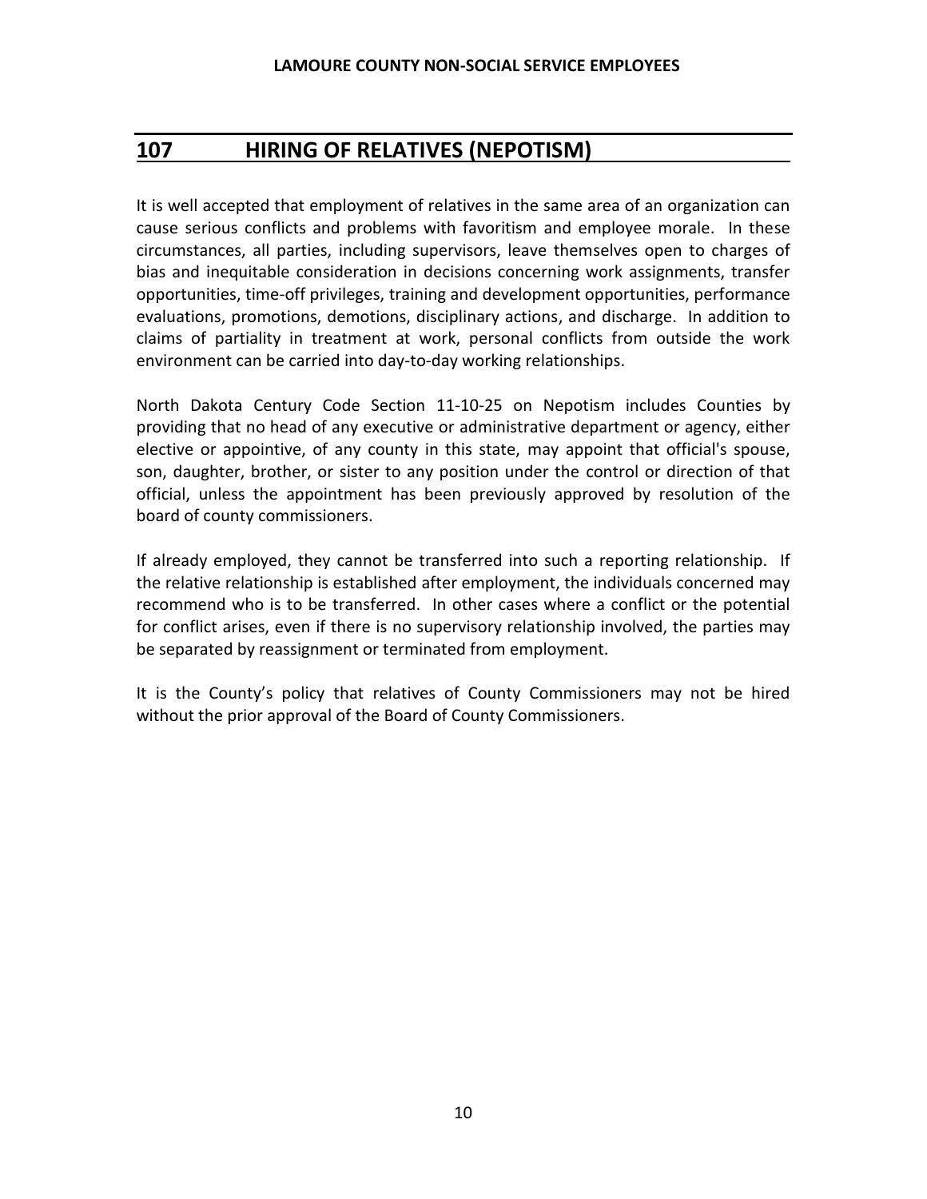## 107 HIRING OF RELATIVES (NEPOTISM)

It is well accepted that employment of relatives in the same area of an organization can cause serious conflicts and problems with favoritism and employee morale. In these circumstances, all parties, including supervisors, leave themselves open to charges of bias and inequitable consideration in decisions concerning work assignments, transfer opportunities, time-off privileges, training and development opportunities, performance evaluations, promotions, demotions, disciplinary actions, and discharge. In addition to claims of partiality in treatment at work, personal conflicts from outside the work environment can be carried into day-to-day working relationships.

North Dakota Century Code Section 11-10-25 on Nepotism includes Counties by providing that no head of any executive or administrative department or agency, either elective or appointive, of any county in this state, may appoint that official's spouse, son, daughter, brother, or sister to any position under the control or direction of that official, unless the appointment has been previously approved by resolution of the board of county commissioners.

If already employed, they cannot be transferred into such a reporting relationship. If the relative relationship is established after employment, the individuals concerned may recommend who is to be transferred. In other cases where a conflict or the potential for conflict arises, even if there is no supervisory relationship involved, the parties may be separated by reassignment or terminated from employment.

It is the County's policy that relatives of County Commissioners may not be hired without the prior approval of the Board of County Commissioners.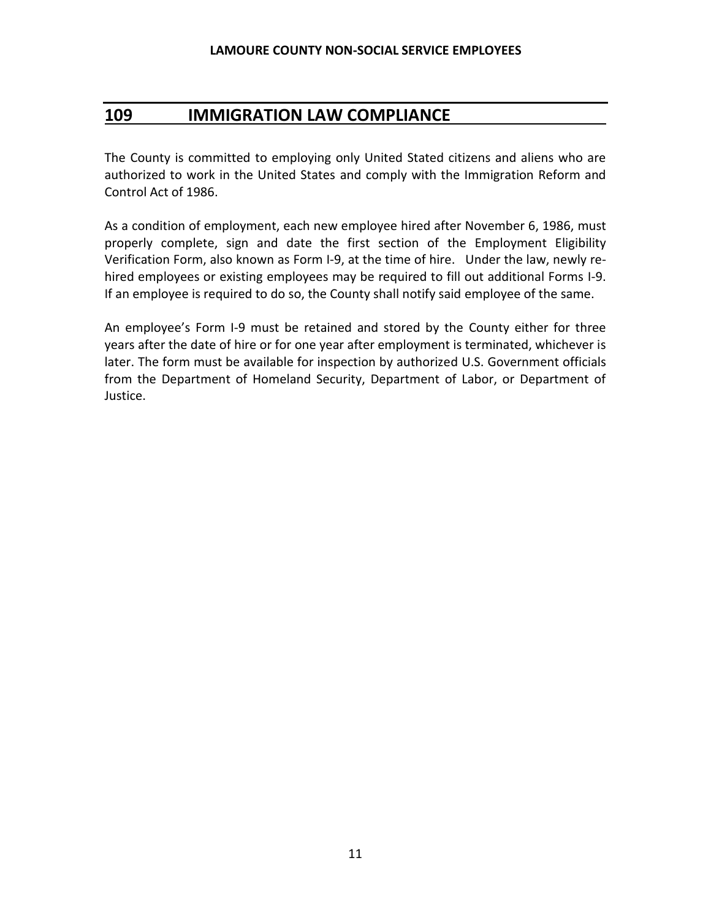## 109 IMMIGRATION LAW COMPLIANCE

The County is committed to employing only United Stated citizens and aliens who are authorized to work in the United States and comply with the Immigration Reform and Control Act of 1986.

As a condition of employment, each new employee hired after November 6, 1986, must properly complete, sign and date the first section of the Employment Eligibility Verification Form, also known as Form I-9, at the time of hire. Under the law, newly re-hired employees or existing employees may be required to fill out additional Forms I-9. If an employee is required to do so, the County shall notify said employee of the same.

An employee's Form I-9 must be retained and stored by the County either for three years after the date of hire or for one year after employment is terminated, whichever is later. The form must be available for inspection by authorized U.S. Government officials from the Department of Homeland Security, Department of Labor, or Department of Justice.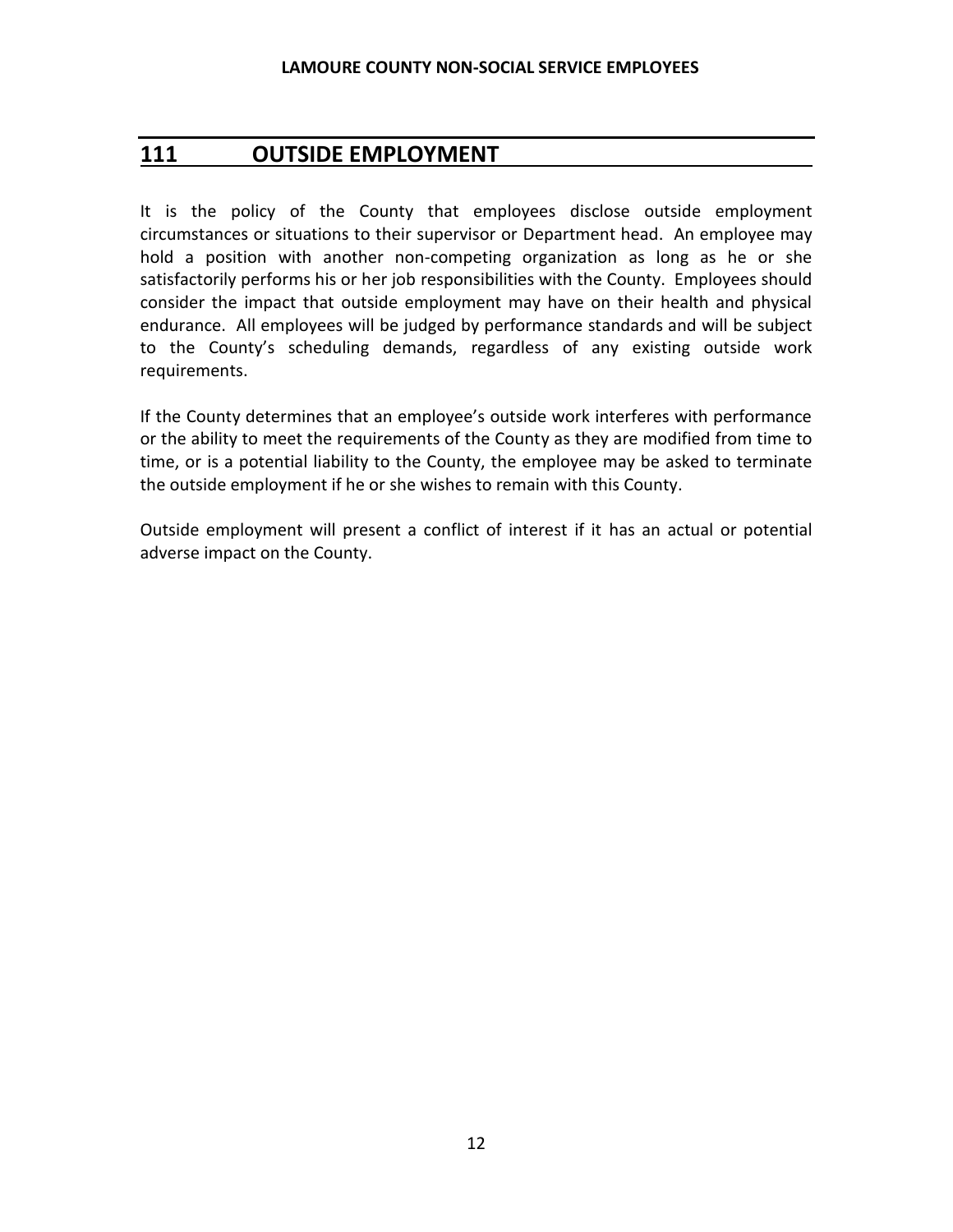## 111 OUTSIDE EMPLOYMENT

It is the policy of the County that employees disclose outside employment circumstances or situations to their supervisor or Department head. An employee may hold a position with another non-competing organization as long as he or she satisfactorily performs his or her job responsibilities with the County. Employees should consider the impact that outside employment may have on their health and physical endurance. All employees will be judged by performance standards and will be subject to the County's scheduling demands, regardless of any existing outside work requirements.

If the County determines that an employee's outside work interferes with performance or the ability to meet the requirements of the County as they are modified from time to time, or is a potential liability to the County, the employee may be asked to terminate the outside employment if he or she wishes to remain with this County.

Outside employment will present a conflict of interest if it has an actual or potential adverse impact on the County.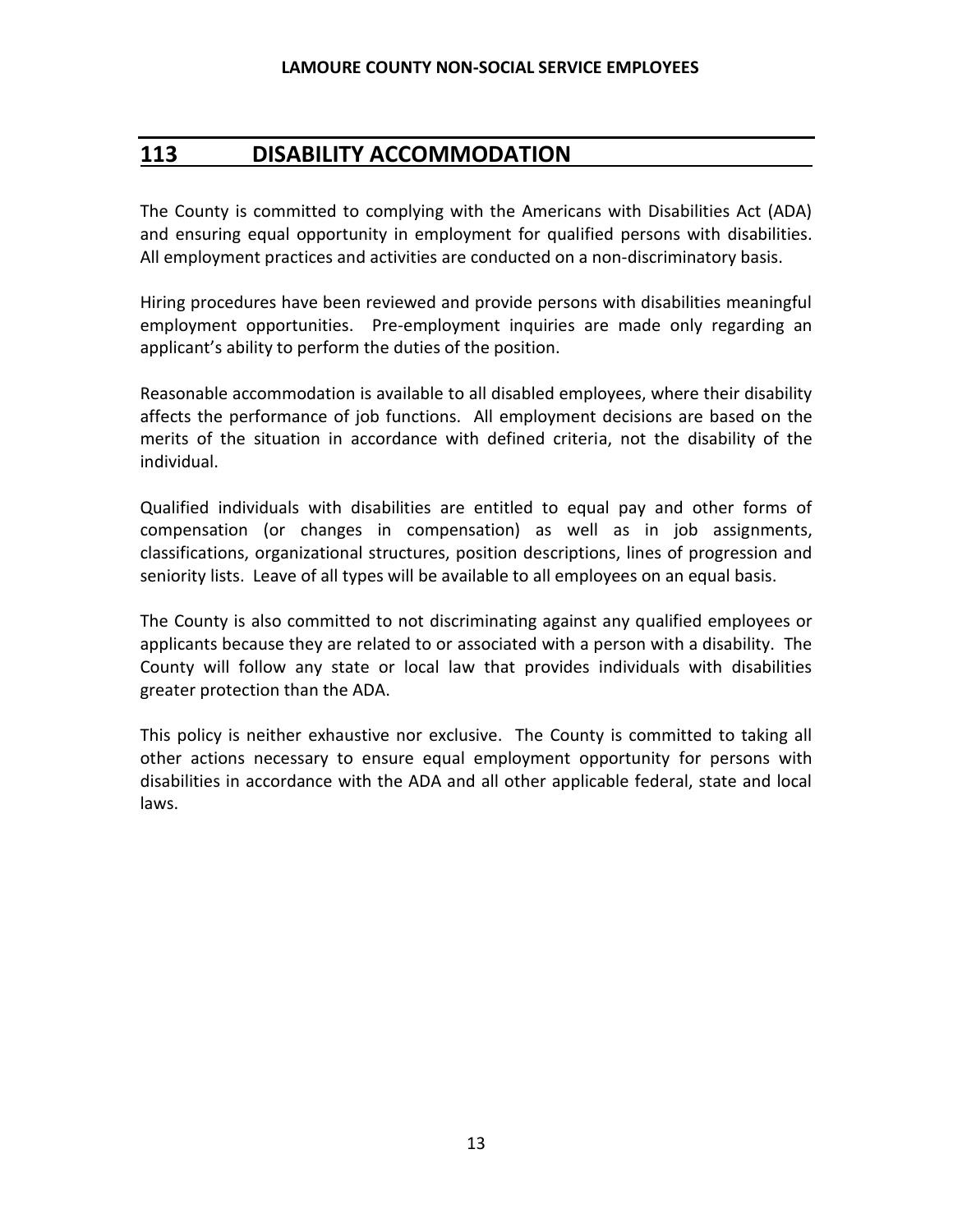## 113 DISABILITY ACCOMMODATION

The County is committed to complying with the Americans with Disabilities Act (ADA) and ensuring equal opportunity in employment for qualified persons with disabilities. All employment practices and activities are conducted on a non-discriminatory basis.

Hiring procedures have been reviewed and provide persons with disabilities meaningful employment opportunities. Pre-employment inquiries are made only regarding an applicant's ability to perform the duties of the position.

Reasonable accommodation is available to all disabled employees, where their disability affects the performance of job functions. All employment decisions are based on the merits of the situation in accordance with defined criteria, not the disability of the individual.

Qualified individuals with disabilities are entitled to equal pay and other forms of compensation (or changes in compensation) as well as in job assignments, classifications, organizational structures, position descriptions, lines of progression and seniority lists. Leave of all types will be available to all employees on an equal basis.

The County is also committed to not discriminating against any qualified employees or applicants because they are related to or associated with a person with a disability. The County will follow any state or local law that provides individuals with disabilities greater protection than the ADA.

This policy is neither exhaustive nor exclusive. The County is committed to taking all other actions necessary to ensure equal employment opportunity for persons with disabilities in accordance with the ADA and all other applicable federal, state and local laws.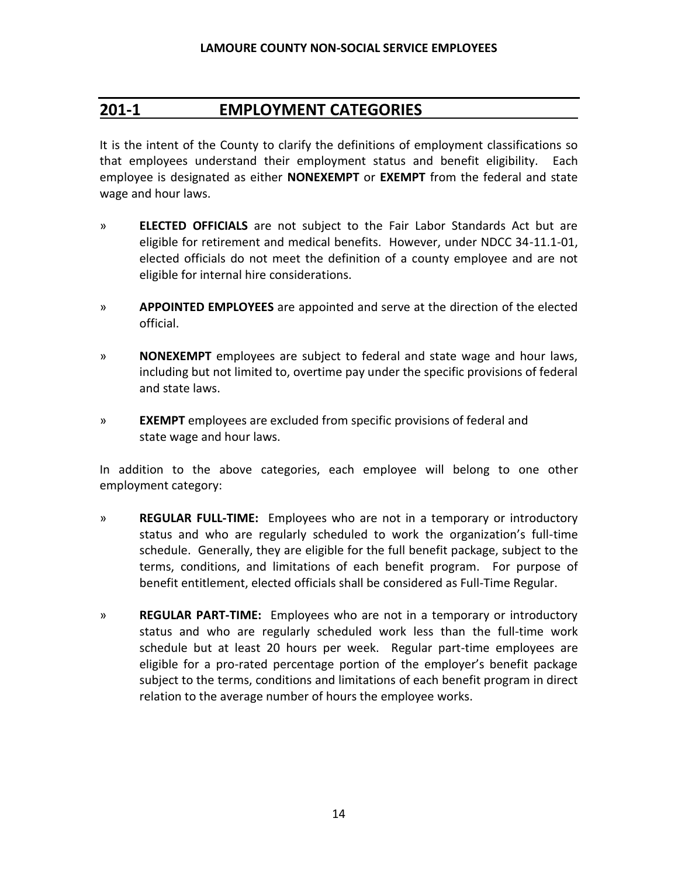## 201-1 EMPLOYMENT CATEGORIES

It is the intent of the County to clarify the definitions of employment classifications so that employees understand their employment status and benefit eligibility. Each employee is designated as either **NONEXEMPT** or **EXEMPT** from the federal and state wage and hour laws.

» **ELECTED OFFICIALS** are not subject to the Fair Labor Standards Act but are eligible for retirement and medical benefits. However, under NDCC 34-11.1-01, elected officials do not meet the definition of a county employee and are not eligible for internal hire considerations.

» **APPOINTED EMPLOYEES** are appointed and serve at the direction of the elected official.

» **NONEXEMPT** employees are subject to federal and state wage and hour laws, including but not limited to, overtime pay under the specific provisions of federal and state laws.

» **EXEMPT** employees are excluded from specific provisions of federal and state wage and hour laws.

In addition to the above categories, each employee will belong to one other employment category:

» **REGULAR FULL-TIME:** Employees who are not in a temporary or introductory status and who are regularly scheduled to work the organization's full-time schedule. Generally, they are eligible for the full benefit package, subject to the terms, conditions, and limitations of each benefit program. For purpose of benefit entitlement, elected officials shall be considered as Full-Time Regular.

» **REGULAR PART-TIME:** Employees who are not in a temporary or introductory status and who are regularly scheduled work less than the full-time work schedule but at least 20 hours per week. Regular part-time employees are eligible for a pro-rated percentage portion of the employer's benefit package subject to the terms, conditions and limitations of each benefit program in direct relation to the average number of hours the employee works.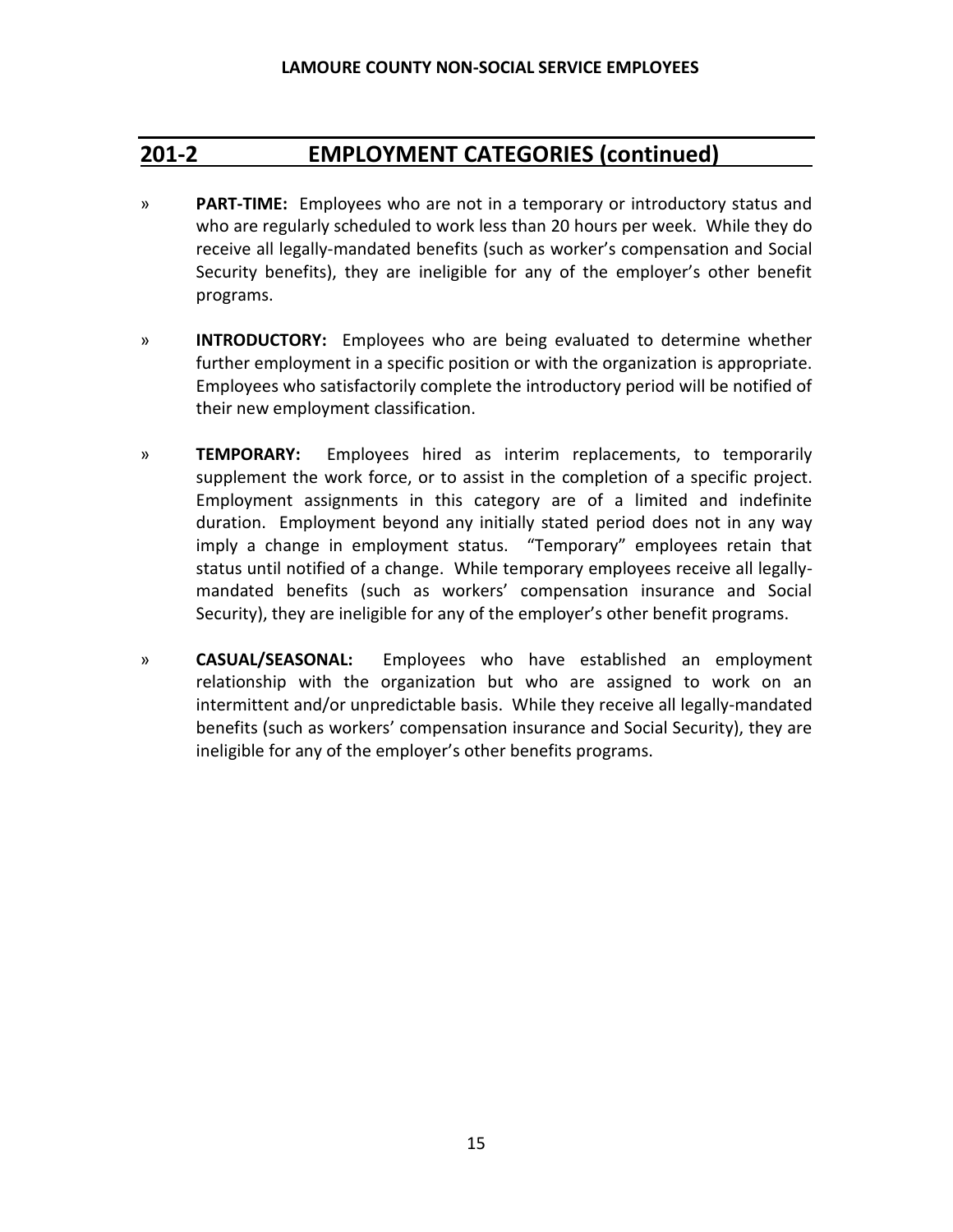## 201-2 EMPLOYMENT CATEGORIES (continued)

» **PART-TIME:** Employees who are not in a temporary or introductory status and who are regularly scheduled to work less than 20 hours per week. While they do receive all legally-mandated benefits (such as worker's compensation and Social Security benefits), they are ineligible for any of the employer's other benefit programs.

» **INTRODUCTORY:** Employees who are being evaluated to determine whether further employment in a specific position or with the organization is appropriate. Employees who satisfactorily complete the introductory period will be notified of their new employment classification.

» **TEMPORARY:** Employees hired as interim replacements, to temporarily supplement the work force, or to assist in the completion of a specific project. Employment assignments in this category are of a limited and indefinite duration. Employment beyond any initially stated period does not in any way imply a change in employment status. "Temporary" employees retain that status until notified of a change. While temporary employees receive all legally-mandated benefits (such as workers' compensation insurance and Social Security), they are ineligible for any of the employer's other benefit programs.

» **CASUAL/SEASONAL:** Employees who have established an employment relationship with the organization but who are assigned to work on an intermittent and/or unpredictable basis. While they receive all legally-mandated benefits (such as workers' compensation insurance and Social Security), they are ineligible for any of the employer's other benefits programs.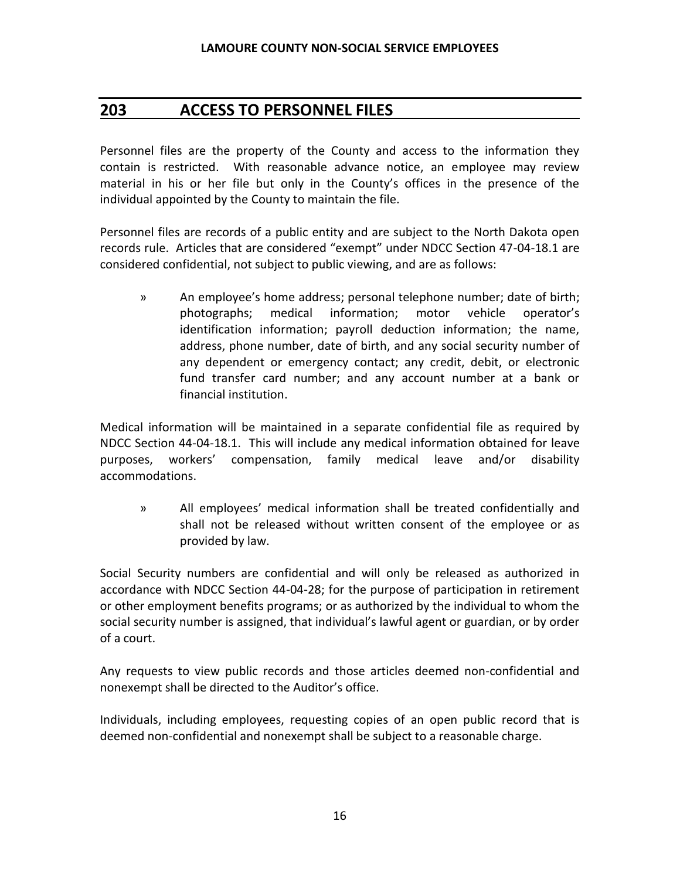## 203 ACCESS TO PERSONNEL FILES

Personnel files are the property of the County and access to the information they contain is restricted. With reasonable advance notice, an employee may review material in his or her file but only in the County's offices in the presence of the individual appointed by the County to maintain the file.

Personnel files are records of a public entity and are subject to the North Dakota open records rule. Articles that are considered "exempt" under NDCC Section 47-04-18.1 are considered confidential, not subject to public viewing, and are as follows:

» An employee's home address; personal telephone number; date of birth; photographs; medical information; motor vehicle operator's identification information; payroll deduction information; the name, address, phone number, date of birth, and any social security number of any dependent or emergency contact; any credit, debit, or electronic fund transfer card number; and any account number at a bank or financial institution.

Medical information will be maintained in a separate confidential file as required by NDCC Section 44-04-18.1. This will include any medical information obtained for leave purposes, workers' compensation, family medical leave and/or disability accommodations.

» All employees' medical information shall be treated confidentially and shall not be released without written consent of the employee or as provided by law.

Social Security numbers are confidential and will only be released as authorized in accordance with NDCC Section 44-04-28; for the purpose of participation in retirement or other employment benefits programs; or as authorized by the individual to whom the social security number is assigned, that individual's lawful agent or guardian, or by order of a court.

Any requests to view public records and those articles deemed non-confidential and nonexempt shall be directed to the Auditor's office.

Individuals, including employees, requesting copies of an open public record that is deemed non-confidential and nonexempt shall be subject to a reasonable charge.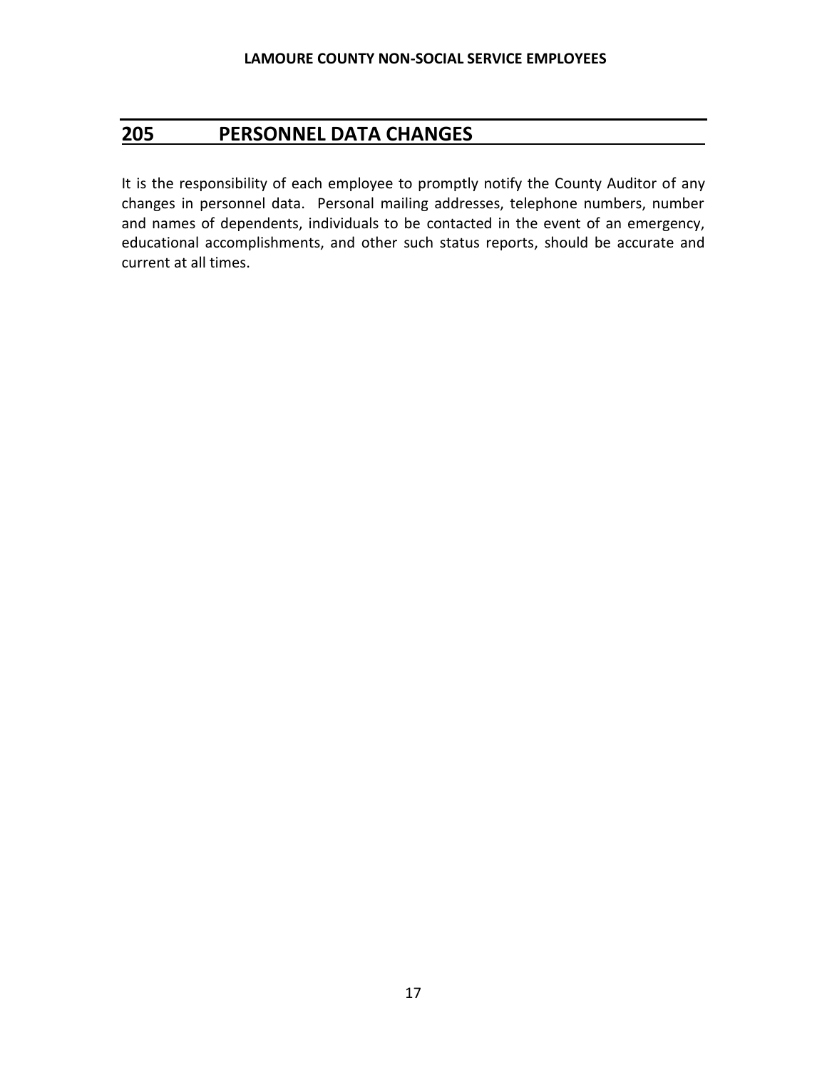## 205 PERSONNEL DATA CHANGES

It is the responsibility of each employee to promptly notify the County Auditor of any changes in personnel data. Personal mailing addresses, telephone numbers, number and names of dependents, individuals to be contacted in the event of an emergency, educational accomplishments, and other such status reports, should be accurate and current at all times.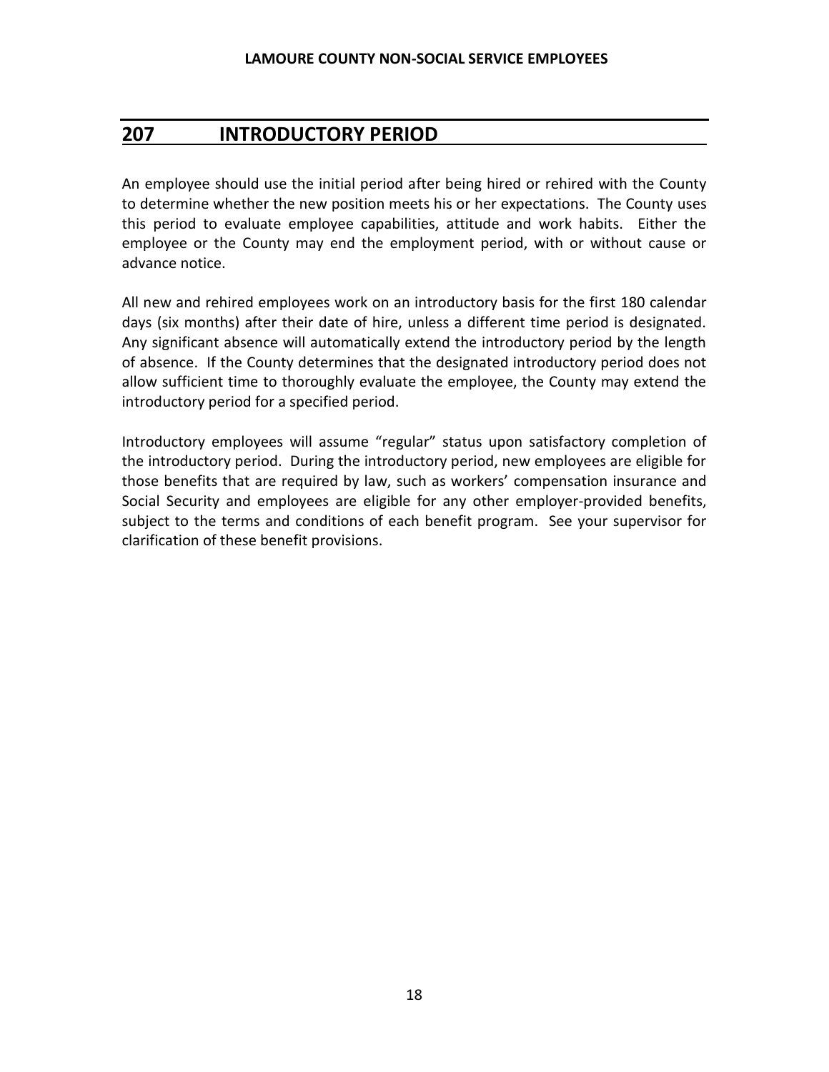## 207 INTRODUCTORY PERIOD

An employee should use the initial period after being hired or rehired with the County to determine whether the new position meets his or her expectations. The County uses this period to evaluate employee capabilities, attitude and work habits. Either the employee or the County may end the employment period, with or without cause or advance notice.

All new and rehired employees work on an introductory basis for the first 180 calendar days (six months) after their date of hire, unless a different time period is designated. Any significant absence will automatically extend the introductory period by the length of absence. If the County determines that the designated introductory period does not allow sufficient time to thoroughly evaluate the employee, the County may extend the introductory period for a specified period.

Introductory employees will assume "regular" status upon satisfactory completion of the introductory period. During the introductory period, new employees are eligible for those benefits that are required by law, such as workers' compensation insurance and Social Security and employees are eligible for any other employer-provided benefits, subject to the terms and conditions of each benefit program. See your supervisor for clarification of these benefit provisions.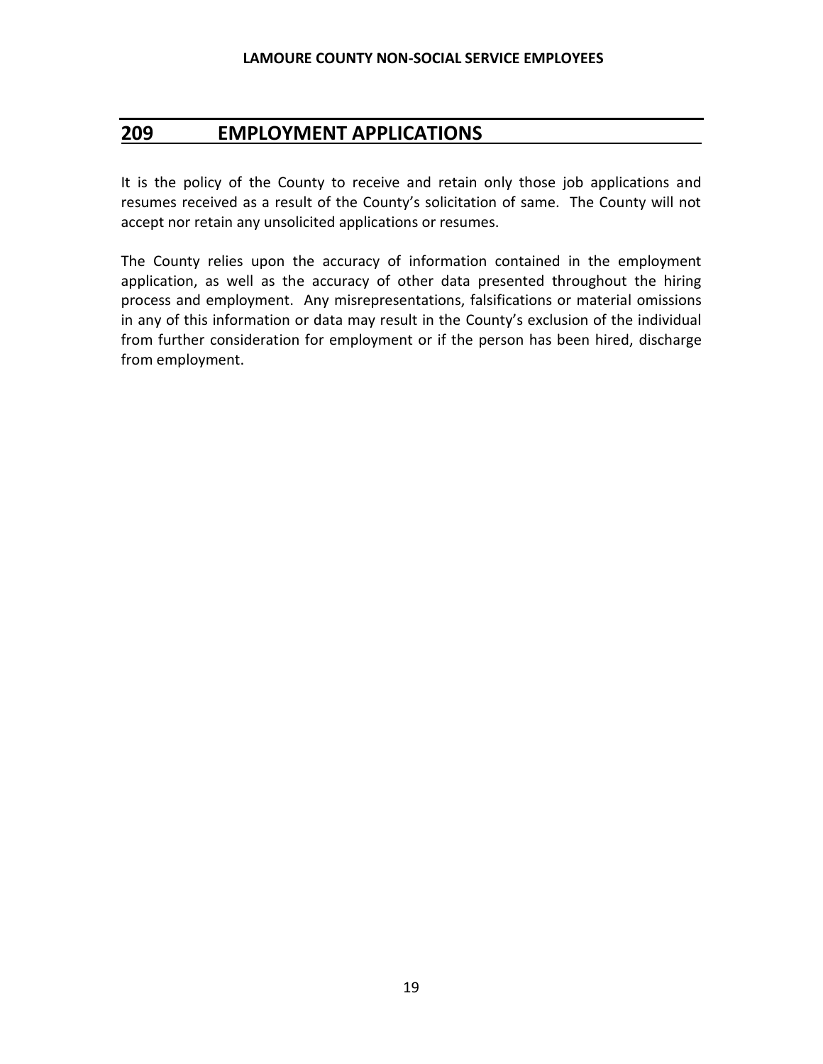## 209 EMPLOYMENT APPLICATIONS

It is the policy of the County to receive and retain only those job applications and resumes received as a result of the County's solicitation of same. The County will not accept nor retain any unsolicited applications or resumes.

The County relies upon the accuracy of information contained in the employment application, as well as the accuracy of other data presented throughout the hiring process and employment. Any misrepresentations, falsifications or material omissions in any of this information or data may result in the County's exclusion of the individual from further consideration for employment or if the person has been hired, discharge from employment.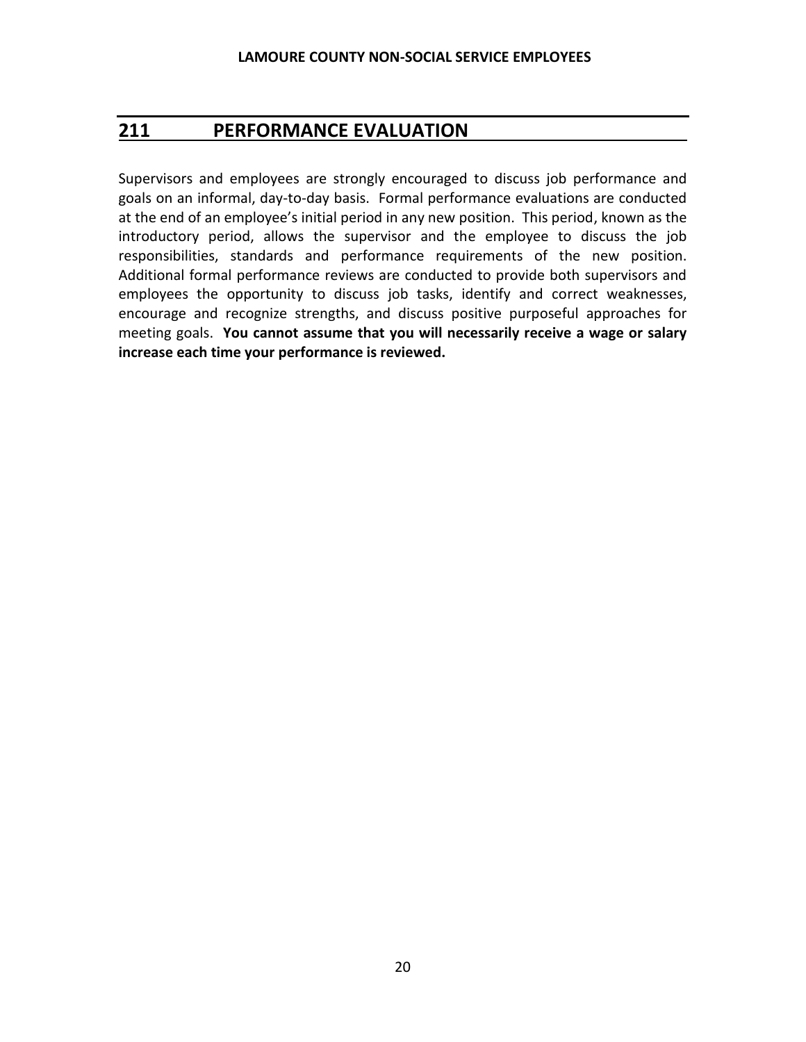## 211 PERFORMANCE EVALUATION

Supervisors and employees are strongly encouraged to discuss job performance and goals on an informal, day-to-day basis. Formal performance evaluations are conducted at the end of an employee's initial period in any new position. This period, known as the introductory period, allows the supervisor and the employee to discuss the job responsibilities, standards and performance requirements of the new position. Additional formal performance reviews are conducted to provide both supervisors and employees the opportunity to discuss job tasks, identify and correct weaknesses, encourage and recognize strengths, and discuss positive purposeful approaches for meeting goals. **You cannot assume that you will necessarily receive a wage or salary increase each time your performance is reviewed.**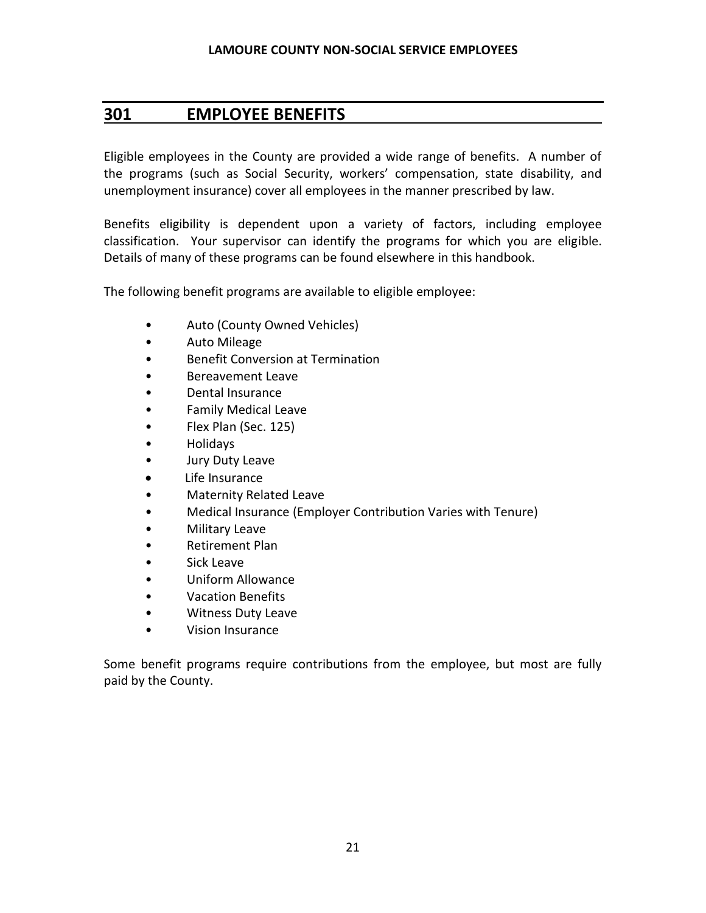## 301 EMPLOYEE BENEFITS

Eligible employees in the County are provided a wide range of benefits. A number of the programs (such as Social Security, workers' compensation, state disability, and unemployment insurance) cover all employees in the manner prescribed by law.

Benefits eligibility is dependent upon a variety of factors, including employee classification. Your supervisor can identify the programs for which you are eligible. Details of many of these programs can be found elsewhere in this handbook.

The following benefit programs are available to eligible employee:

- Auto (County Owned Vehicles)
- Auto Mileage
- Benefit Conversion at Termination
- Bereavement Leave
- Dental Insurance
- Family Medical Leave
- Flex Plan (Sec. 125)
- Holidays
- Jury Duty Leave
- Life Insurance
- Maternity Related Leave
- Medical Insurance (Employer Contribution Varies with Tenure)
- Military Leave
- Retirement Plan
- Sick Leave
- Uniform Allowance
- Vacation Benefits
- Witness Duty Leave
- Vision Insurance

Some benefit programs require contributions from the employee, but most are fully paid by the County.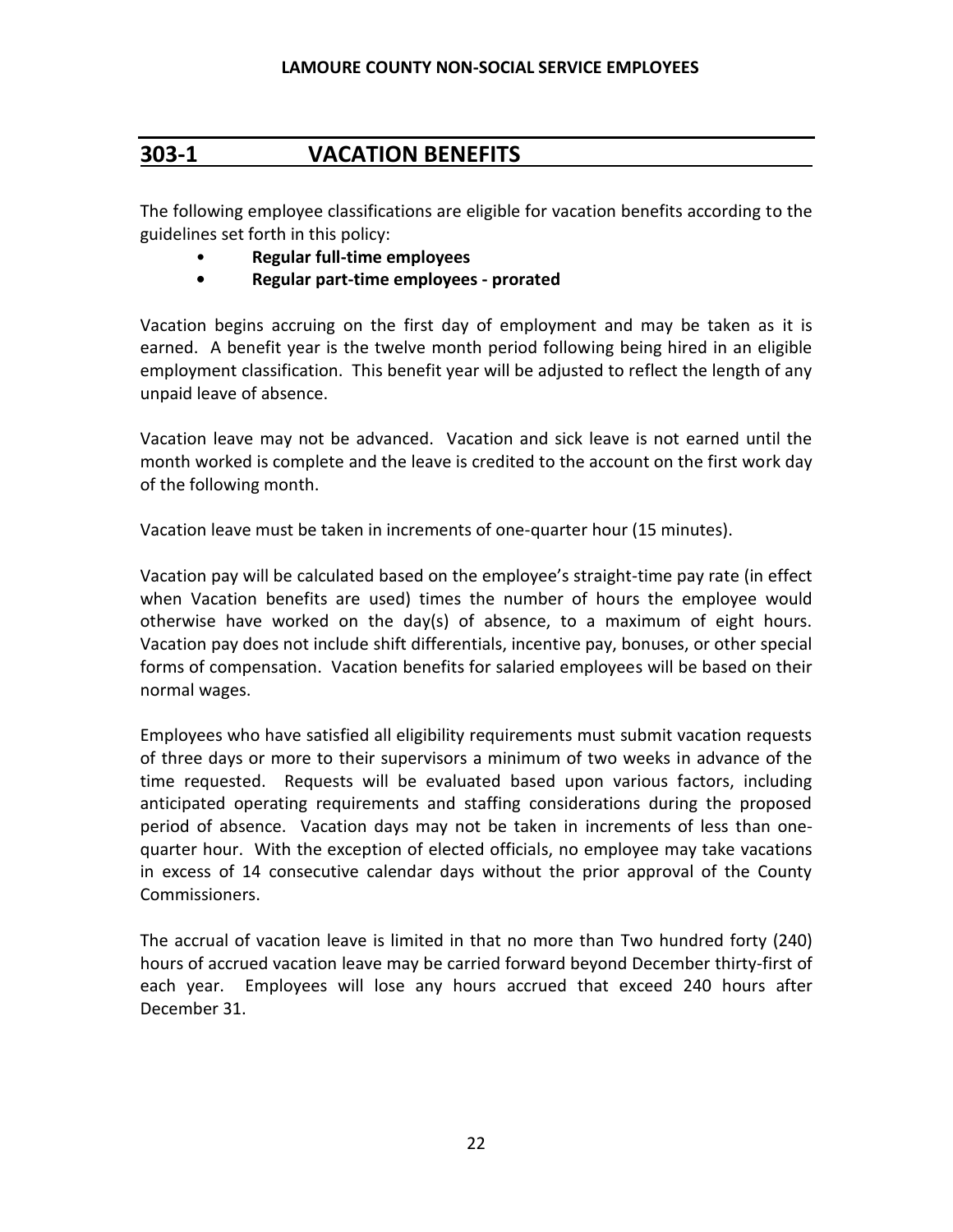## 303-1 VACATION BENEFITS

The following employee classifications are eligible for vacation benefits according to the guidelines set forth in this policy:

- **Regular full-time employees**
- **Regular part-time employees - prorated**

Vacation begins accruing on the first day of employment and may be taken as it is earned. A benefit year is the twelve month period following being hired in an eligible employment classification. This benefit year will be adjusted to reflect the length of any unpaid leave of absence.

Vacation leave may not be advanced. Vacation and sick leave is not earned until the month worked is complete and the leave is credited to the account on the first work day of the following month.

Vacation leave must be taken in increments of one-quarter hour (15 minutes).

Vacation pay will be calculated based on the employee's straight-time pay rate (in effect when Vacation benefits are used) times the number of hours the employee would otherwise have worked on the day(s) of absence, to a maximum of eight hours. Vacation pay does not include shift differentials, incentive pay, bonuses, or other special forms of compensation. Vacation benefits for salaried employees will be based on their normal wages.

Employees who have satisfied all eligibility requirements must submit vacation requests of three days or more to their supervisors a minimum of two weeks in advance of the time requested. Requests will be evaluated based upon various factors, including anticipated operating requirements and staffing considerations during the proposed period of absence. Vacation days may not be taken in increments of less than one-quarter hour. With the exception of elected officials, no employee may take vacations in excess of 14 consecutive calendar days without the prior approval of the County Commissioners.

The accrual of vacation leave is limited in that no more than Two hundred forty (240) hours of accrued vacation leave may be carried forward beyond December thirty-first of each year. Employees will lose any hours accrued that exceed 240 hours after December 31.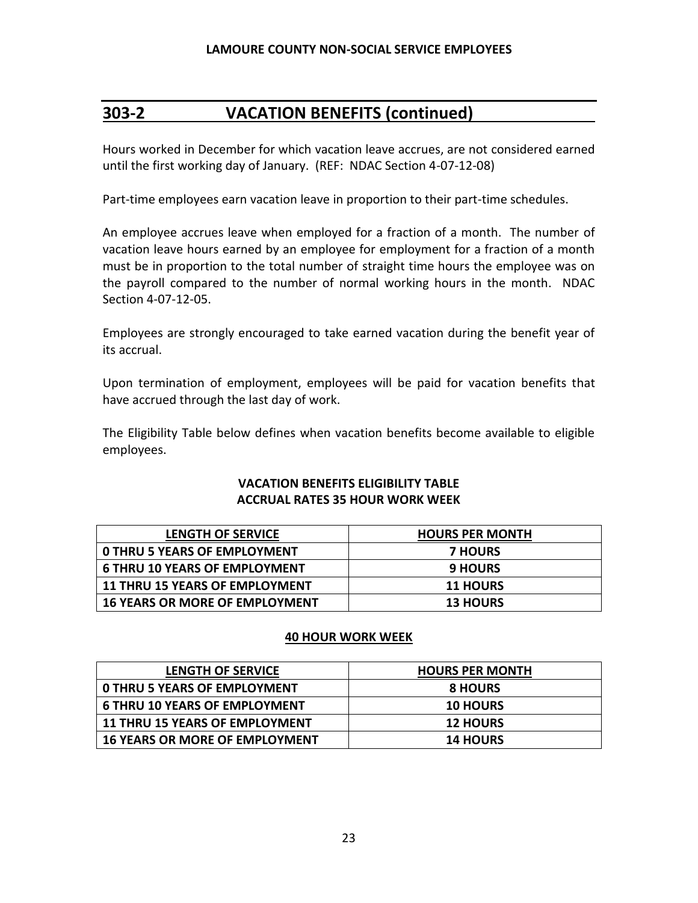## 303-2 VACATION BENEFITS (continued)

Hours worked in December for which vacation leave accrues, are not considered earned until the first working day of January. (REF: NDAC Section 4-07-12-08)

Part-time employees earn vacation leave in proportion to their part-time schedules.

An employee accrues leave when employed for a fraction of a month. The number of vacation leave hours earned by an employee for employment for a fraction of a month must be in proportion to the total number of straight time hours the employee was on the payroll compared to the number of normal working hours in the month. NDAC Section 4-07-12-05.

Employees are strongly encouraged to take earned vacation during the benefit year of its accrual.

Upon termination of employment, employees will be paid for vacation benefits that have accrued through the last day of work.

The Eligibility Table below defines when vacation benefits become available to eligible employees.

**VACATION BENEFITS ELIGIBILITY TABLE**
**ACCRUAL RATES 35 HOUR WORK WEEK**

| LENGTH OF SERVICE | HOURS PER MONTH |
|---|---|
| 0 THRU 5 YEARS OF EMPLOYMENT | 7 HOURS |
| 6 THRU 10 YEARS OF EMPLOYMENT | 9 HOURS |
| 11 THRU 15 YEARS OF EMPLOYMENT | 11 HOURS |
| 16 YEARS OR MORE OF EMPLOYMENT | 13 HOURS |

**40 HOUR WORK WEEK**

| LENGTH OF SERVICE | HOURS PER MONTH |
|---|---|
| 0 THRU 5 YEARS OF EMPLOYMENT | 8 HOURS |
| 6 THRU 10 YEARS OF EMPLOYMENT | 10 HOURS |
| 11 THRU 15 YEARS OF EMPLOYMENT | 12 HOURS |
| 16 YEARS OR MORE OF EMPLOYMENT | 14 HOURS |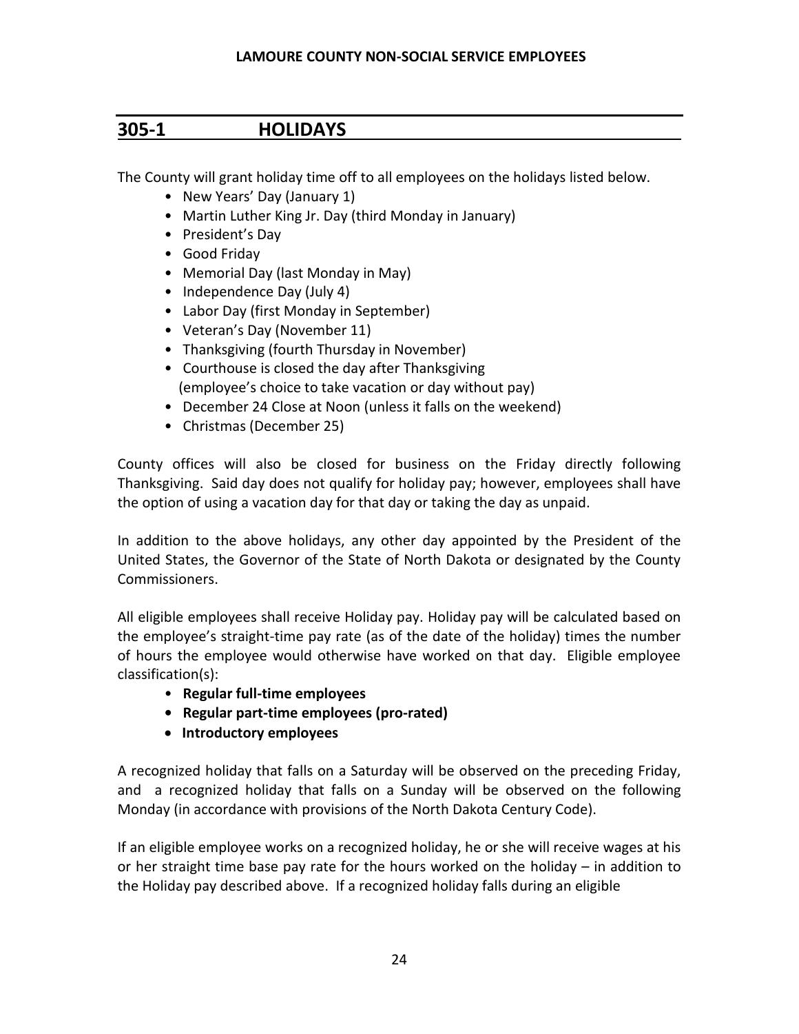## 305-1 HOLIDAYS

The County will grant holiday time off to all employees on the holidays listed below.

- New Years' Day (January 1)
- Martin Luther King Jr. Day (third Monday in January)
- President's Day
- Good Friday
- Memorial Day (last Monday in May)
- Independence Day (July 4)
- Labor Day (first Monday in September)
- Veteran's Day (November 11)
- Thanksgiving (fourth Thursday in November)
- Courthouse is closed the day after Thanksgiving (employee's choice to take vacation or day without pay)
- December 24 Close at Noon (unless it falls on the weekend)
- Christmas (December 25)

County offices will also be closed for business on the Friday directly following Thanksgiving. Said day does not qualify for holiday pay; however, employees shall have the option of using a vacation day for that day or taking the day as unpaid.

In addition to the above holidays, any other day appointed by the President of the United States, the Governor of the State of North Dakota or designated by the County Commissioners.

All eligible employees shall receive Holiday pay. Holiday pay will be calculated based on the employee's straight-time pay rate (as of the date of the holiday) times the number of hours the employee would otherwise have worked on that day. Eligible employee classification(s):

- **Regular full-time employees**
- **Regular part-time employees (pro-rated)**
- **Introductory employees**

A recognized holiday that falls on a Saturday will be observed on the preceding Friday, and a recognized holiday that falls on a Sunday will be observed on the following Monday (in accordance with provisions of the North Dakota Century Code).

If an eligible employee works on a recognized holiday, he or she will receive wages at his or her straight time base pay rate for the hours worked on the holiday – in addition to the Holiday pay described above. If a recognized holiday falls during an eligible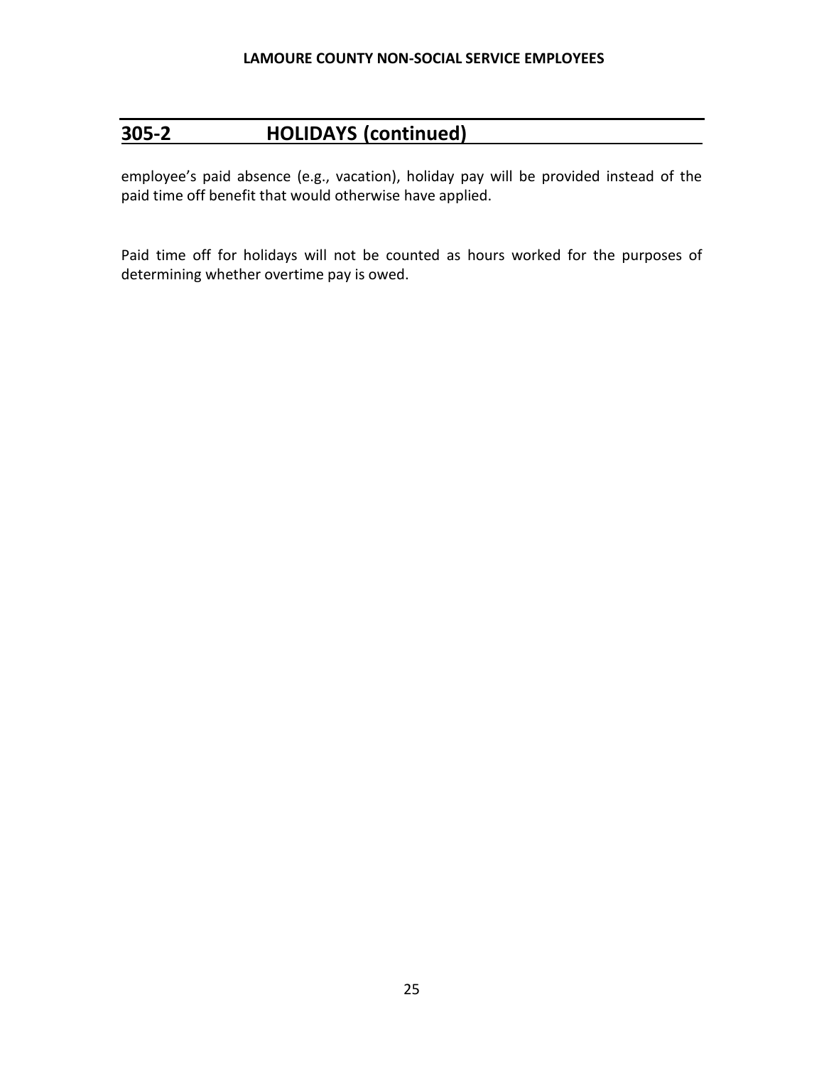## 305-2 HOLIDAYS (continued)

employee's paid absence (e.g., vacation), holiday pay will be provided instead of the paid time off benefit that would otherwise have applied.

Paid time off for holidays will not be counted as hours worked for the purposes of determining whether overtime pay is owed.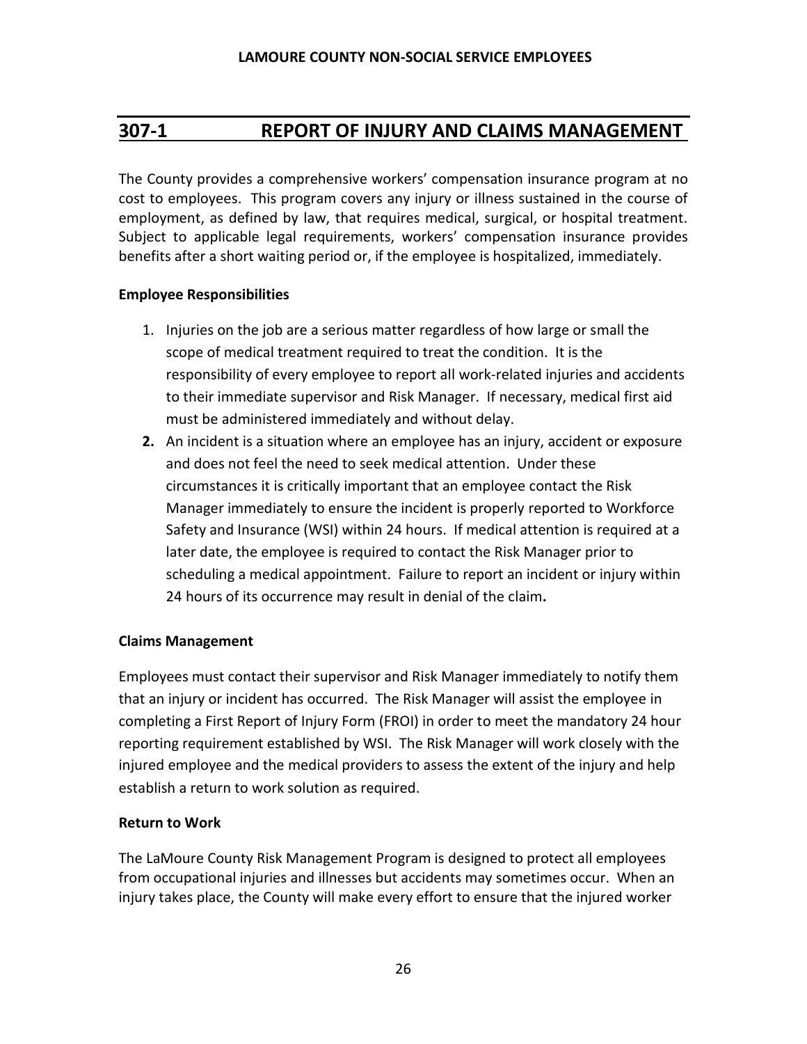## 307-1 REPORT OF INJURY AND CLAIMS MANAGEMENT

The County provides a comprehensive workers' compensation insurance program at no cost to employees. This program covers any injury or illness sustained in the course of employment, as defined by law, that requires medical, surgical, or hospital treatment. Subject to applicable legal requirements, workers' compensation insurance provides benefits after a short waiting period or, if the employee is hospitalized, immediately.

**Employee Responsibilities**

1. Injuries on the job are a serious matter regardless of how large or small the scope of medical treatment required to treat the condition. It is the responsibility of every employee to report all work-related injuries and accidents to their immediate supervisor and Risk Manager. If necessary, medical first aid must be administered immediately and without delay.
2. An incident is a situation where an employee has an injury, accident or exposure and does not feel the need to seek medical attention. Under these circumstances it is critically important that an employee contact the Risk Manager immediately to ensure the incident is properly reported to Workforce Safety and Insurance (WSI) within 24 hours. If medical attention is required at a later date, the employee is required to contact the Risk Manager prior to scheduling a medical appointment. Failure to report an incident or injury within 24 hours of its occurrence may result in denial of the claim.

**Claims Management**

Employees must contact their supervisor and Risk Manager immediately to notify them that an injury or incident has occurred. The Risk Manager will assist the employee in completing a First Report of Injury Form (FROI) in order to meet the mandatory 24 hour reporting requirement established by WSI. The Risk Manager will work closely with the injured employee and the medical providers to assess the extent of the injury and help establish a return to work solution as required.

**Return to Work**

The LaMoure County Risk Management Program is designed to protect all employees from occupational injuries and illnesses but accidents may sometimes occur. When an injury takes place, the County will make every effort to ensure that the injured worker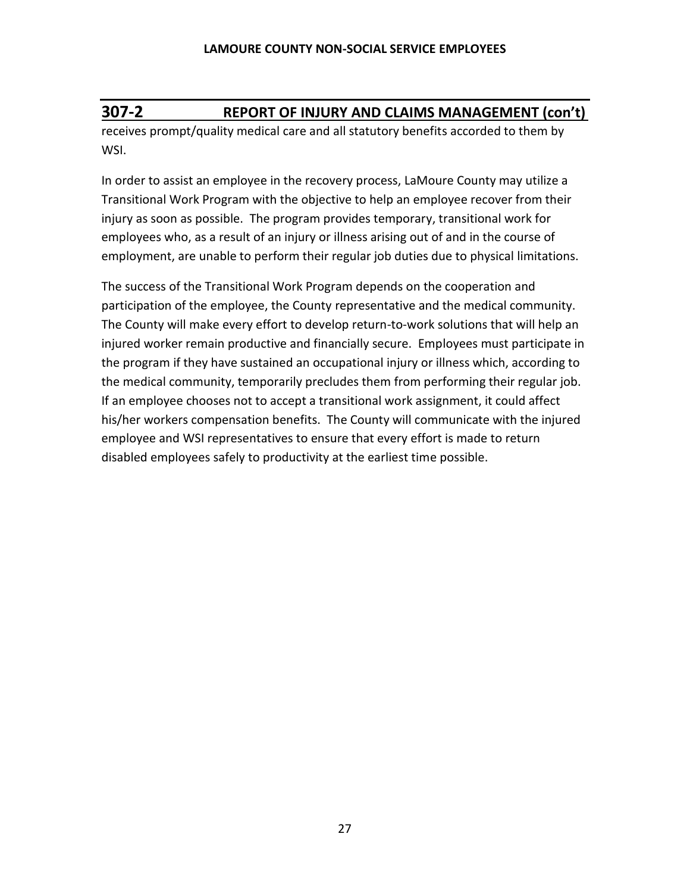## 307-2 REPORT OF INJURY AND CLAIMS MANAGEMENT (con't)

receives prompt/quality medical care and all statutory benefits accorded to them by WSI.

In order to assist an employee in the recovery process, LaMoure County may utilize a Transitional Work Program with the objective to help an employee recover from their injury as soon as possible. The program provides temporary, transitional work for employees who, as a result of an injury or illness arising out of and in the course of employment, are unable to perform their regular job duties due to physical limitations.

The success of the Transitional Work Program depends on the cooperation and participation of the employee, the County representative and the medical community. The County will make every effort to develop return-to-work solutions that will help an injured worker remain productive and financially secure. Employees must participate in the program if they have sustained an occupational injury or illness which, according to the medical community, temporarily precludes them from performing their regular job. If an employee chooses not to accept a transitional work assignment, it could affect his/her workers compensation benefits. The County will communicate with the injured employee and WSI representatives to ensure that every effort is made to return disabled employees safely to productivity at the earliest time possible.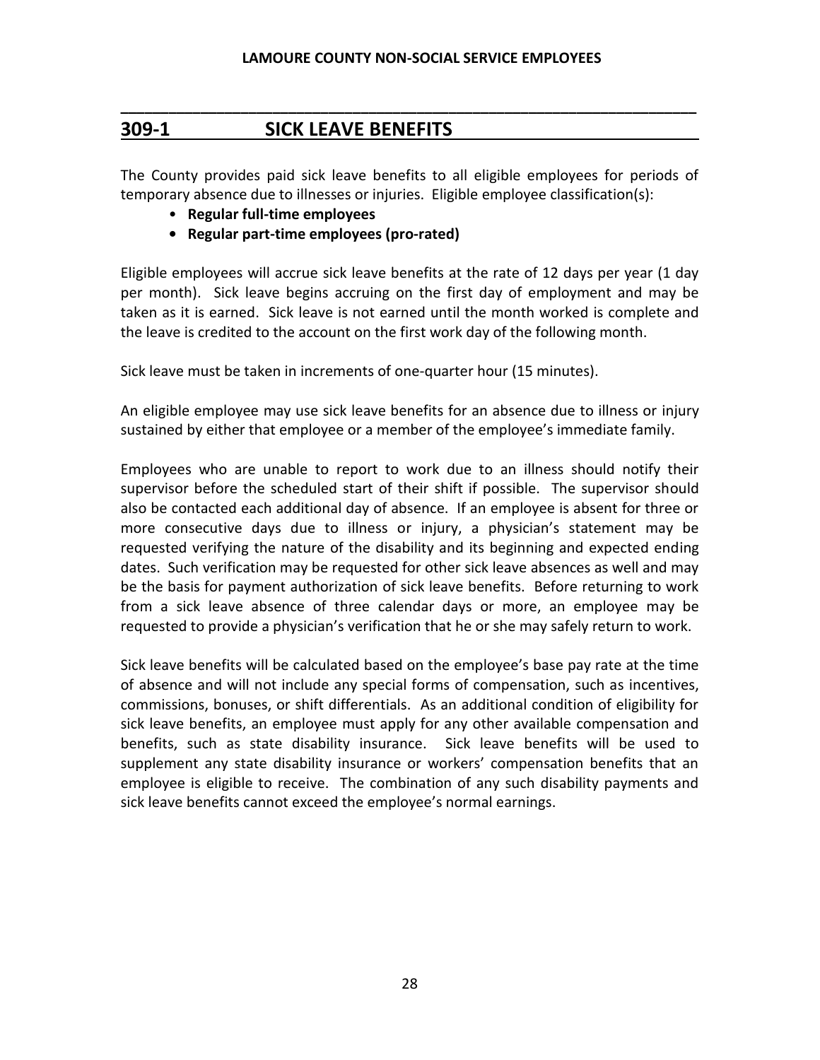## 309-1 SICK LEAVE BENEFITS

The County provides paid sick leave benefits to all eligible employees for periods of temporary absence due to illnesses or injuries. Eligible employee classification(s):

- **Regular full-time employees**
- **Regular part-time employees (pro-rated)**

Eligible employees will accrue sick leave benefits at the rate of 12 days per year (1 day per month). Sick leave begins accruing on the first day of employment and may be taken as it is earned. Sick leave is not earned until the month worked is complete and the leave is credited to the account on the first work day of the following month.

Sick leave must be taken in increments of one-quarter hour (15 minutes).

An eligible employee may use sick leave benefits for an absence due to illness or injury sustained by either that employee or a member of the employee's immediate family.

Employees who are unable to report to work due to an illness should notify their supervisor before the scheduled start of their shift if possible. The supervisor should also be contacted each additional day of absence. If an employee is absent for three or more consecutive days due to illness or injury, a physician's statement may be requested verifying the nature of the disability and its beginning and expected ending dates. Such verification may be requested for other sick leave absences as well and may be the basis for payment authorization of sick leave benefits. Before returning to work from a sick leave absence of three calendar days or more, an employee may be requested to provide a physician's verification that he or she may safely return to work.

Sick leave benefits will be calculated based on the employee's base pay rate at the time of absence and will not include any special forms of compensation, such as incentives, commissions, bonuses, or shift differentials. As an additional condition of eligibility for sick leave benefits, an employee must apply for any other available compensation and benefits, such as state disability insurance. Sick leave benefits will be used to supplement any state disability insurance or workers' compensation benefits that an employee is eligible to receive. The combination of any such disability payments and sick leave benefits cannot exceed the employee's normal earnings.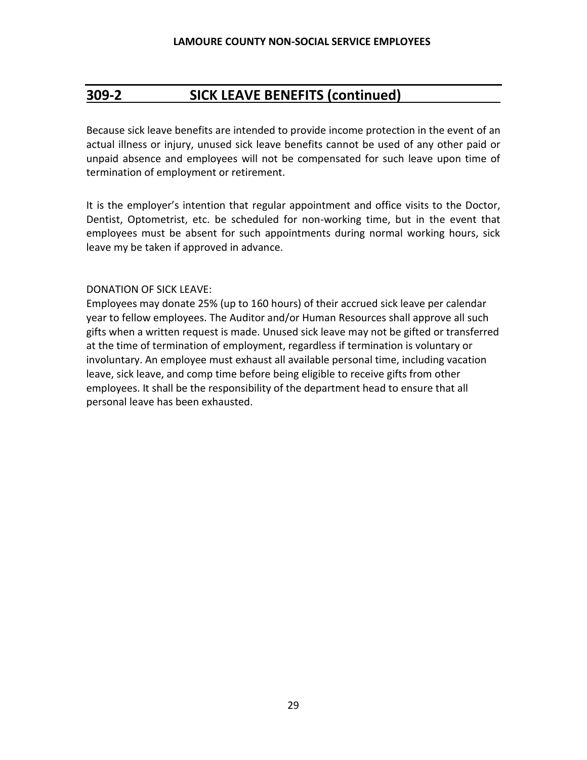## 309-2 SICK LEAVE BENEFITS (continued)

Because sick leave benefits are intended to provide income protection in the event of an actual illness or injury, unused sick leave benefits cannot be used of any other paid or unpaid absence and employees will not be compensated for such leave upon time of termination of employment or retirement.

It is the employer's intention that regular appointment and office visits to the Doctor, Dentist, Optometrist, etc. be scheduled for non-working time, but in the event that employees must be absent for such appointments during normal working hours, sick leave my be taken if approved in advance.

DONATION OF SICK LEAVE:
Employees may donate 25% (up to 160 hours) of their accrued sick leave per calendar year to fellow employees. The Auditor and/or Human Resources shall approve all such gifts when a written request is made. Unused sick leave may not be gifted or transferred at the time of termination of employment, regardless if termination is voluntary or involuntary. An employee must exhaust all available personal time, including vacation leave, sick leave, and comp time before being eligible to receive gifts from other employees. It shall be the responsibility of the department head to ensure that all personal leave has been exhausted.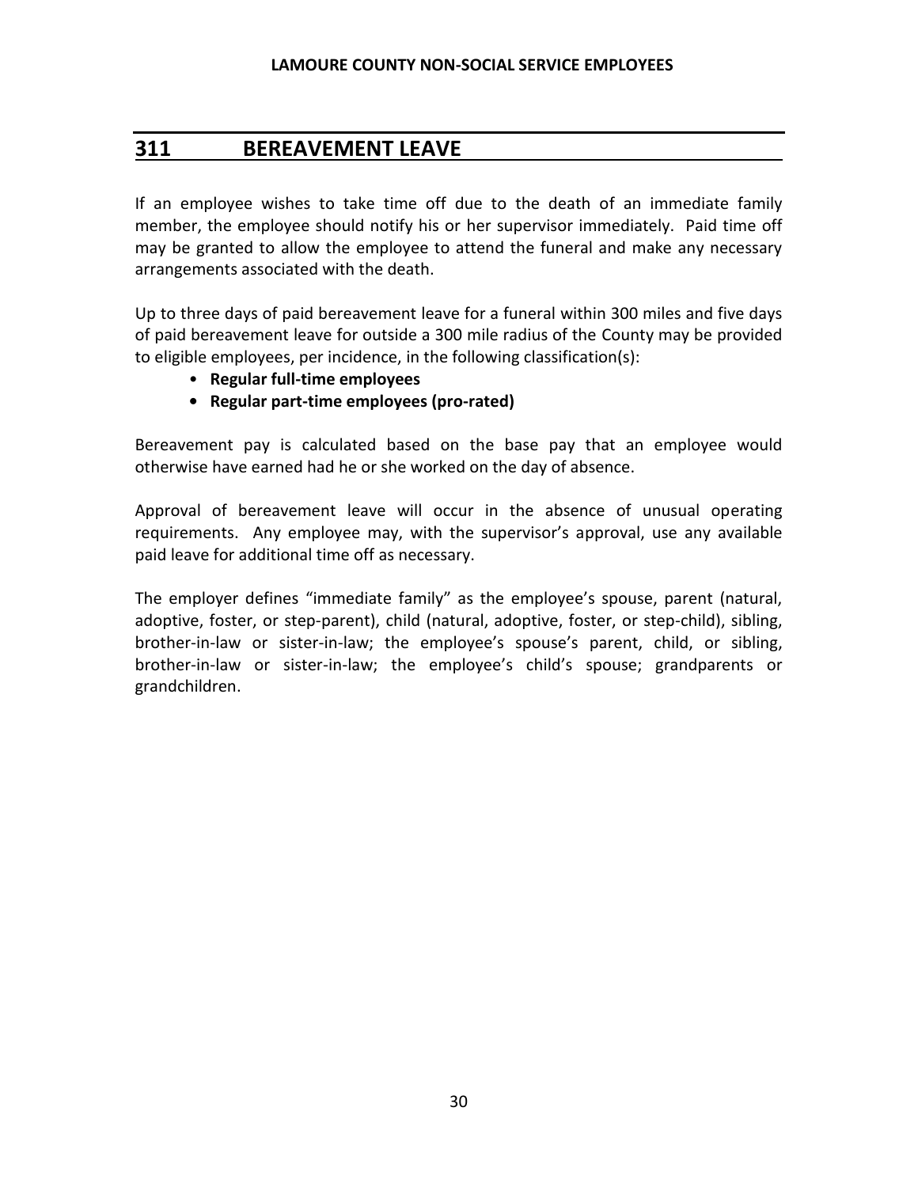## 311 BEREAVEMENT LEAVE

If an employee wishes to take time off due to the death of an immediate family member, the employee should notify his or her supervisor immediately. Paid time off may be granted to allow the employee to attend the funeral and make any necessary arrangements associated with the death.

Up to three days of paid bereavement leave for a funeral within 300 miles and five days of paid bereavement leave for outside a 300 mile radius of the County may be provided to eligible employees, per incidence, in the following classification(s):

- **Regular full-time employees**
- **Regular part-time employees (pro-rated)**

Bereavement pay is calculated based on the base pay that an employee would otherwise have earned had he or she worked on the day of absence.

Approval of bereavement leave will occur in the absence of unusual operating requirements. Any employee may, with the supervisor's approval, use any available paid leave for additional time off as necessary.

The employer defines "immediate family" as the employee's spouse, parent (natural, adoptive, foster, or step-parent), child (natural, adoptive, foster, or step-child), sibling, brother-in-law or sister-in-law; the employee's spouse's parent, child, or sibling, brother-in-law or sister-in-law; the employee's child's spouse; grandparents or grandchildren.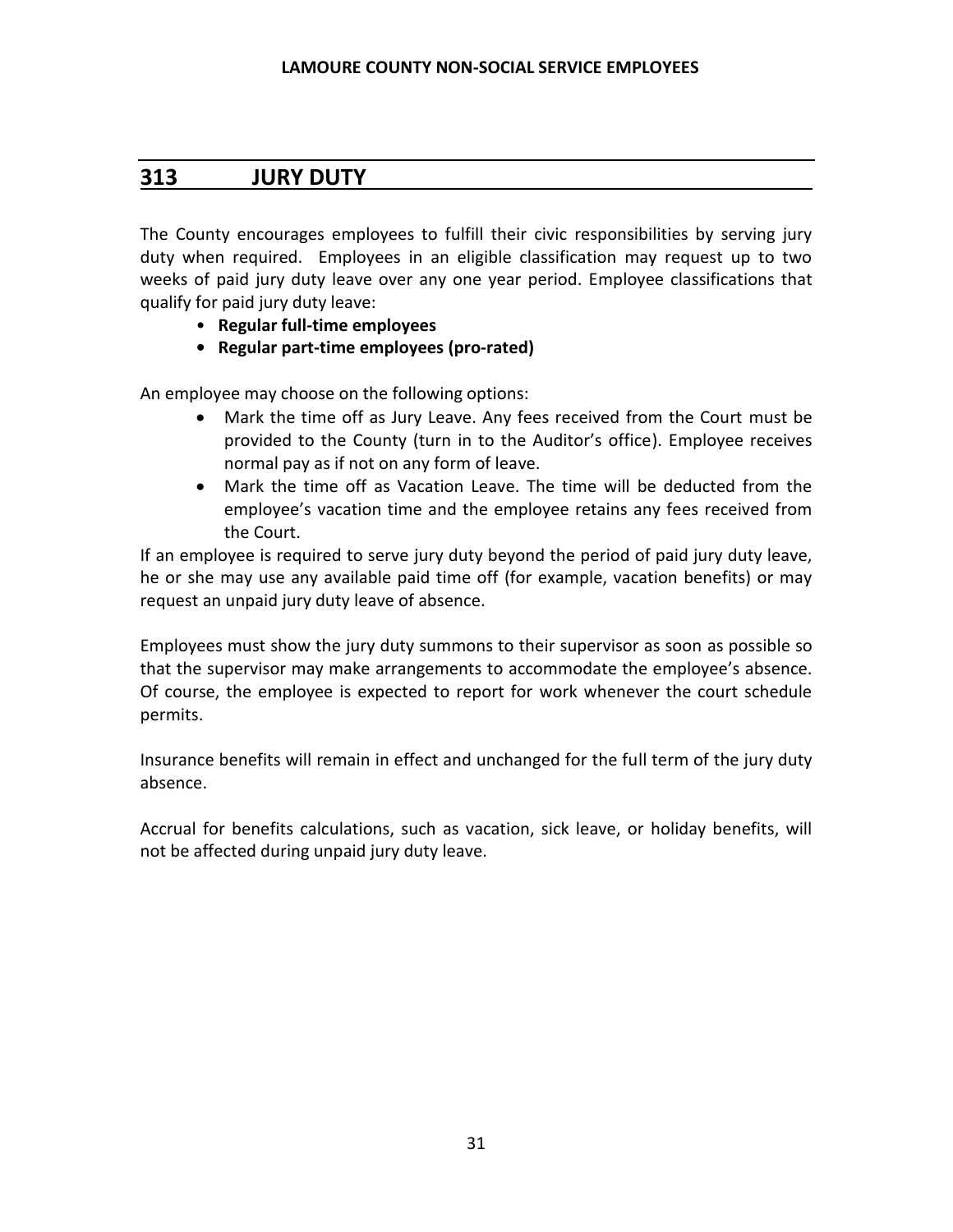## 313 JURY DUTY

The County encourages employees to fulfill their civic responsibilities by serving jury duty when required. Employees in an eligible classification may request up to two weeks of paid jury duty leave over any one year period. Employee classifications that qualify for paid jury duty leave:

- **Regular full-time employees**
- **Regular part-time employees (pro-rated)**

An employee may choose on the following options:

- Mark the time off as Jury Leave. Any fees received from the Court must be provided to the County (turn in to the Auditor's office). Employee receives normal pay as if not on any form of leave.
- Mark the time off as Vacation Leave. The time will be deducted from the employee's vacation time and the employee retains any fees received from the Court.

If an employee is required to serve jury duty beyond the period of paid jury duty leave, he or she may use any available paid time off (for example, vacation benefits) or may request an unpaid jury duty leave of absence.

Employees must show the jury duty summons to their supervisor as soon as possible so that the supervisor may make arrangements to accommodate the employee's absence. Of course, the employee is expected to report for work whenever the court schedule permits.

Insurance benefits will remain in effect and unchanged for the full term of the jury duty absence.

Accrual for benefits calculations, such as vacation, sick leave, or holiday benefits, will not be affected during unpaid jury duty leave.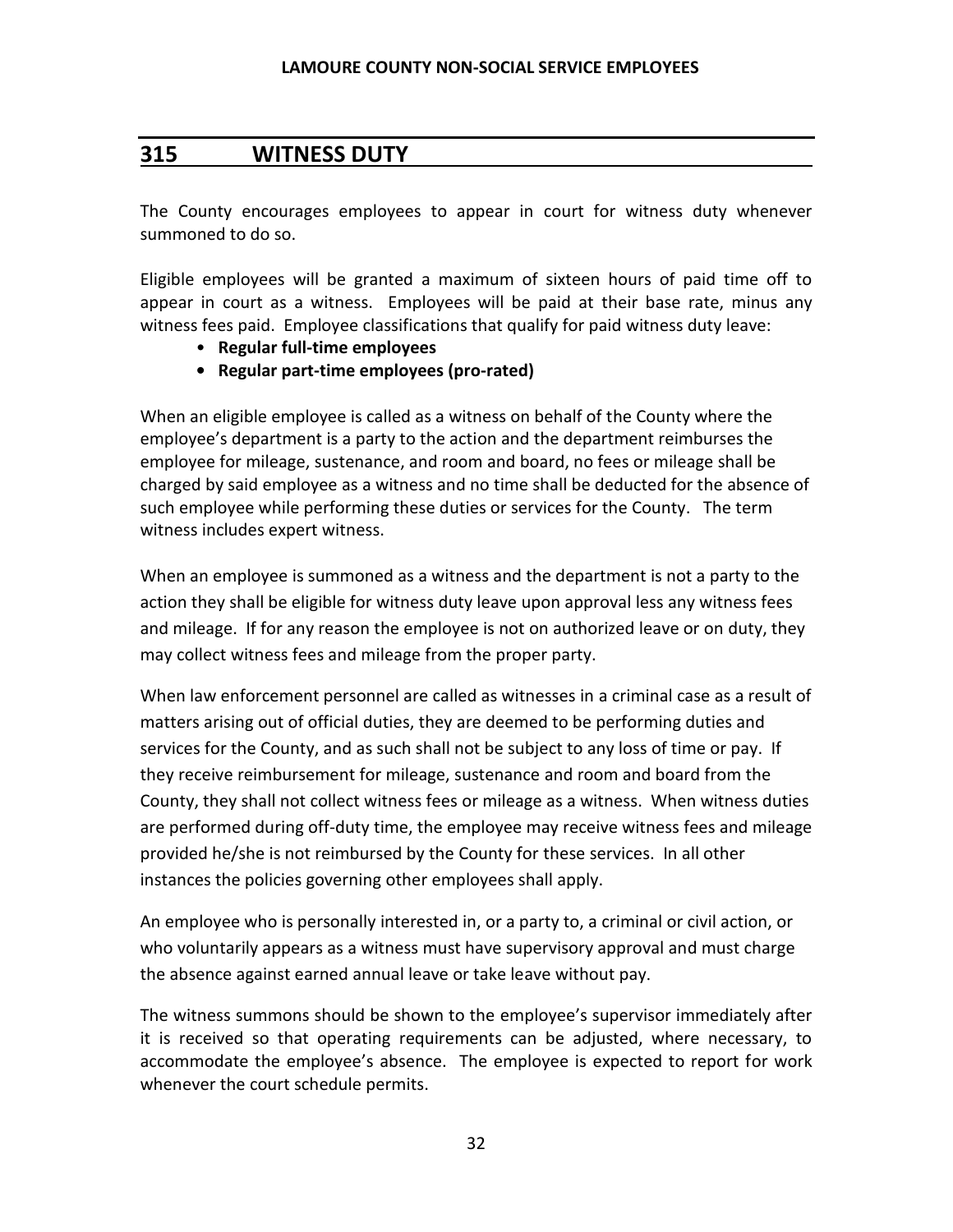## 315 WITNESS DUTY

The County encourages employees to appear in court for witness duty whenever summoned to do so.

Eligible employees will be granted a maximum of sixteen hours of paid time off to appear in court as a witness. Employees will be paid at their base rate, minus any witness fees paid. Employee classifications that qualify for paid witness duty leave:

- **Regular full-time employees**
- **Regular part-time employees (pro-rated)**

When an eligible employee is called as a witness on behalf of the County where the employee's department is a party to the action and the department reimburses the employee for mileage, sustenance, and room and board, no fees or mileage shall be charged by said employee as a witness and no time shall be deducted for the absence of such employee while performing these duties or services for the County. The term witness includes expert witness.

When an employee is summoned as a witness and the department is not a party to the action they shall be eligible for witness duty leave upon approval less any witness fees and mileage. If for any reason the employee is not on authorized leave or on duty, they may collect witness fees and mileage from the proper party.

When law enforcement personnel are called as witnesses in a criminal case as a result of matters arising out of official duties, they are deemed to be performing duties and services for the County, and as such shall not be subject to any loss of time or pay. If they receive reimbursement for mileage, sustenance and room and board from the County, they shall not collect witness fees or mileage as a witness. When witness duties are performed during off-duty time, the employee may receive witness fees and mileage provided he/she is not reimbursed by the County for these services. In all other instances the policies governing other employees shall apply.

An employee who is personally interested in, or a party to, a criminal or civil action, or who voluntarily appears as a witness must have supervisory approval and must charge the absence against earned annual leave or take leave without pay.

The witness summons should be shown to the employee's supervisor immediately after it is received so that operating requirements can be adjusted, where necessary, to accommodate the employee's absence. The employee is expected to report for work whenever the court schedule permits.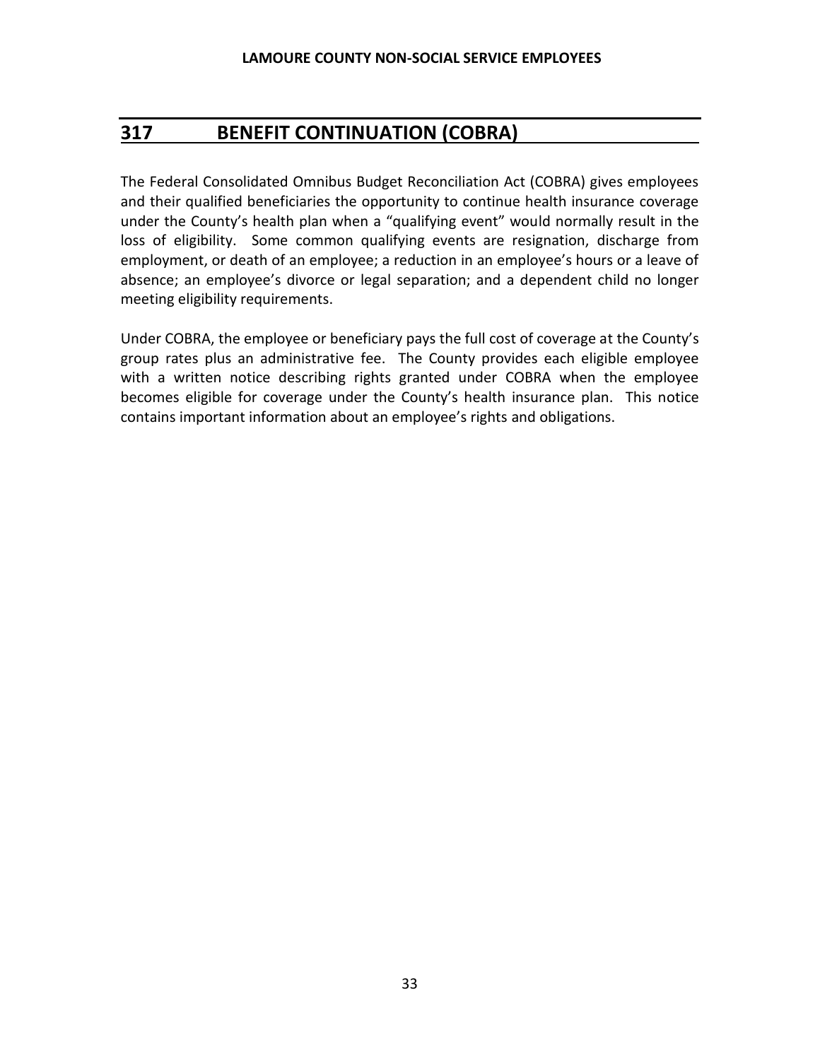## 317 BENEFIT CONTINUATION (COBRA)

The Federal Consolidated Omnibus Budget Reconciliation Act (COBRA) gives employees and their qualified beneficiaries the opportunity to continue health insurance coverage under the County's health plan when a "qualifying event" would normally result in the loss of eligibility. Some common qualifying events are resignation, discharge from employment, or death of an employee; a reduction in an employee's hours or a leave of absence; an employee's divorce or legal separation; and a dependent child no longer meeting eligibility requirements.

Under COBRA, the employee or beneficiary pays the full cost of coverage at the County's group rates plus an administrative fee. The County provides each eligible employee with a written notice describing rights granted under COBRA when the employee becomes eligible for coverage under the County's health insurance plan. This notice contains important information about an employee's rights and obligations.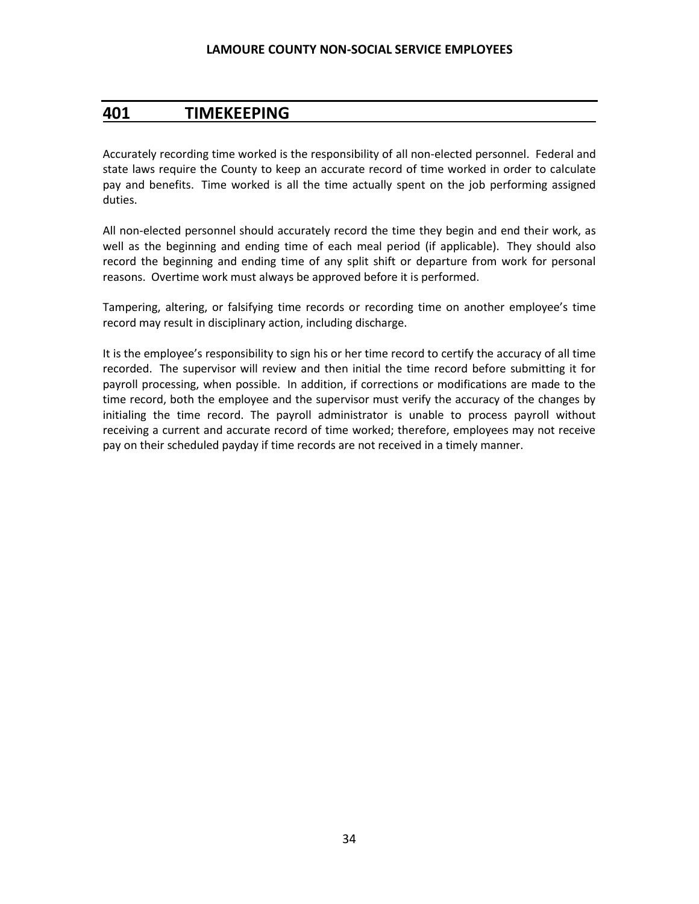## 401 TIMEKEEPING

Accurately recording time worked is the responsibility of all non-elected personnel. Federal and state laws require the County to keep an accurate record of time worked in order to calculate pay and benefits. Time worked is all the time actually spent on the job performing assigned duties.

All non-elected personnel should accurately record the time they begin and end their work, as well as the beginning and ending time of each meal period (if applicable). They should also record the beginning and ending time of any split shift or departure from work for personal reasons. Overtime work must always be approved before it is performed.

Tampering, altering, or falsifying time records or recording time on another employee's time record may result in disciplinary action, including discharge.

It is the employee's responsibility to sign his or her time record to certify the accuracy of all time recorded. The supervisor will review and then initial the time record before submitting it for payroll processing, when possible. In addition, if corrections or modifications are made to the time record, both the employee and the supervisor must verify the accuracy of the changes by initialing the time record. The payroll administrator is unable to process payroll without receiving a current and accurate record of time worked; therefore, employees may not receive pay on their scheduled payday if time records are not received in a timely manner.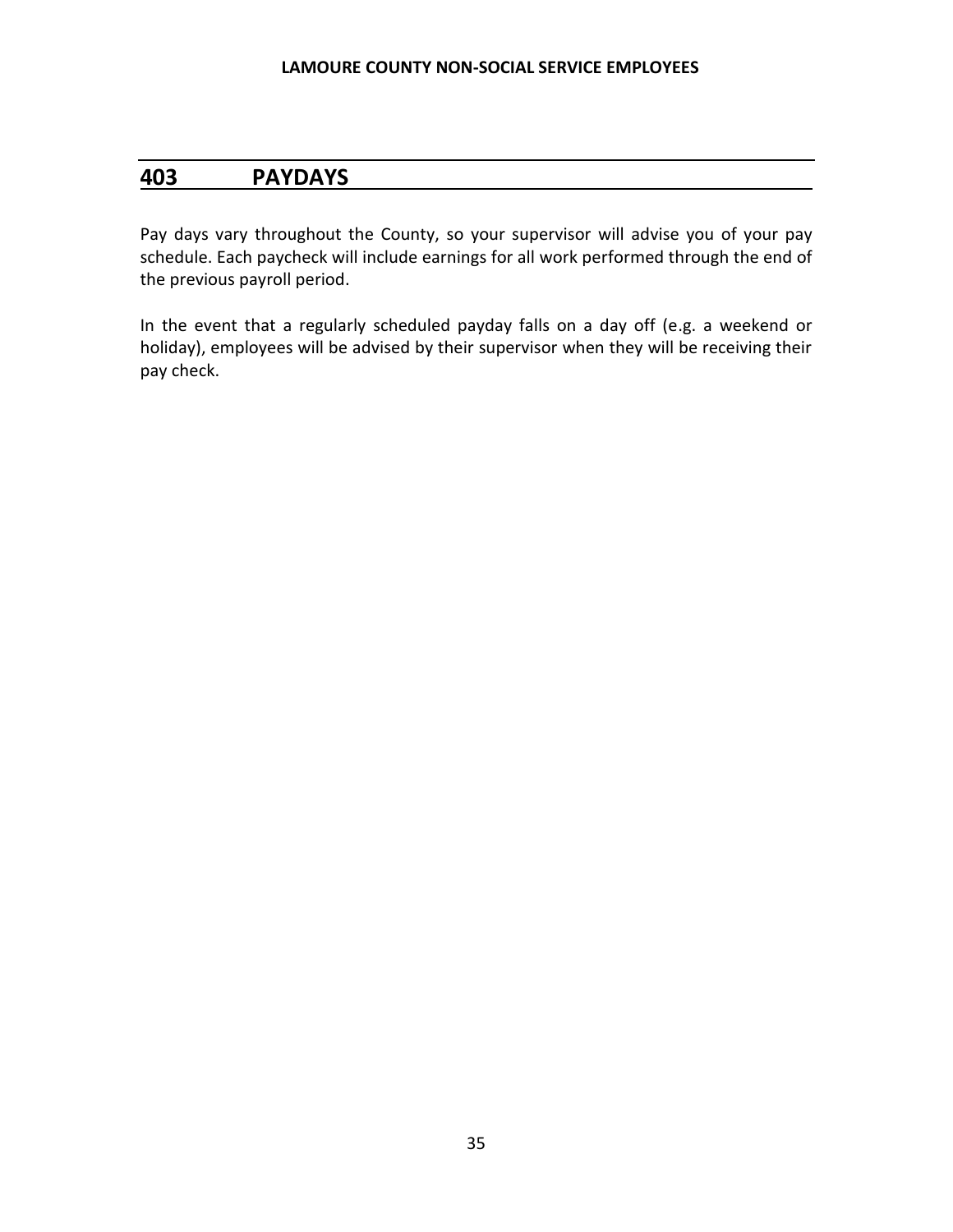## 403 PAYDAYS

Pay days vary throughout the County, so your supervisor will advise you of your pay schedule. Each paycheck will include earnings for all work performed through the end of the previous payroll period.

In the event that a regularly scheduled payday falls on a day off (e.g. a weekend or holiday), employees will be advised by their supervisor when they will be receiving their pay check.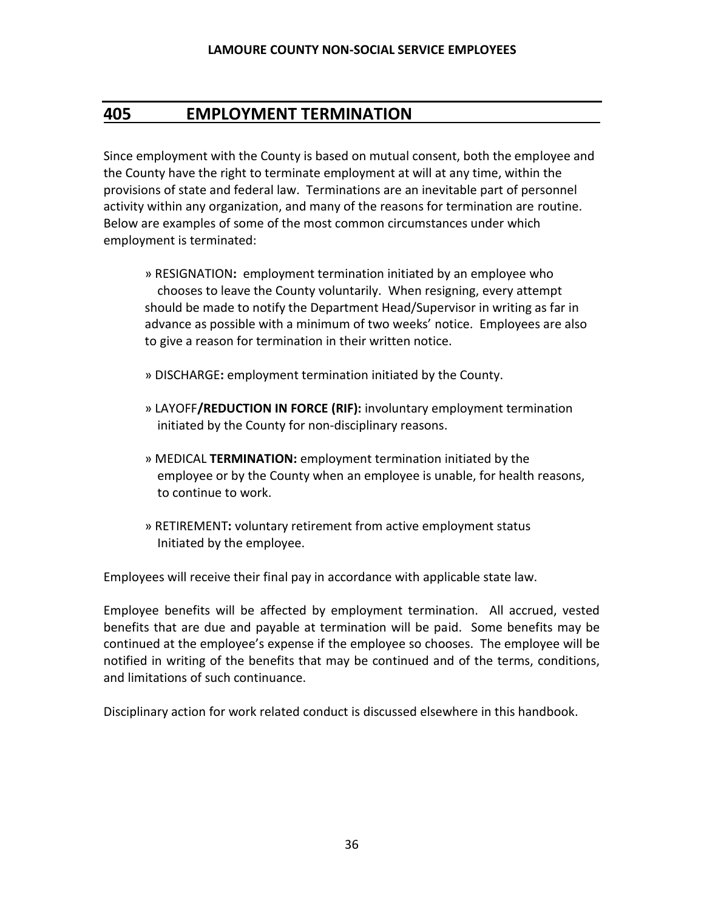## 405 EMPLOYMENT TERMINATION

Since employment with the County is based on mutual consent, both the employee and the County have the right to terminate employment at will at any time, within the provisions of state and federal law. Terminations are an inevitable part of personnel activity within any organization, and many of the reasons for termination are routine. Below are examples of some of the most common circumstances under which employment is terminated:

» RESIGNATION**:** employment termination initiated by an employee who chooses to leave the County voluntarily. When resigning, every attempt should be made to notify the Department Head/Supervisor in writing as far in advance as possible with a minimum of two weeks' notice. Employees are also to give a reason for termination in their written notice.

» DISCHARGE**:** employment termination initiated by the County.

» LAYOFF**/REDUCTION IN FORCE (RIF):** involuntary employment termination initiated by the County for non-disciplinary reasons.

» MEDICAL **TERMINATION:** employment termination initiated by the employee or by the County when an employee is unable, for health reasons, to continue to work.

» RETIREMENT**:** voluntary retirement from active employment status Initiated by the employee.

Employees will receive their final pay in accordance with applicable state law.

Employee benefits will be affected by employment termination. All accrued, vested benefits that are due and payable at termination will be paid. Some benefits may be continued at the employee's expense if the employee so chooses. The employee will be notified in writing of the benefits that may be continued and of the terms, conditions, and limitations of such continuance.

Disciplinary action for work related conduct is discussed elsewhere in this handbook.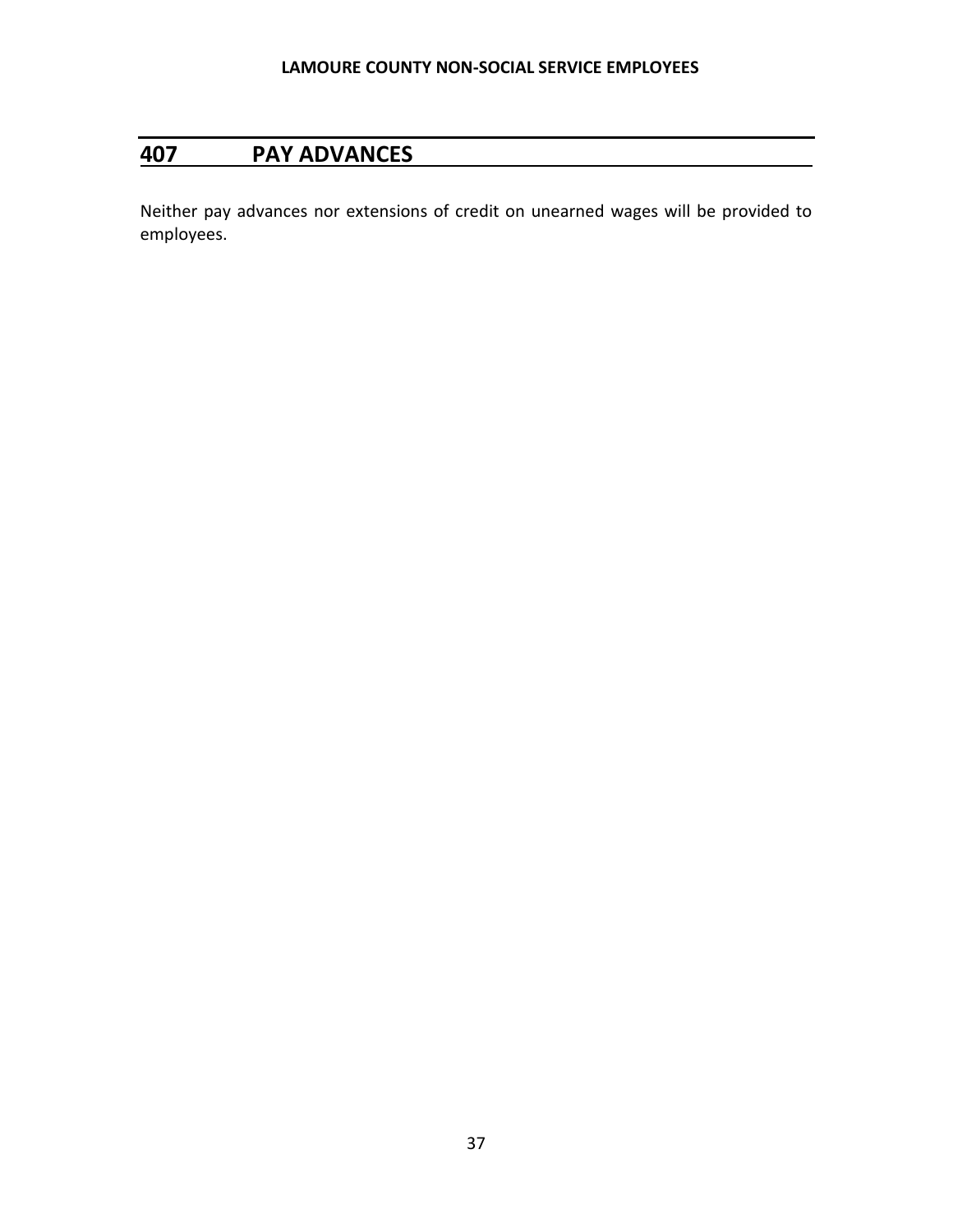## 407 PAY ADVANCES

Neither pay advances nor extensions of credit on unearned wages will be provided to employees.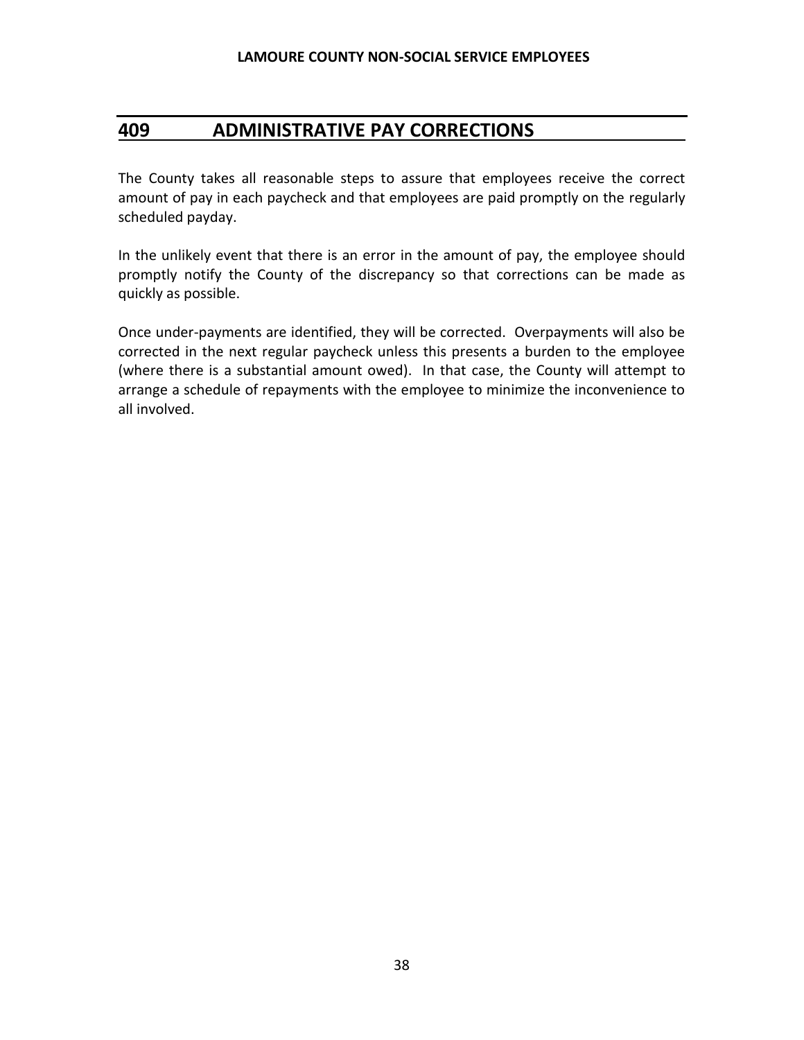## 409 ADMINISTRATIVE PAY CORRECTIONS

The County takes all reasonable steps to assure that employees receive the correct amount of pay in each paycheck and that employees are paid promptly on the regularly scheduled payday.

In the unlikely event that there is an error in the amount of pay, the employee should promptly notify the County of the discrepancy so that corrections can be made as quickly as possible.

Once under-payments are identified, they will be corrected. Overpayments will also be corrected in the next regular paycheck unless this presents a burden to the employee (where there is a substantial amount owed). In that case, the County will attempt to arrange a schedule of repayments with the employee to minimize the inconvenience to all involved.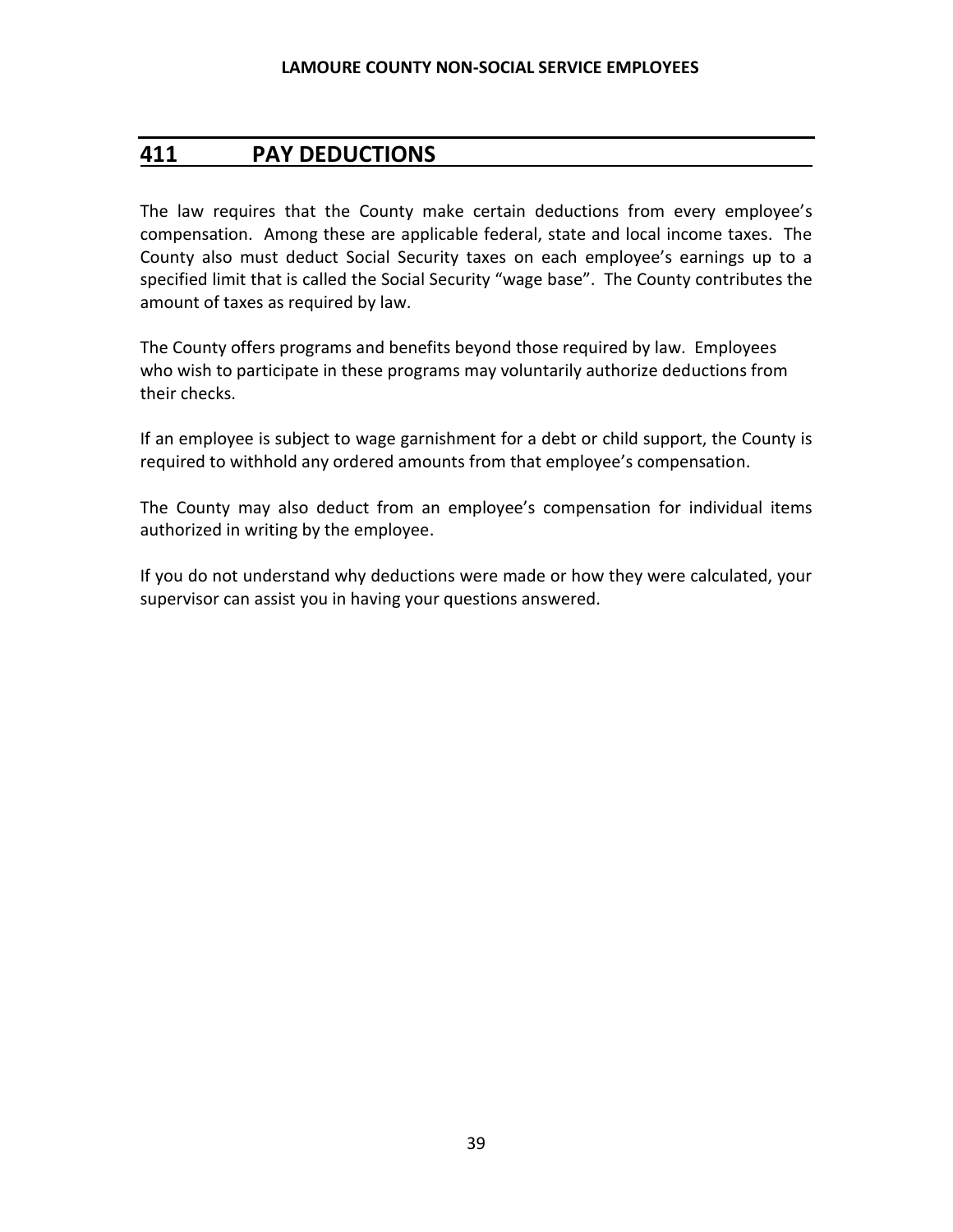## 411 PAY DEDUCTIONS

The law requires that the County make certain deductions from every employee's compensation. Among these are applicable federal, state and local income taxes. The County also must deduct Social Security taxes on each employee's earnings up to a specified limit that is called the Social Security "wage base". The County contributes the amount of taxes as required by law.

The County offers programs and benefits beyond those required by law. Employees who wish to participate in these programs may voluntarily authorize deductions from their checks.

If an employee is subject to wage garnishment for a debt or child support, the County is required to withhold any ordered amounts from that employee's compensation.

The County may also deduct from an employee's compensation for individual items authorized in writing by the employee.

If you do not understand why deductions were made or how they were calculated, your supervisor can assist you in having your questions answered.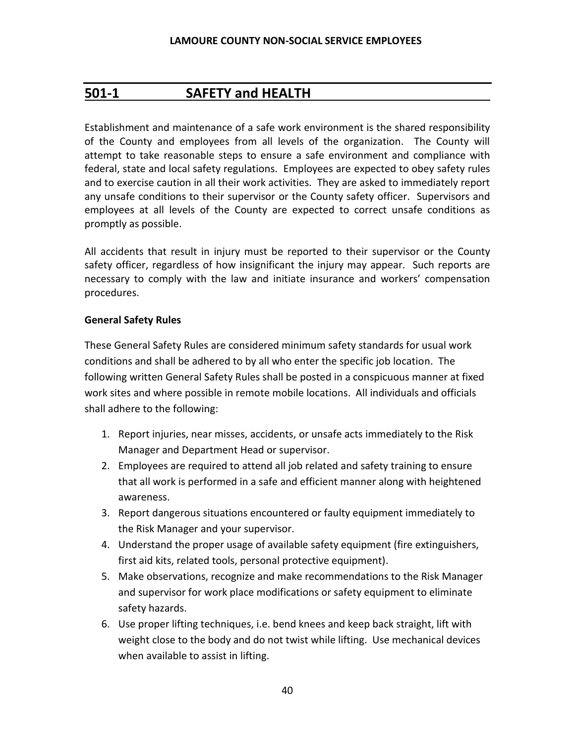## 501-1 SAFETY and HEALTH

Establishment and maintenance of a safe work environment is the shared responsibility of the County and employees from all levels of the organization. The County will attempt to take reasonable steps to ensure a safe environment and compliance with federal, state and local safety regulations. Employees are expected to obey safety rules and to exercise caution in all their work activities. They are asked to immediately report any unsafe conditions to their supervisor or the County safety officer. Supervisors and employees at all levels of the County are expected to correct unsafe conditions as promptly as possible.

All accidents that result in injury must be reported to their supervisor or the County safety officer, regardless of how insignificant the injury may appear. Such reports are necessary to comply with the law and initiate insurance and workers' compensation procedures.

**General Safety Rules**

These General Safety Rules are considered minimum safety standards for usual work conditions and shall be adhered to by all who enter the specific job location. The following written General Safety Rules shall be posted in a conspicuous manner at fixed work sites and where possible in remote mobile locations. All individuals and officials shall adhere to the following:

1. Report injuries, near misses, accidents, or unsafe acts immediately to the Risk Manager and Department Head or supervisor.
2. Employees are required to attend all job related and safety training to ensure that all work is performed in a safe and efficient manner along with heightened awareness.
3. Report dangerous situations encountered or faulty equipment immediately to the Risk Manager and your supervisor.
4. Understand the proper usage of available safety equipment (fire extinguishers, first aid kits, related tools, personal protective equipment).
5. Make observations, recognize and make recommendations to the Risk Manager and supervisor for work place modifications or safety equipment to eliminate safety hazards.
6. Use proper lifting techniques, i.e. bend knees and keep back straight, lift with weight close to the body and do not twist while lifting. Use mechanical devices when available to assist in lifting.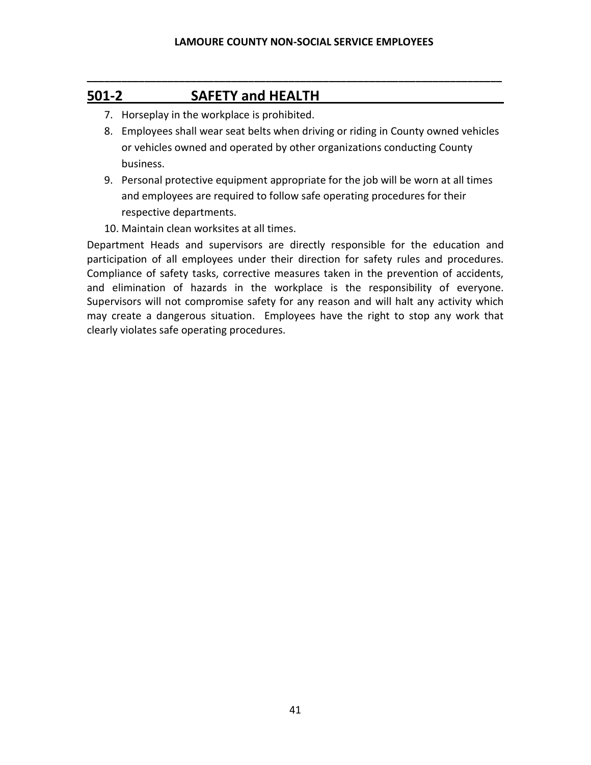## 501-2 SAFETY and HEALTH

7. Horseplay in the workplace is prohibited.
8. Employees shall wear seat belts when driving or riding in County owned vehicles or vehicles owned and operated by other organizations conducting County business.
9. Personal protective equipment appropriate for the job will be worn at all times and employees are required to follow safe operating procedures for their respective departments.
10. Maintain clean worksites at all times.

Department Heads and supervisors are directly responsible for the education and participation of all employees under their direction for safety rules and procedures. Compliance of safety tasks, corrective measures taken in the prevention of accidents, and elimination of hazards in the workplace is the responsibility of everyone. Supervisors will not compromise safety for any reason and will halt any activity which may create a dangerous situation. Employees have the right to stop any work that clearly violates safe operating procedures.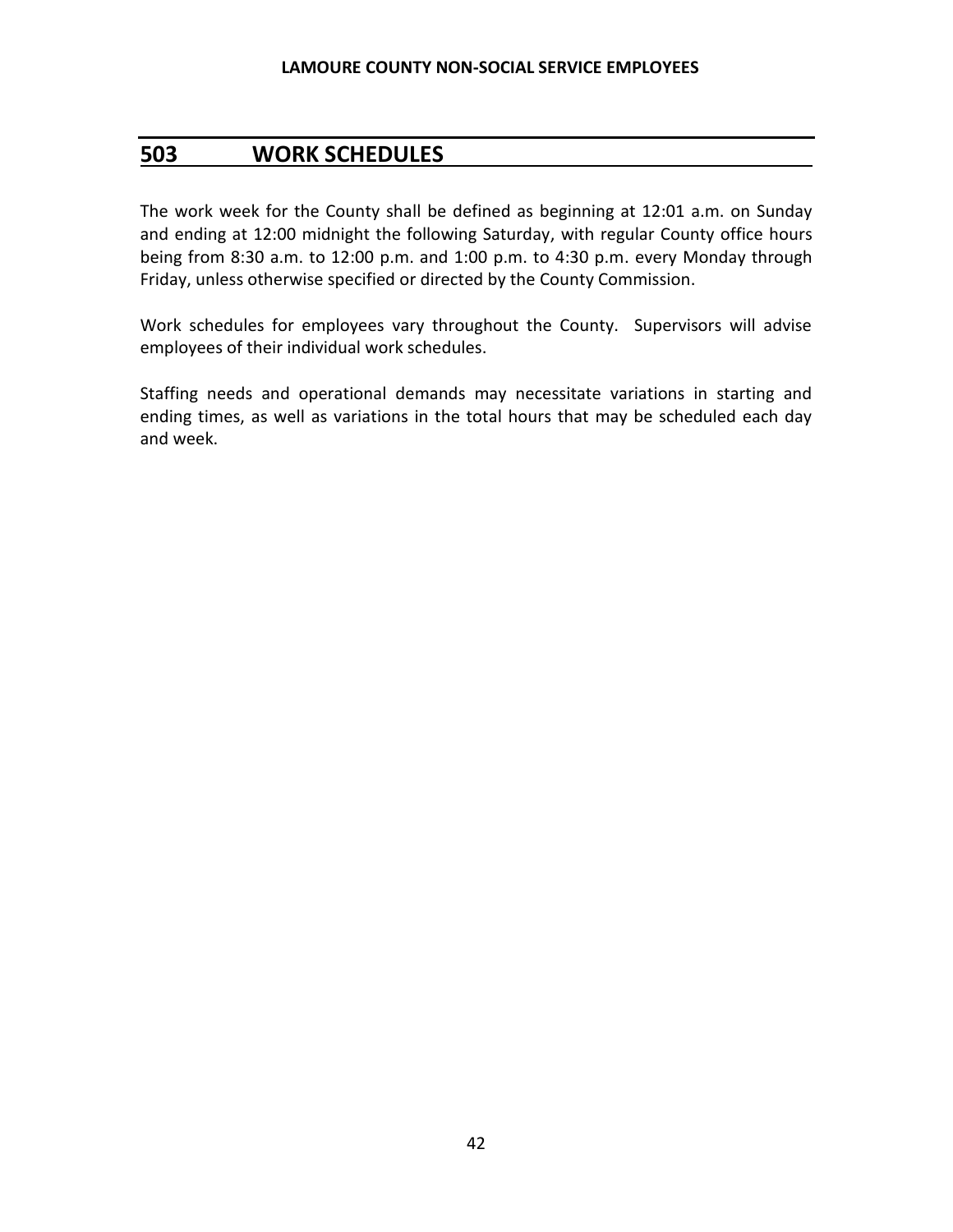## 503 WORK SCHEDULES

The work week for the County shall be defined as beginning at 12:01 a.m. on Sunday and ending at 12:00 midnight the following Saturday, with regular County office hours being from 8:30 a.m. to 12:00 p.m. and 1:00 p.m. to 4:30 p.m. every Monday through Friday, unless otherwise specified or directed by the County Commission.

Work schedules for employees vary throughout the County. Supervisors will advise employees of their individual work schedules.

Staffing needs and operational demands may necessitate variations in starting and ending times, as well as variations in the total hours that may be scheduled each day and week.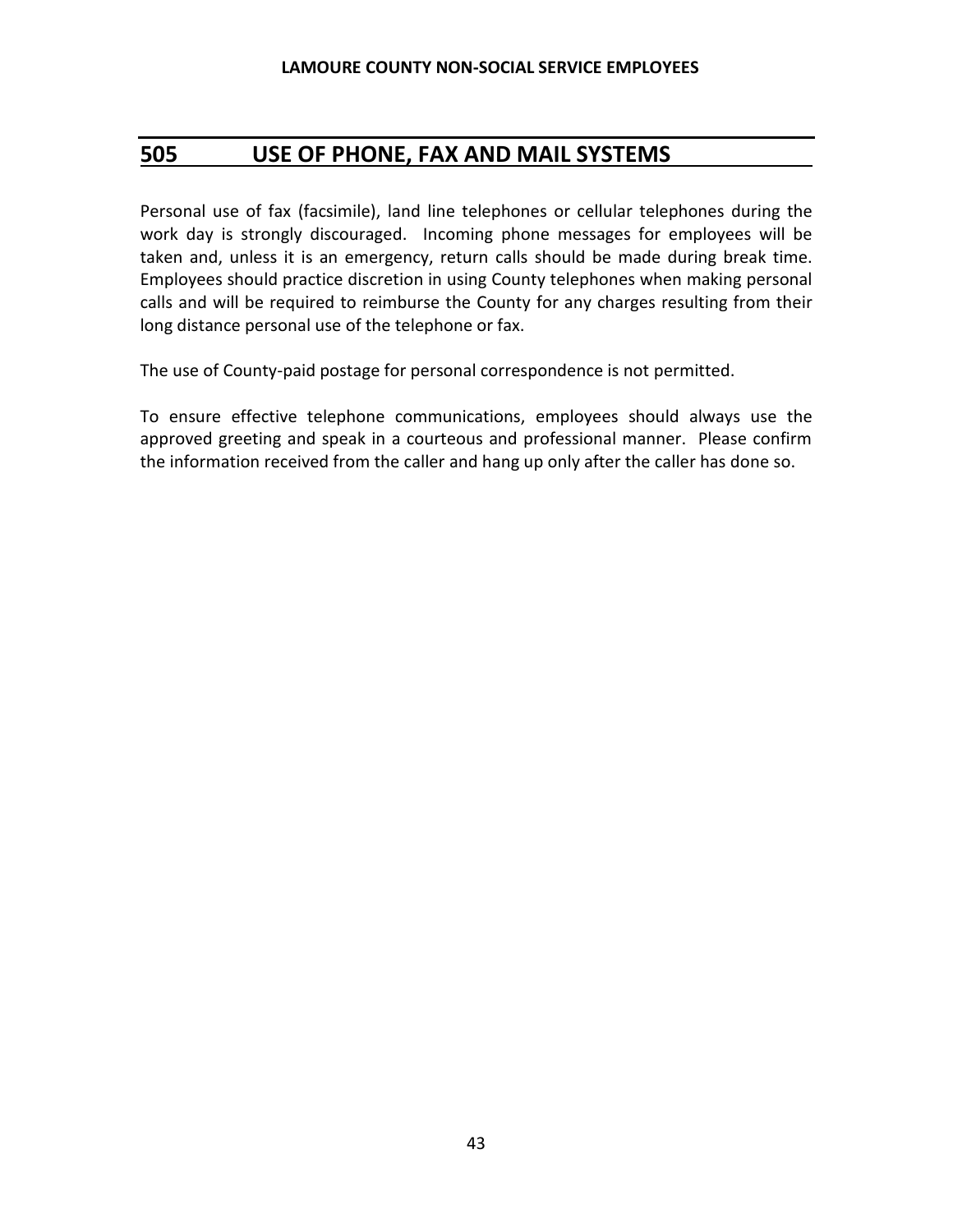## 505 USE OF PHONE, FAX AND MAIL SYSTEMS

Personal use of fax (facsimile), land line telephones or cellular telephones during the work day is strongly discouraged. Incoming phone messages for employees will be taken and, unless it is an emergency, return calls should be made during break time. Employees should practice discretion in using County telephones when making personal calls and will be required to reimburse the County for any charges resulting from their long distance personal use of the telephone or fax.

The use of County-paid postage for personal correspondence is not permitted.

To ensure effective telephone communications, employees should always use the approved greeting and speak in a courteous and professional manner. Please confirm the information received from the caller and hang up only after the caller has done so.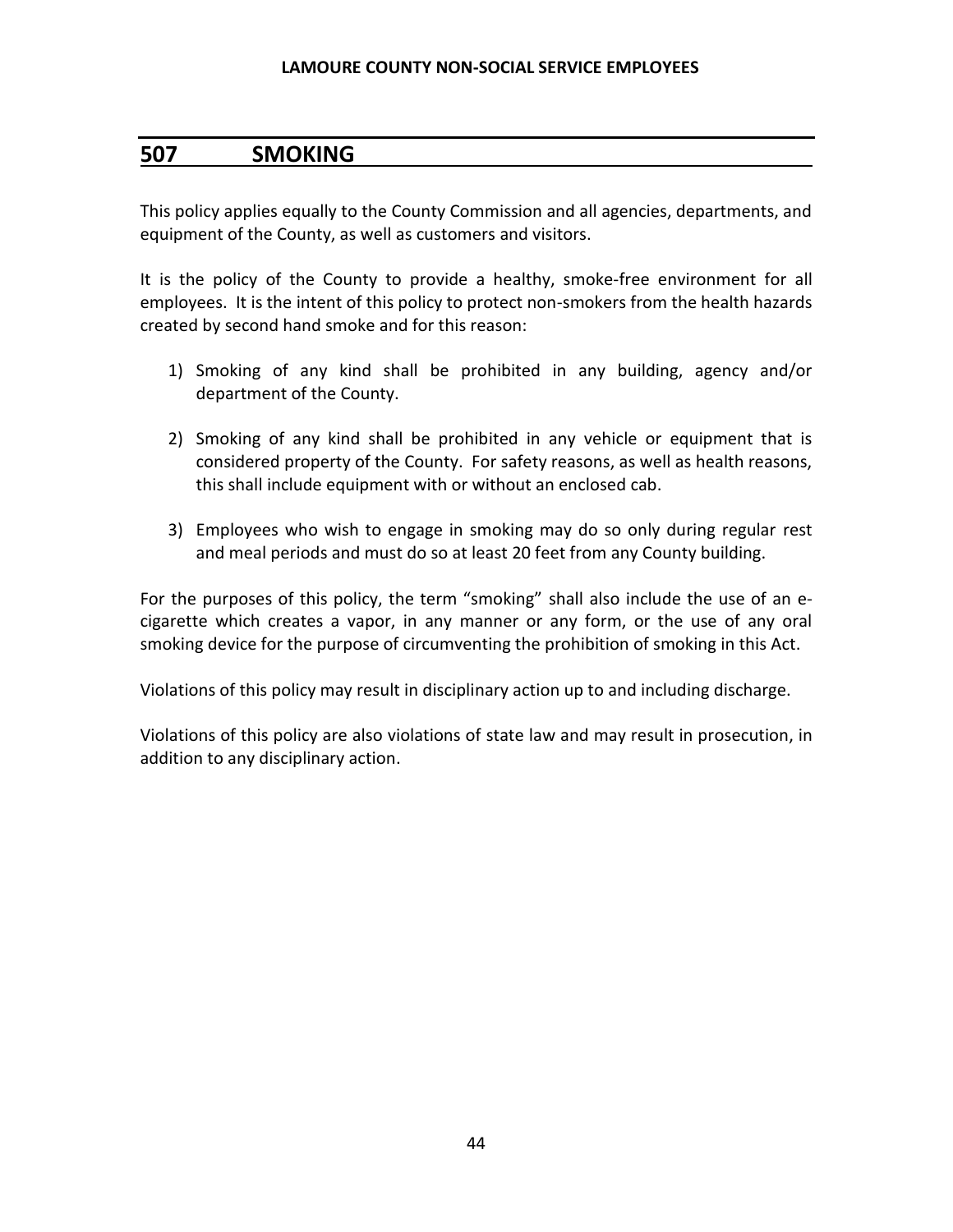## 507 SMOKING

This policy applies equally to the County Commission and all agencies, departments, and equipment of the County, as well as customers and visitors.

It is the policy of the County to provide a healthy, smoke-free environment for all employees. It is the intent of this policy to protect non-smokers from the health hazards created by second hand smoke and for this reason:

1) Smoking of any kind shall be prohibited in any building, agency and/or department of the County.

2) Smoking of any kind shall be prohibited in any vehicle or equipment that is considered property of the County. For safety reasons, as well as health reasons, this shall include equipment with or without an enclosed cab.

3) Employees who wish to engage in smoking may do so only during regular rest and meal periods and must do so at least 20 feet from any County building.

For the purposes of this policy, the term "smoking" shall also include the use of an e-cigarette which creates a vapor, in any manner or any form, or the use of any oral smoking device for the purpose of circumventing the prohibition of smoking in this Act.

Violations of this policy may result in disciplinary action up to and including discharge.

Violations of this policy are also violations of state law and may result in prosecution, in addition to any disciplinary action.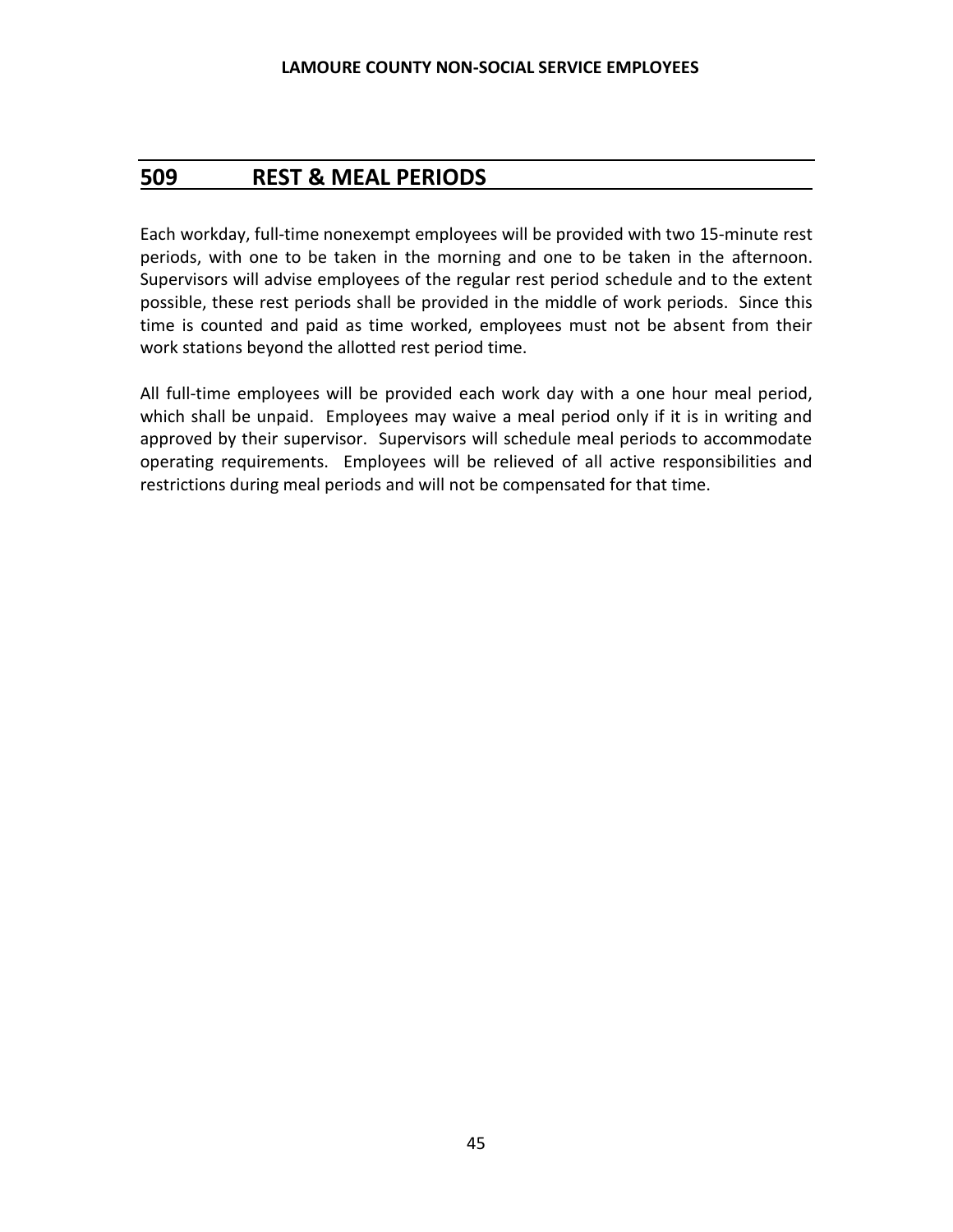## 509 REST & MEAL PERIODS

Each workday, full-time nonexempt employees will be provided with two 15-minute rest periods, with one to be taken in the morning and one to be taken in the afternoon. Supervisors will advise employees of the regular rest period schedule and to the extent possible, these rest periods shall be provided in the middle of work periods. Since this time is counted and paid as time worked, employees must not be absent from their work stations beyond the allotted rest period time.

All full-time employees will be provided each work day with a one hour meal period, which shall be unpaid. Employees may waive a meal period only if it is in writing and approved by their supervisor. Supervisors will schedule meal periods to accommodate operating requirements. Employees will be relieved of all active responsibilities and restrictions during meal periods and will not be compensated for that time.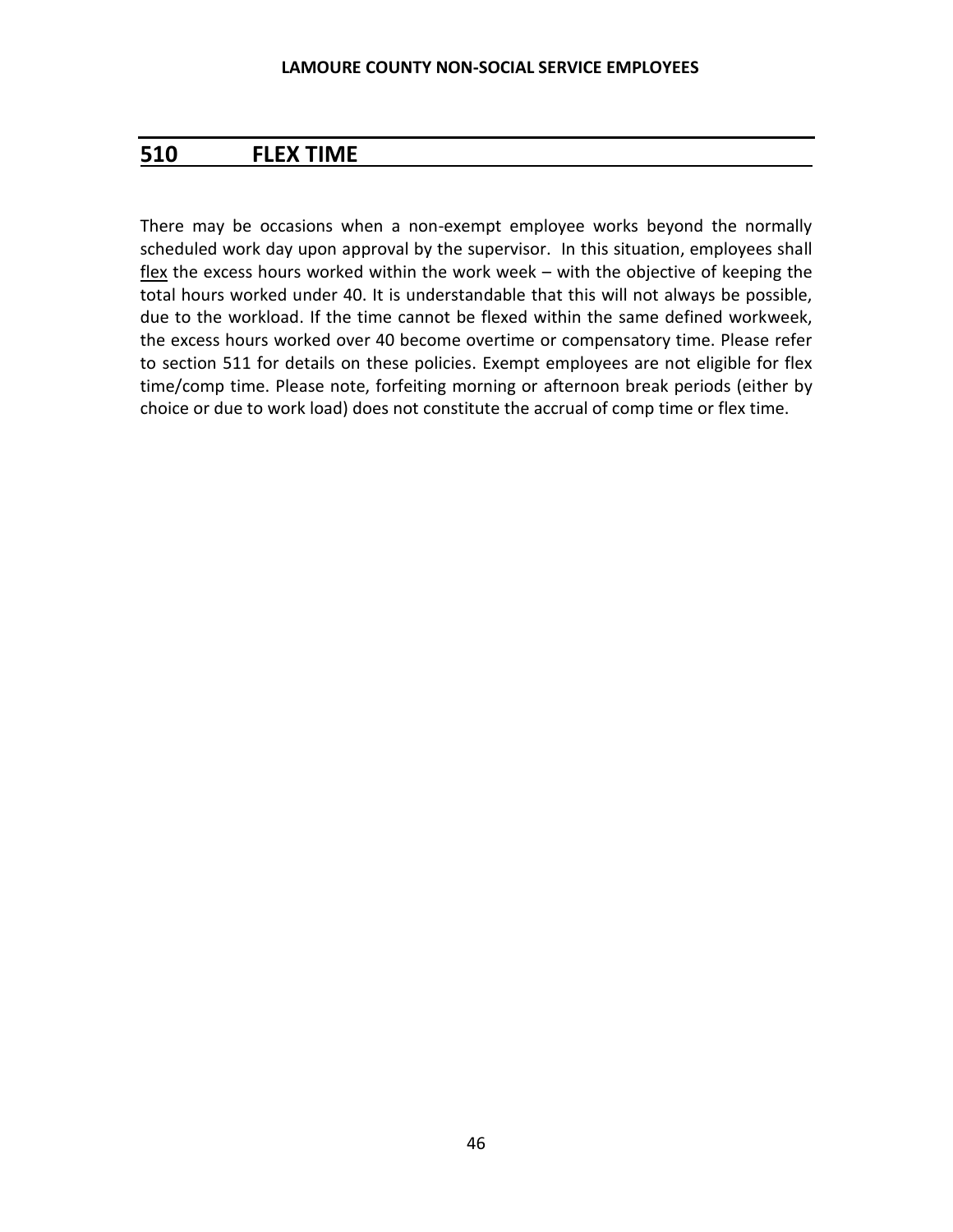## 510 FLEX TIME

There may be occasions when a non-exempt employee works beyond the normally scheduled work day upon approval by the supervisor. In this situation, employees shall <u>flex</u> the excess hours worked within the work week – with the objective of keeping the total hours worked under 40. It is understandable that this will not always be possible, due to the workload. If the time cannot be flexed within the same defined workweek, the excess hours worked over 40 become overtime or compensatory time. Please refer to section 511 for details on these policies. Exempt employees are not eligible for flex time/comp time. Please note, forfeiting morning or afternoon break periods (either by choice or due to work load) does not constitute the accrual of comp time or flex time.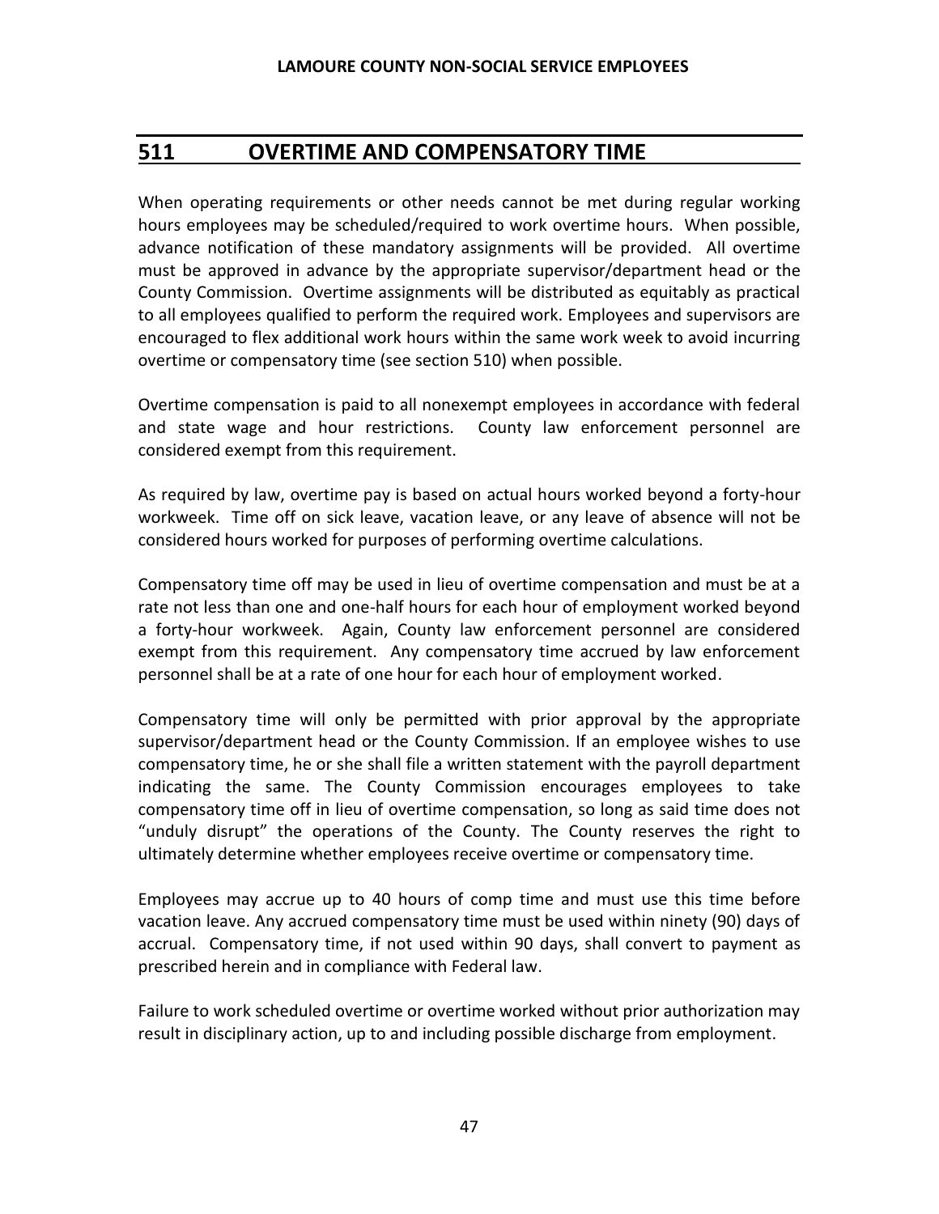## 511 OVERTIME AND COMPENSATORY TIME

When operating requirements or other needs cannot be met during regular working hours employees may be scheduled/required to work overtime hours. When possible, advance notification of these mandatory assignments will be provided. All overtime must be approved in advance by the appropriate supervisor/department head or the County Commission. Overtime assignments will be distributed as equitably as practical to all employees qualified to perform the required work. Employees and supervisors are encouraged to flex additional work hours within the same work week to avoid incurring overtime or compensatory time (see section 510) when possible.

Overtime compensation is paid to all nonexempt employees in accordance with federal and state wage and hour restrictions. County law enforcement personnel are considered exempt from this requirement.

As required by law, overtime pay is based on actual hours worked beyond a forty-hour workweek. Time off on sick leave, vacation leave, or any leave of absence will not be considered hours worked for purposes of performing overtime calculations.

Compensatory time off may be used in lieu of overtime compensation and must be at a rate not less than one and one-half hours for each hour of employment worked beyond a forty-hour workweek. Again, County law enforcement personnel are considered exempt from this requirement. Any compensatory time accrued by law enforcement personnel shall be at a rate of one hour for each hour of employment worked.

Compensatory time will only be permitted with prior approval by the appropriate supervisor/department head or the County Commission. If an employee wishes to use compensatory time, he or she shall file a written statement with the payroll department indicating the same. The County Commission encourages employees to take compensatory time off in lieu of overtime compensation, so long as said time does not "unduly disrupt" the operations of the County. The County reserves the right to ultimately determine whether employees receive overtime or compensatory time.

Employees may accrue up to 40 hours of comp time and must use this time before vacation leave. Any accrued compensatory time must be used within ninety (90) days of accrual. Compensatory time, if not used within 90 days, shall convert to payment as prescribed herein and in compliance with Federal law.

Failure to work scheduled overtime or overtime worked without prior authorization may result in disciplinary action, up to and including possible discharge from employment.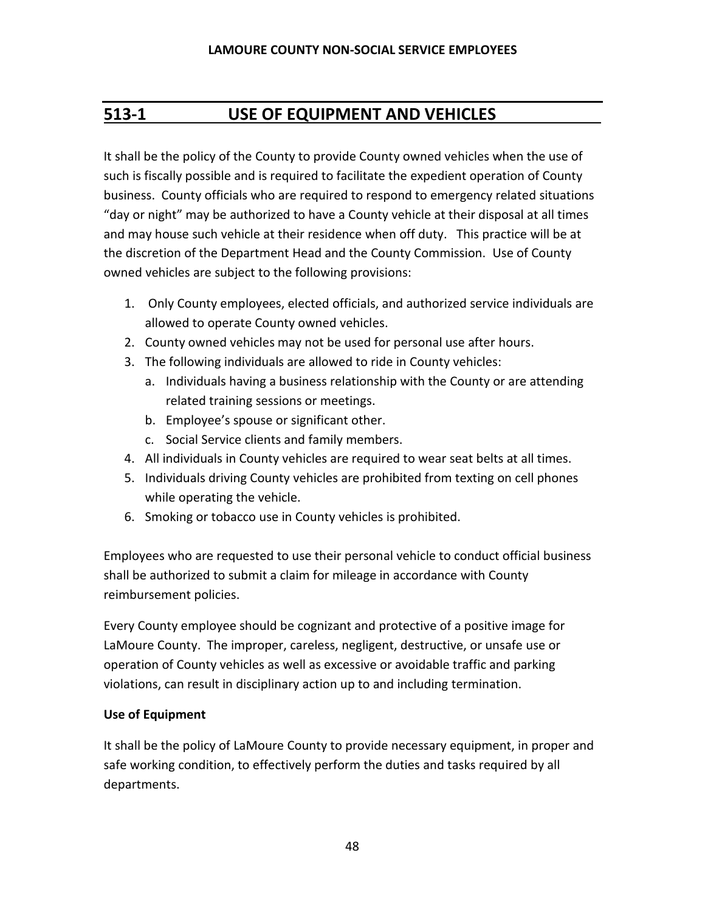## 513-1 USE OF EQUIPMENT AND VEHICLES

It shall be the policy of the County to provide County owned vehicles when the use of such is fiscally possible and is required to facilitate the expedient operation of County business. County officials who are required to respond to emergency related situations "day or night" may be authorized to have a County vehicle at their disposal at all times and may house such vehicle at their residence when off duty. This practice will be at the discretion of the Department Head and the County Commission. Use of County owned vehicles are subject to the following provisions:

1. Only County employees, elected officials, and authorized service individuals are allowed to operate County owned vehicles.
2. County owned vehicles may not be used for personal use after hours.
3. The following individuals are allowed to ride in County vehicles:
   a. Individuals having a business relationship with the County or are attending related training sessions or meetings.
   b. Employee's spouse or significant other.
   c. Social Service clients and family members.
4. All individuals in County vehicles are required to wear seat belts at all times.
5. Individuals driving County vehicles are prohibited from texting on cell phones while operating the vehicle.
6. Smoking or tobacco use in County vehicles is prohibited.

Employees who are requested to use their personal vehicle to conduct official business shall be authorized to submit a claim for mileage in accordance with County reimbursement policies.

Every County employee should be cognizant and protective of a positive image for LaMoure County. The improper, careless, negligent, destructive, or unsafe use or operation of County vehicles as well as excessive or avoidable traffic and parking violations, can result in disciplinary action up to and including termination.

**Use of Equipment**

It shall be the policy of LaMoure County to provide necessary equipment, in proper and safe working condition, to effectively perform the duties and tasks required by all departments.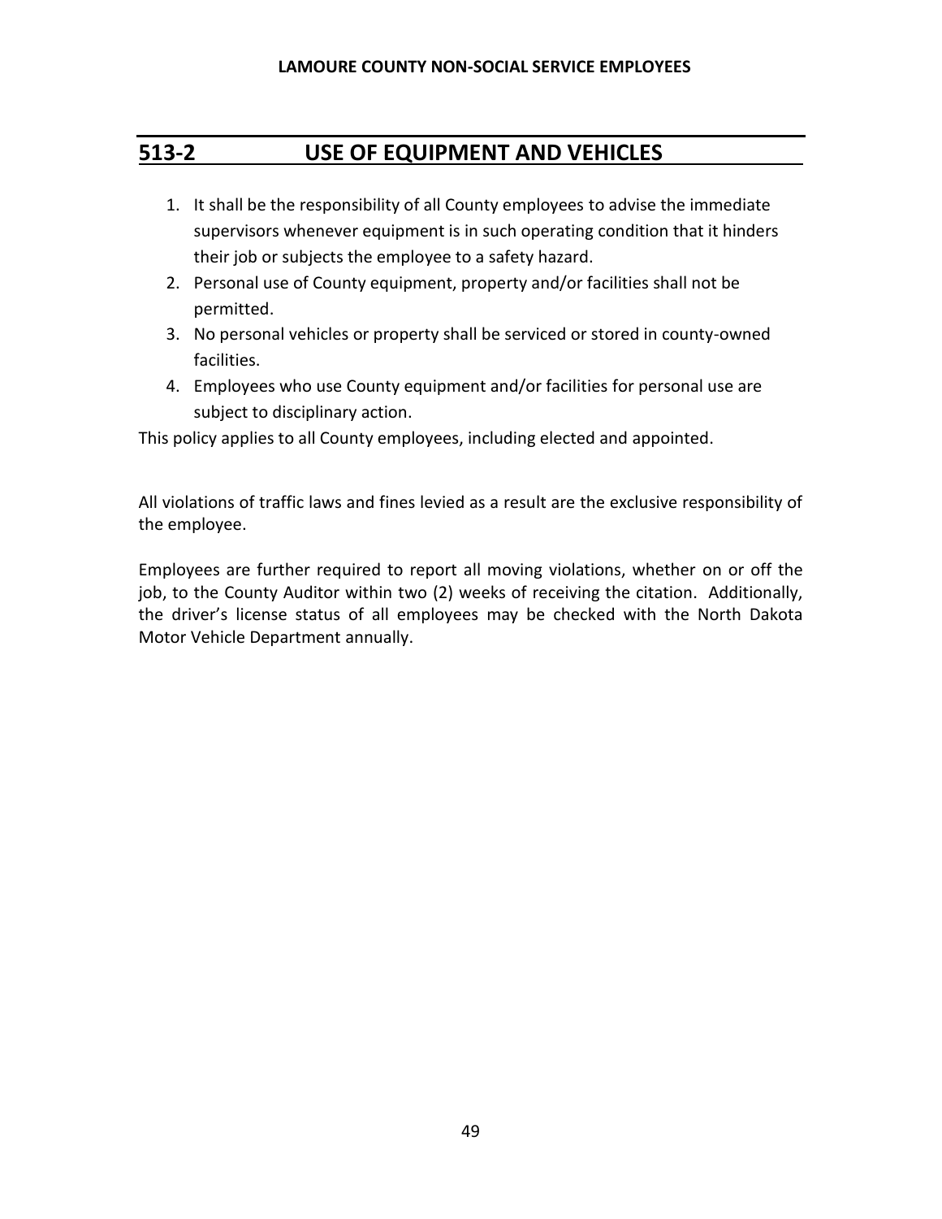## 513-2 USE OF EQUIPMENT AND VEHICLES

1. It shall be the responsibility of all County employees to advise the immediate supervisors whenever equipment is in such operating condition that it hinders their job or subjects the employee to a safety hazard.
2. Personal use of County equipment, property and/or facilities shall not be permitted.
3. No personal vehicles or property shall be serviced or stored in county-owned facilities.
4. Employees who use County equipment and/or facilities for personal use are subject to disciplinary action.

This policy applies to all County employees, including elected and appointed.

All violations of traffic laws and fines levied as a result are the exclusive responsibility of the employee.

Employees are further required to report all moving violations, whether on or off the job, to the County Auditor within two (2) weeks of receiving the citation. Additionally, the driver's license status of all employees may be checked with the North Dakota Motor Vehicle Department annually.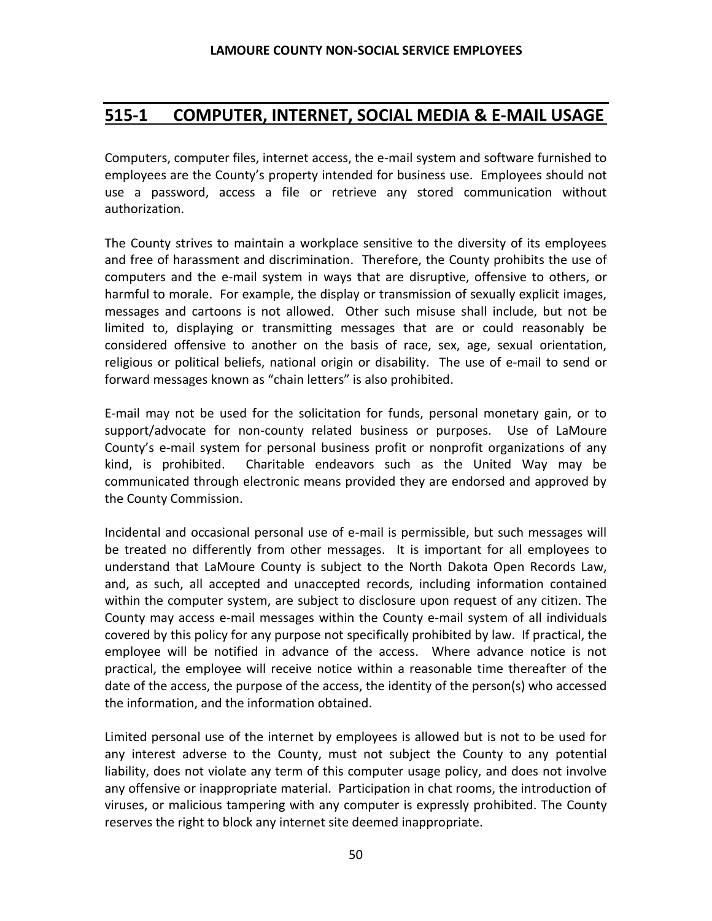## 515-1 COMPUTER, INTERNET, SOCIAL MEDIA & E-MAIL USAGE

Computers, computer files, internet access, the e-mail system and software furnished to employees are the County's property intended for business use. Employees should not use a password, access a file or retrieve any stored communication without authorization.

The County strives to maintain a workplace sensitive to the diversity of its employees and free of harassment and discrimination. Therefore, the County prohibits the use of computers and the e-mail system in ways that are disruptive, offensive to others, or harmful to morale. For example, the display or transmission of sexually explicit images, messages and cartoons is not allowed. Other such misuse shall include, but not be limited to, displaying or transmitting messages that are or could reasonably be considered offensive to another on the basis of race, sex, age, sexual orientation, religious or political beliefs, national origin or disability. The use of e-mail to send or forward messages known as "chain letters" is also prohibited.

E-mail may not be used for the solicitation for funds, personal monetary gain, or to support/advocate for non-county related business or purposes. Use of LaMoure County's e-mail system for personal business profit or nonprofit organizations of any kind, is prohibited. Charitable endeavors such as the United Way may be communicated through electronic means provided they are endorsed and approved by the County Commission.

Incidental and occasional personal use of e-mail is permissible, but such messages will be treated no differently from other messages. It is important for all employees to understand that LaMoure County is subject to the North Dakota Open Records Law, and, as such, all accepted and unaccepted records, including information contained within the computer system, are subject to disclosure upon request of any citizen. The County may access e-mail messages within the County e-mail system of all individuals covered by this policy for any purpose not specifically prohibited by law. If practical, the employee will be notified in advance of the access. Where advance notice is not practical, the employee will receive notice within a reasonable time thereafter of the date of the access, the purpose of the access, the identity of the person(s) who accessed the information, and the information obtained.

Limited personal use of the internet by employees is allowed but is not to be used for any interest adverse to the County, must not subject the County to any potential liability, does not violate any term of this computer usage policy, and does not involve any offensive or inappropriate material. Participation in chat rooms, the introduction of viruses, or malicious tampering with any computer is expressly prohibited. The County reserves the right to block any internet site deemed inappropriate.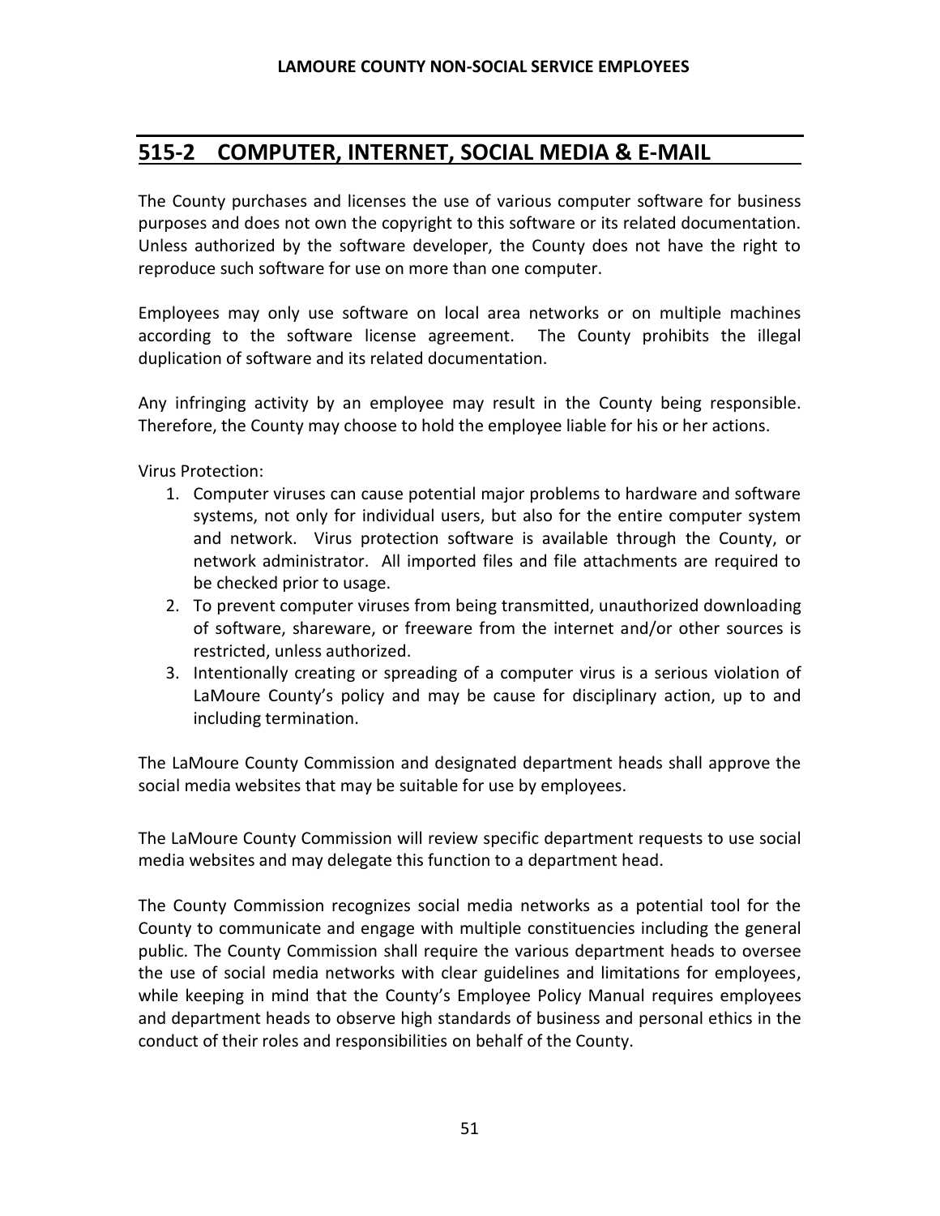## 515-2 COMPUTER, INTERNET, SOCIAL MEDIA & E-MAIL

The County purchases and licenses the use of various computer software for business purposes and does not own the copyright to this software or its related documentation. Unless authorized by the software developer, the County does not have the right to reproduce such software for use on more than one computer.

Employees may only use software on local area networks or on multiple machines according to the software license agreement. The County prohibits the illegal duplication of software and its related documentation.

Any infringing activity by an employee may result in the County being responsible. Therefore, the County may choose to hold the employee liable for his or her actions.

Virus Protection:

1. Computer viruses can cause potential major problems to hardware and software systems, not only for individual users, but also for the entire computer system and network. Virus protection software is available through the County, or network administrator. All imported files and file attachments are required to be checked prior to usage.
2. To prevent computer viruses from being transmitted, unauthorized downloading of software, shareware, or freeware from the internet and/or other sources is restricted, unless authorized.
3. Intentionally creating or spreading of a computer virus is a serious violation of LaMoure County's policy and may be cause for disciplinary action, up to and including termination.

The LaMoure County Commission and designated department heads shall approve the social media websites that may be suitable for use by employees.

The LaMoure County Commission will review specific department requests to use social media websites and may delegate this function to a department head.

The County Commission recognizes social media networks as a potential tool for the County to communicate and engage with multiple constituencies including the general public. The County Commission shall require the various department heads to oversee the use of social media networks with clear guidelines and limitations for employees, while keeping in mind that the County's Employee Policy Manual requires employees and department heads to observe high standards of business and personal ethics in the conduct of their roles and responsibilities on behalf of the County.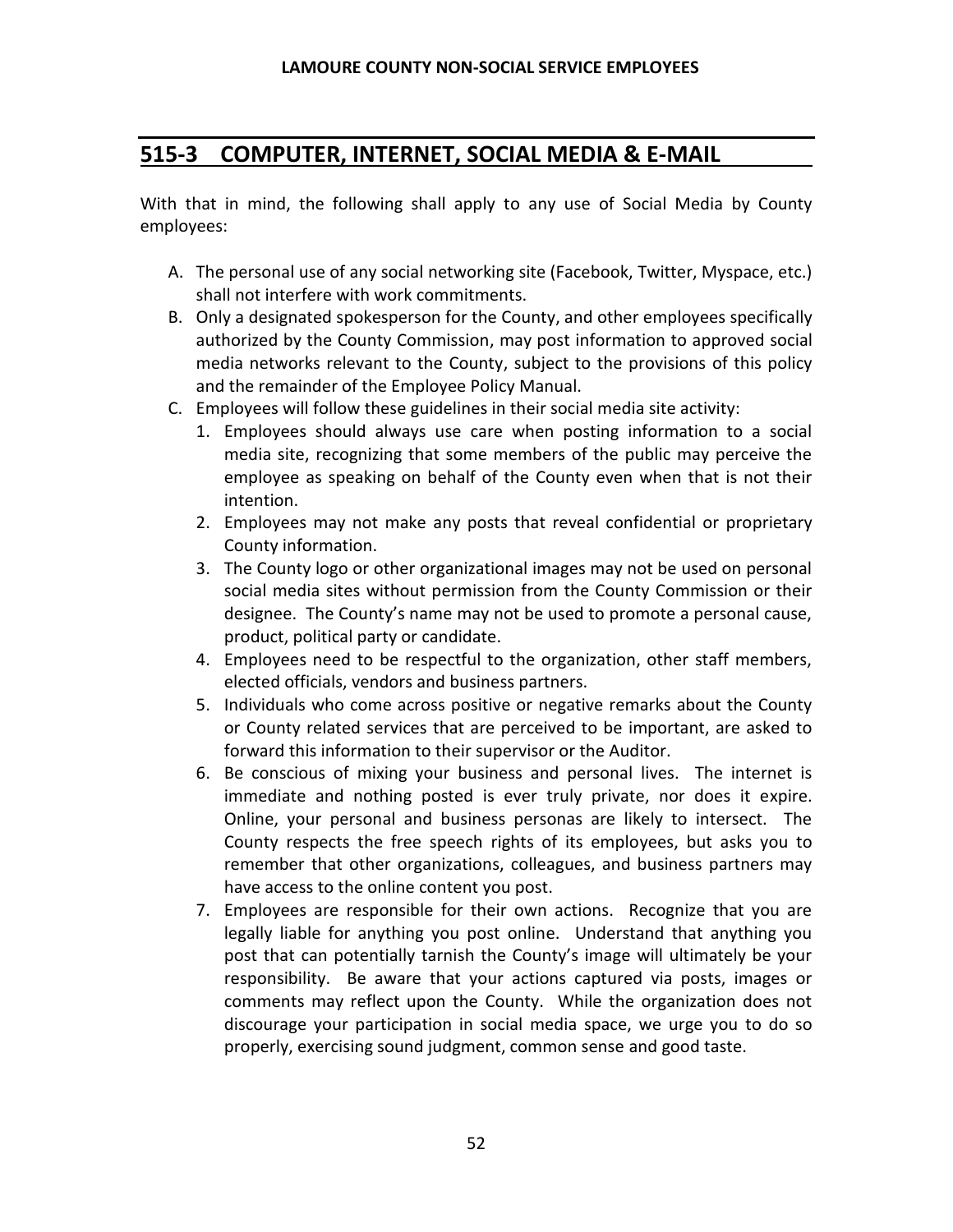## 515-3 COMPUTER, INTERNET, SOCIAL MEDIA & E-MAIL

With that in mind, the following shall apply to any use of Social Media by County employees:

A. The personal use of any social networking site (Facebook, Twitter, Myspace, etc.) shall not interfere with work commitments.
B. Only a designated spokesperson for the County, and other employees specifically authorized by the County Commission, may post information to approved social media networks relevant to the County, subject to the provisions of this policy and the remainder of the Employee Policy Manual.
C. Employees will follow these guidelines in their social media site activity:
   1. Employees should always use care when posting information to a social media site, recognizing that some members of the public may perceive the employee as speaking on behalf of the County even when that is not their intention.
   2. Employees may not make any posts that reveal confidential or proprietary County information.
   3. The County logo or other organizational images may not be used on personal social media sites without permission from the County Commission or their designee. The County's name may not be used to promote a personal cause, product, political party or candidate.
   4. Employees need to be respectful to the organization, other staff members, elected officials, vendors and business partners.
   5. Individuals who come across positive or negative remarks about the County or County related services that are perceived to be important, are asked to forward this information to their supervisor or the Auditor.
   6. Be conscious of mixing your business and personal lives. The internet is immediate and nothing posted is ever truly private, nor does it expire. Online, your personal and business personas are likely to intersect. The County respects the free speech rights of its employees, but asks you to remember that other organizations, colleagues, and business partners may have access to the online content you post.
   7. Employees are responsible for their own actions. Recognize that you are legally liable for anything you post online. Understand that anything you post that can potentially tarnish the County's image will ultimately be your responsibility. Be aware that your actions captured via posts, images or comments may reflect upon the County. While the organization does not discourage your participation in social media space, we urge you to do so properly, exercising sound judgment, common sense and good taste.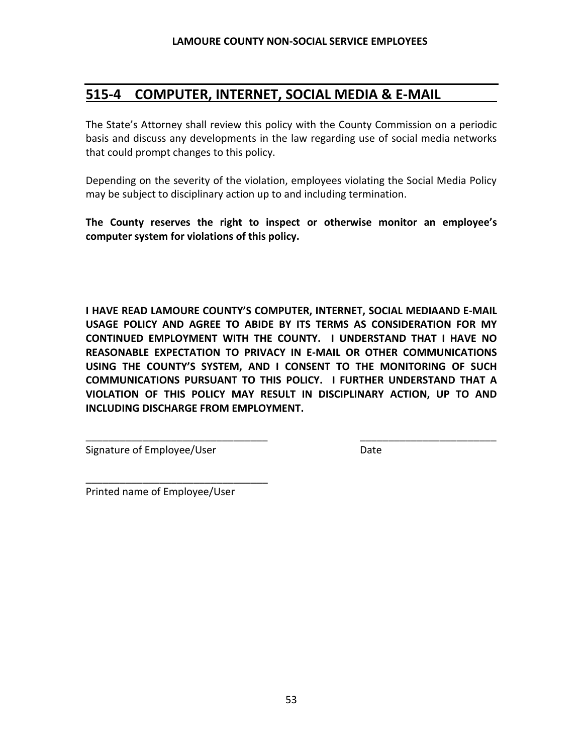## 515-4 COMPUTER, INTERNET, SOCIAL MEDIA & E-MAIL

The State's Attorney shall review this policy with the County Commission on a periodic basis and discuss any developments in the law regarding use of social media networks that could prompt changes to this policy.

Depending on the severity of the violation, employees violating the Social Media Policy may be subject to disciplinary action up to and including termination.

**The County reserves the right to inspect or otherwise monitor an employee's computer system for violations of this policy.**

**I HAVE READ LAMOURE COUNTY'S COMPUTER, INTERNET, SOCIAL MEDIAAND E-MAIL USAGE POLICY AND AGREE TO ABIDE BY ITS TERMS AS CONSIDERATION FOR MY CONTINUED EMPLOYMENT WITH THE COUNTY. I UNDERSTAND THAT I HAVE NO REASONABLE EXPECTATION TO PRIVACY IN E-MAIL OR OTHER COMMUNICATIONS USING THE COUNTY'S SYSTEM, AND I CONSENT TO THE MONITORING OF SUCH COMMUNICATIONS PURSUANT TO THIS POLICY. I FURTHER UNDERSTAND THAT A VIOLATION OF THIS POLICY MAY RESULT IN DISCIPLINARY ACTION, UP TO AND INCLUDING DISCHARGE FROM EMPLOYMENT.**

_________________________________ &nbsp;&nbsp;&nbsp;&nbsp;&nbsp;&nbsp;&nbsp;&nbsp; _________________________

Signature of Employee/User &nbsp;&nbsp;&nbsp;&nbsp;&nbsp;&nbsp;&nbsp;&nbsp; Date

_________________________________

Printed name of Employee/User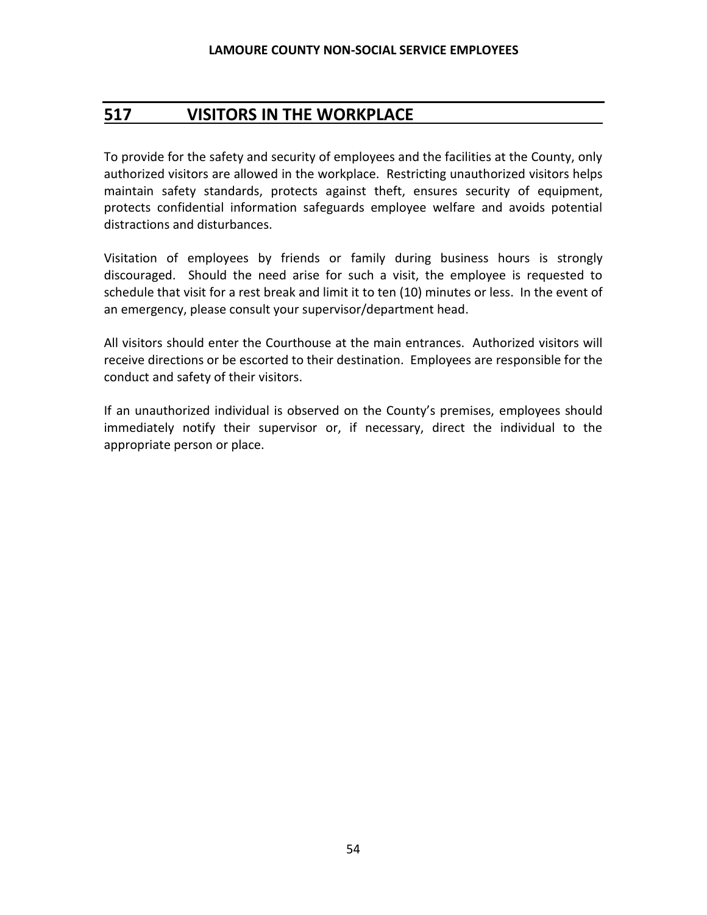## 517 VISITORS IN THE WORKPLACE

To provide for the safety and security of employees and the facilities at the County, only authorized visitors are allowed in the workplace. Restricting unauthorized visitors helps maintain safety standards, protects against theft, ensures security of equipment, protects confidential information safeguards employee welfare and avoids potential distractions and disturbances.

Visitation of employees by friends or family during business hours is strongly discouraged. Should the need arise for such a visit, the employee is requested to schedule that visit for a rest break and limit it to ten (10) minutes or less. In the event of an emergency, please consult your supervisor/department head.

All visitors should enter the Courthouse at the main entrances. Authorized visitors will receive directions or be escorted to their destination. Employees are responsible for the conduct and safety of their visitors.

If an unauthorized individual is observed on the County's premises, employees should immediately notify their supervisor or, if necessary, direct the individual to the appropriate person or place.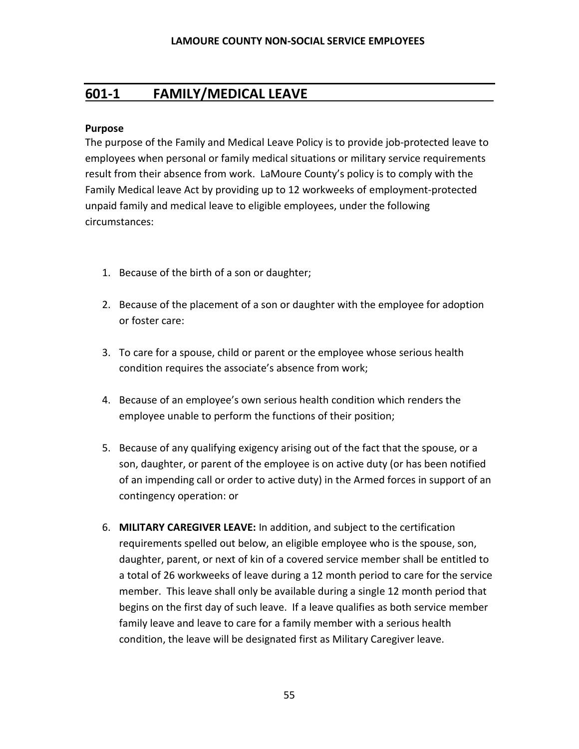## 601-1 FAMILY/MEDICAL LEAVE

**Purpose**

The purpose of the Family and Medical Leave Policy is to provide job-protected leave to employees when personal or family medical situations or military service requirements result from their absence from work. LaMoure County's policy is to comply with the Family Medical leave Act by providing up to 12 workweeks of employment-protected unpaid family and medical leave to eligible employees, under the following circumstances:

1. Because of the birth of a son or daughter;
2. Because of the placement of a son or daughter with the employee for adoption or foster care:
3. To care for a spouse, child or parent or the employee whose serious health condition requires the associate's absence from work;
4. Because of an employee's own serious health condition which renders the employee unable to perform the functions of their position;
5. Because of any qualifying exigency arising out of the fact that the spouse, or a son, daughter, or parent of the employee is on active duty (or has been notified of an impending call or order to active duty) in the Armed forces in support of an contingency operation: or
6. **MILITARY CAREGIVER LEAVE:** In addition, and subject to the certification requirements spelled out below, an eligible employee who is the spouse, son, daughter, parent, or next of kin of a covered service member shall be entitled to a total of 26 workweeks of leave during a 12 month period to care for the service member. This leave shall only be available during a single 12 month period that begins on the first day of such leave. If a leave qualifies as both service member family leave and leave to care for a family member with a serious health condition, the leave will be designated first as Military Caregiver leave.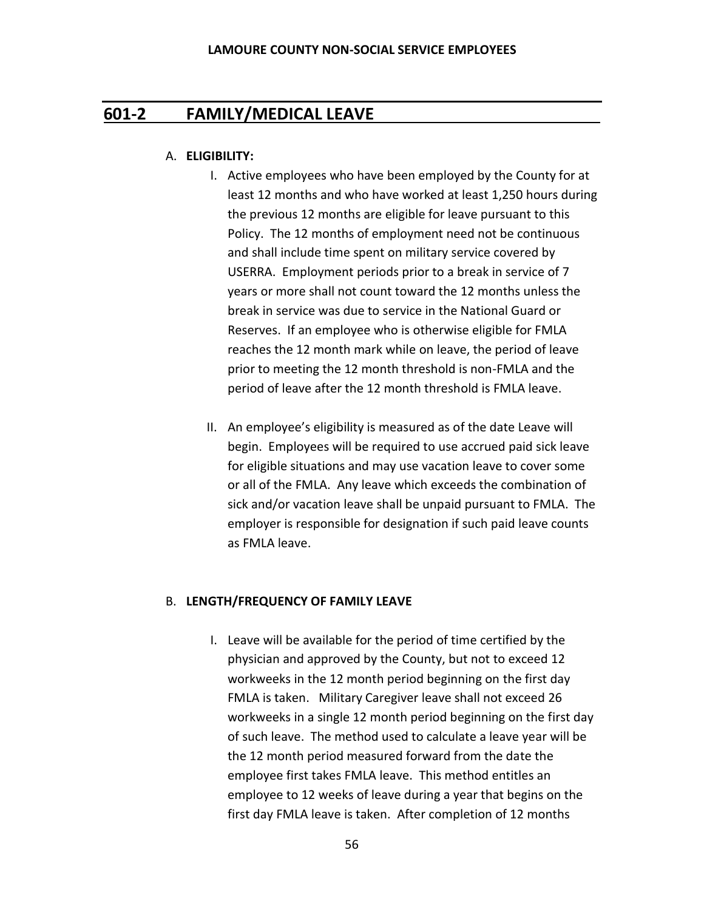## 601-2 FAMILY/MEDICAL LEAVE

A. **ELIGIBILITY:**

I. Active employees who have been employed by the County for at least 12 months and who have worked at least 1,250 hours during the previous 12 months are eligible for leave pursuant to this Policy. The 12 months of employment need not be continuous and shall include time spent on military service covered by USERRA. Employment periods prior to a break in service of 7 years or more shall not count toward the 12 months unless the break in service was due to service in the National Guard or Reserves. If an employee who is otherwise eligible for FMLA reaches the 12 month mark while on leave, the period of leave prior to meeting the 12 month threshold is non-FMLA and the period of leave after the 12 month threshold is FMLA leave.

II. An employee's eligibility is measured as of the date Leave will begin. Employees will be required to use accrued paid sick leave for eligible situations and may use vacation leave to cover some or all of the FMLA. Any leave which exceeds the combination of sick and/or vacation leave shall be unpaid pursuant to FMLA. The employer is responsible for designation if such paid leave counts as FMLA leave.

B. **LENGTH/FREQUENCY OF FAMILY LEAVE**

I. Leave will be available for the period of time certified by the physician and approved by the County, but not to exceed 12 workweeks in the 12 month period beginning on the first day FMLA is taken. Military Caregiver leave shall not exceed 26 workweeks in a single 12 month period beginning on the first day of such leave. The method used to calculate a leave year will be the 12 month period measured forward from the date the employee first takes FMLA leave. This method entitles an employee to 12 weeks of leave during a year that begins on the first day FMLA leave is taken. After completion of 12 months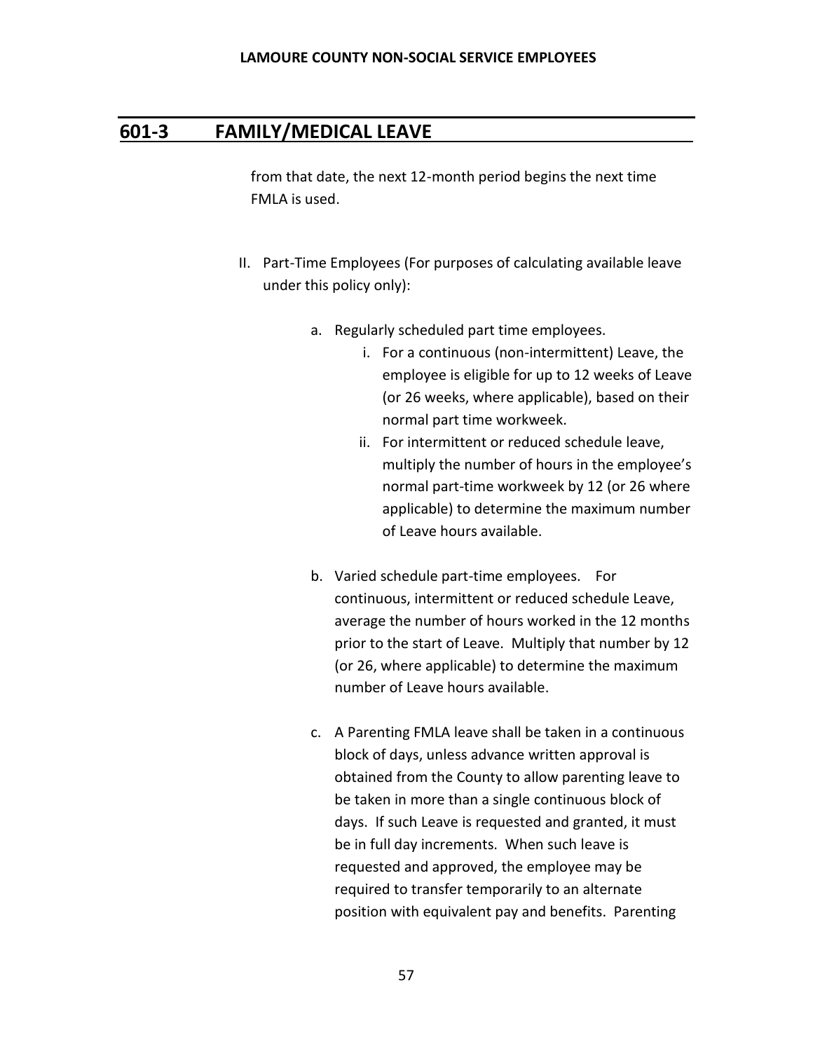## 601-3 FAMILY/MEDICAL LEAVE

from that date, the next 12-month period begins the next time FMLA is used.

II. Part-Time Employees (For purposes of calculating available leave under this policy only):

   a. Regularly scheduled part time employees.
      i. For a continuous (non-intermittent) Leave, the employee is eligible for up to 12 weeks of Leave (or 26 weeks, where applicable), based on their normal part time workweek.
      ii. For intermittent or reduced schedule leave, multiply the number of hours in the employee's normal part-time workweek by 12 (or 26 where applicable) to determine the maximum number of Leave hours available.

   b. Varied schedule part-time employees. For continuous, intermittent or reduced schedule Leave, average the number of hours worked in the 12 months prior to the start of Leave. Multiply that number by 12 (or 26, where applicable) to determine the maximum number of Leave hours available.

   c. A Parenting FMLA leave shall be taken in a continuous block of days, unless advance written approval is obtained from the County to allow parenting leave to be taken in more than a single continuous block of days. If such Leave is requested and granted, it must be in full day increments. When such leave is requested and approved, the employee may be required to transfer temporarily to an alternate position with equivalent pay and benefits. Parenting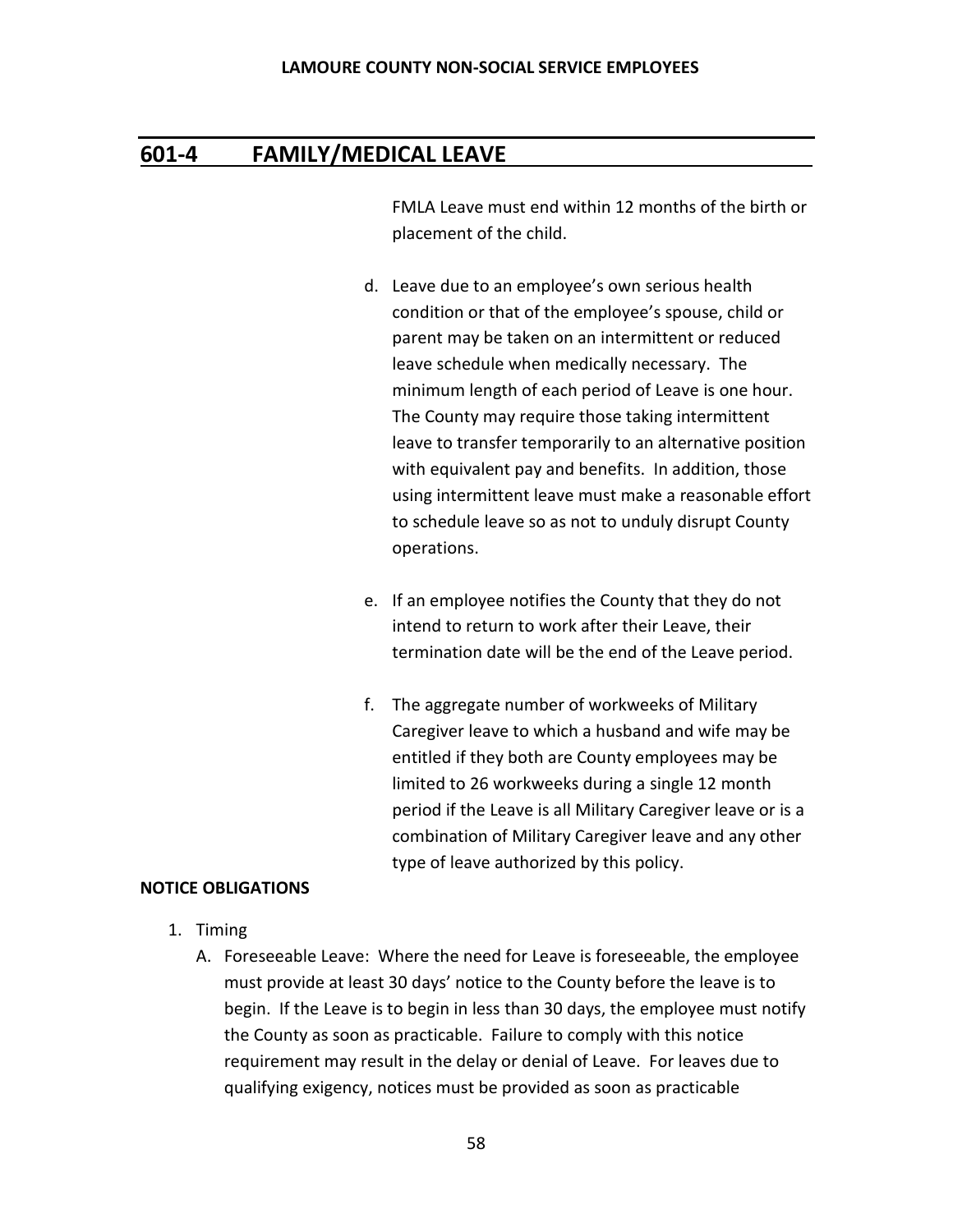## 601-4 FAMILY/MEDICAL LEAVE

FMLA Leave must end within 12 months of the birth or placement of the child.

d. Leave due to an employee's own serious health condition or that of the employee's spouse, child or parent may be taken on an intermittent or reduced leave schedule when medically necessary. The minimum length of each period of Leave is one hour. The County may require those taking intermittent leave to transfer temporarily to an alternative position with equivalent pay and benefits. In addition, those using intermittent leave must make a reasonable effort to schedule leave so as not to unduly disrupt County operations.

e. If an employee notifies the County that they do not intend to return to work after their Leave, their termination date will be the end of the Leave period.

f. The aggregate number of workweeks of Military Caregiver leave to which a husband and wife may be entitled if they both are County employees may be limited to 26 workweeks during a single 12 month period if the Leave is all Military Caregiver leave or is a combination of Military Caregiver leave and any other type of leave authorized by this policy.

**NOTICE OBLIGATIONS**

1. Timing
   A. Foreseeable Leave: Where the need for Leave is foreseeable, the employee must provide at least 30 days' notice to the County before the leave is to begin. If the Leave is to begin in less than 30 days, the employee must notify the County as soon as practicable. Failure to comply with this notice requirement may result in the delay or denial of Leave. For leaves due to qualifying exigency, notices must be provided as soon as practicable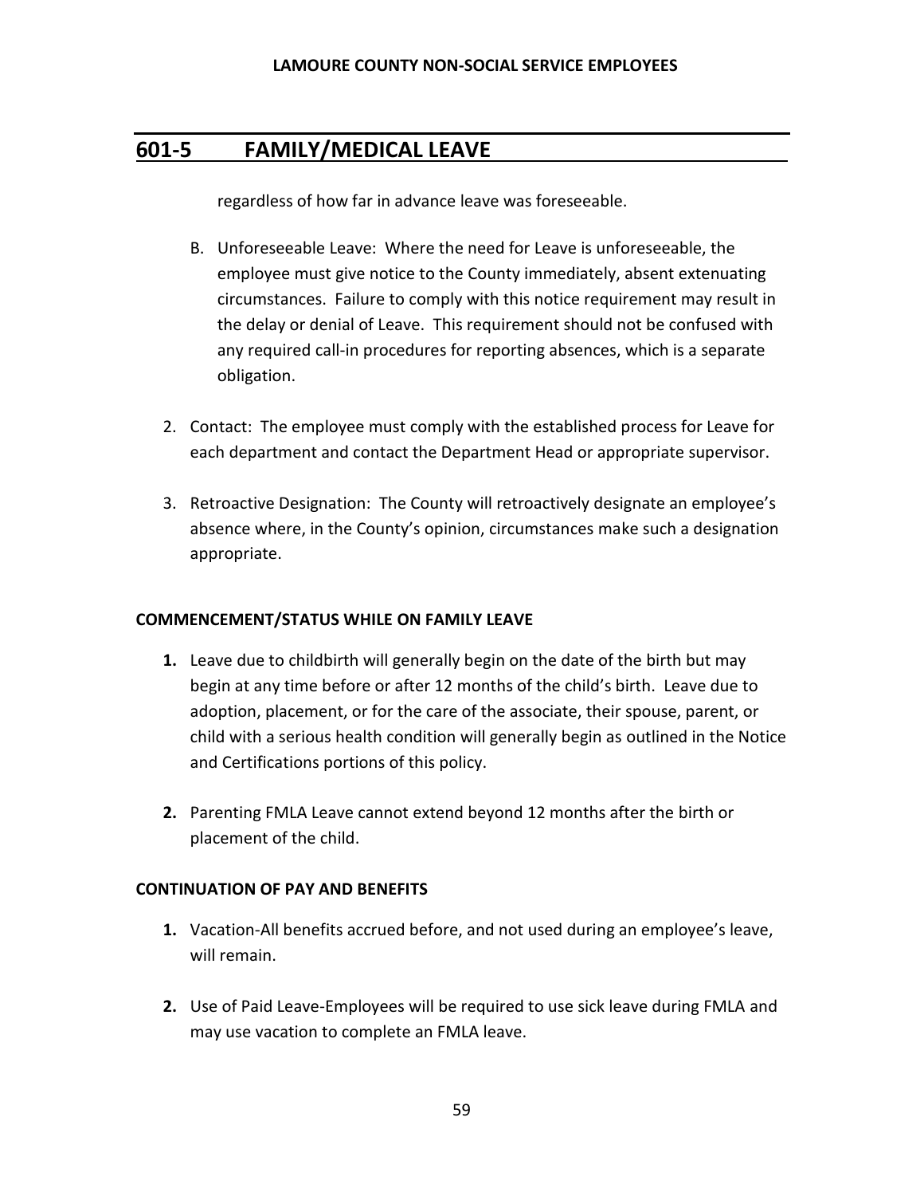## 601-5 FAMILY/MEDICAL LEAVE

regardless of how far in advance leave was foreseeable.

B. Unforeseeable Leave: Where the need for Leave is unforeseeable, the employee must give notice to the County immediately, absent extenuating circumstances. Failure to comply with this notice requirement may result in the delay or denial of Leave. This requirement should not be confused with any required call-in procedures for reporting absences, which is a separate obligation.

2. Contact: The employee must comply with the established process for Leave for each department and contact the Department Head or appropriate supervisor.

3. Retroactive Designation: The County will retroactively designate an employee's absence where, in the County's opinion, circumstances make such a designation appropriate.

**COMMENCEMENT/STATUS WHILE ON FAMILY LEAVE**

1. Leave due to childbirth will generally begin on the date of the birth but may begin at any time before or after 12 months of the child's birth. Leave due to adoption, placement, or for the care of the associate, their spouse, parent, or child with a serious health condition will generally begin as outlined in the Notice and Certifications portions of this policy.

2. Parenting FMLA Leave cannot extend beyond 12 months after the birth or placement of the child.

**CONTINUATION OF PAY AND BENEFITS**

1. Vacation-All benefits accrued before, and not used during an employee's leave, will remain.

2. Use of Paid Leave-Employees will be required to use sick leave during FMLA and may use vacation to complete an FMLA leave.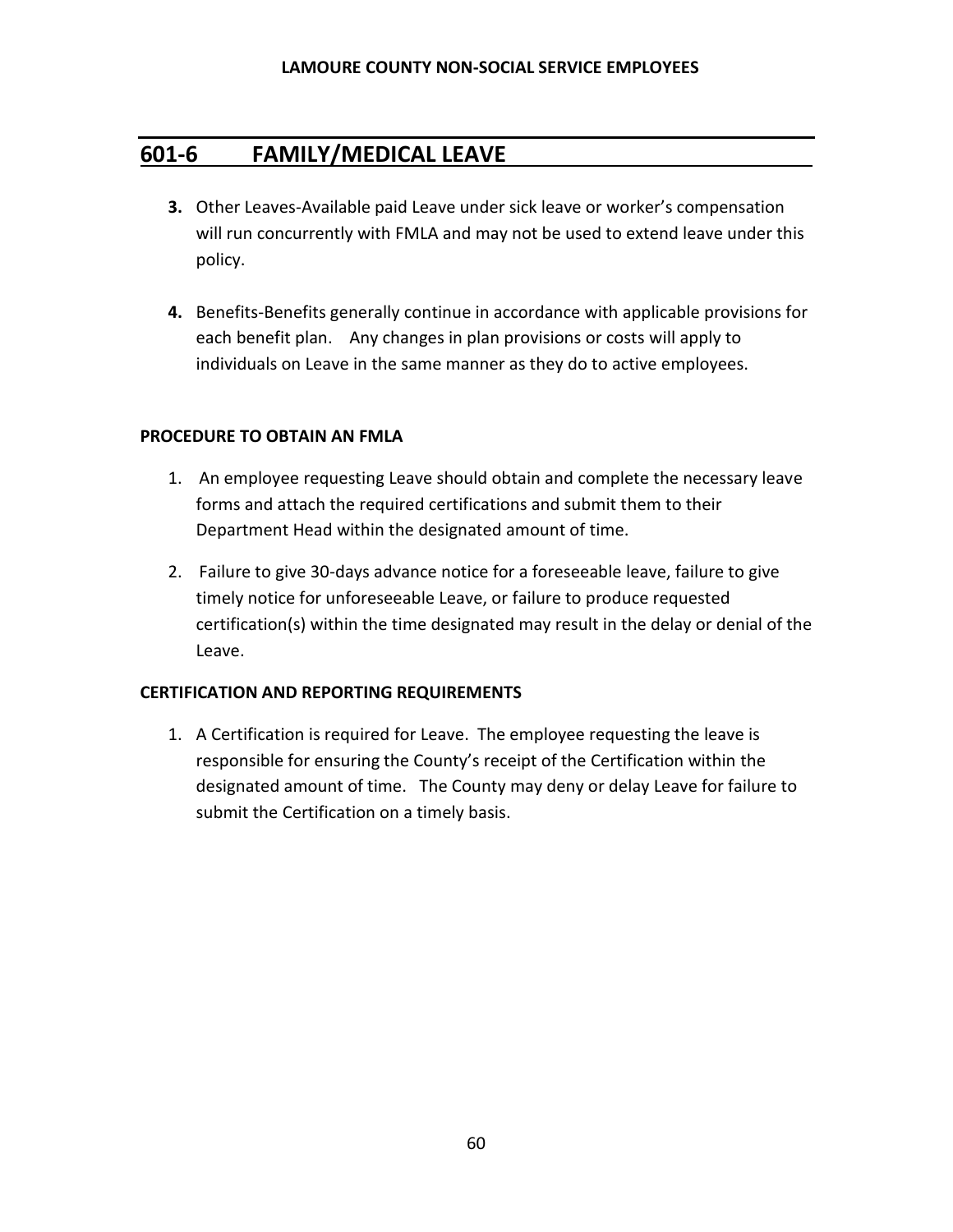## 601-6 FAMILY/MEDICAL LEAVE

3. Other Leaves-Available paid Leave under sick leave or worker's compensation will run concurrently with FMLA and may not be used to extend leave under this policy.

4. Benefits-Benefits generally continue in accordance with applicable provisions for each benefit plan. Any changes in plan provisions or costs will apply to individuals on Leave in the same manner as they do to active employees.

**PROCEDURE TO OBTAIN AN FMLA**

1. An employee requesting Leave should obtain and complete the necessary leave forms and attach the required certifications and submit them to their Department Head within the designated amount of time.

2. Failure to give 30-days advance notice for a foreseeable leave, failure to give timely notice for unforeseeable Leave, or failure to produce requested certification(s) within the time designated may result in the delay or denial of the Leave.

**CERTIFICATION AND REPORTING REQUIREMENTS**

1. A Certification is required for Leave. The employee requesting the leave is responsible for ensuring the County's receipt of the Certification within the designated amount of time. The County may deny or delay Leave for failure to submit the Certification on a timely basis.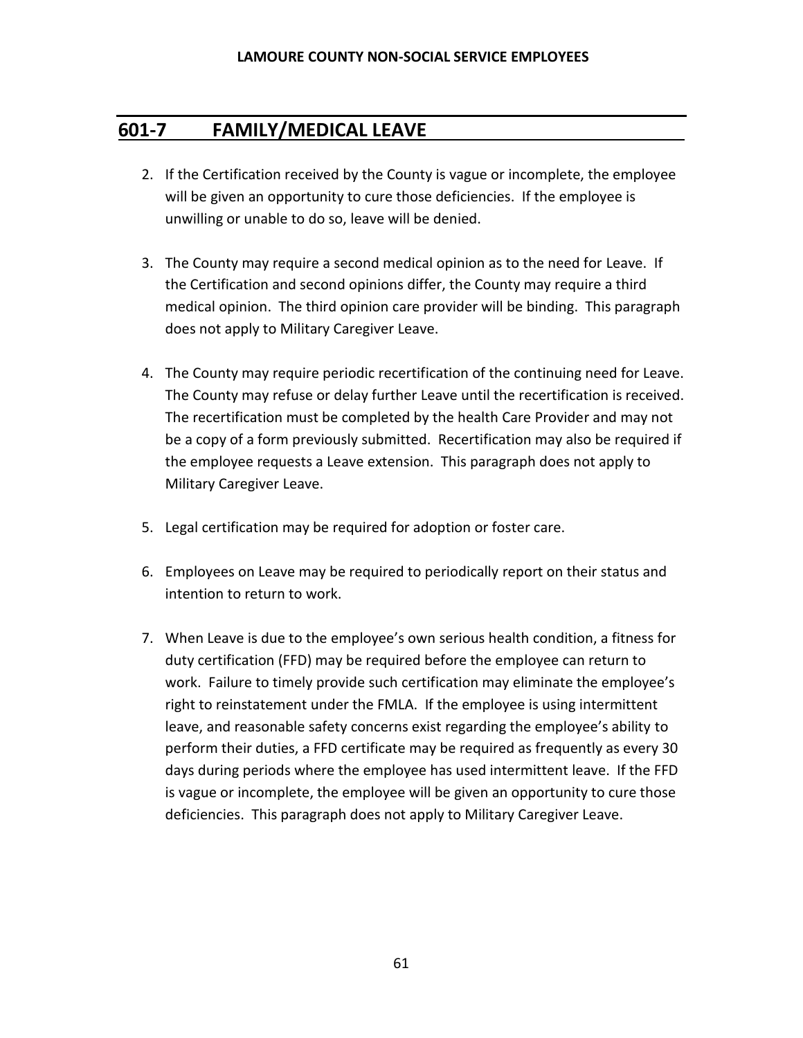## 601-7 FAMILY/MEDICAL LEAVE

2. If the Certification received by the County is vague or incomplete, the employee will be given an opportunity to cure those deficiencies. If the employee is unwilling or unable to do so, leave will be denied.

3. The County may require a second medical opinion as to the need for Leave. If the Certification and second opinions differ, the County may require a third medical opinion. The third opinion care provider will be binding. This paragraph does not apply to Military Caregiver Leave.

4. The County may require periodic recertification of the continuing need for Leave. The County may refuse or delay further Leave until the recertification is received. The recertification must be completed by the health Care Provider and may not be a copy of a form previously submitted. Recertification may also be required if the employee requests a Leave extension. This paragraph does not apply to Military Caregiver Leave.

5. Legal certification may be required for adoption or foster care.

6. Employees on Leave may be required to periodically report on their status and intention to return to work.

7. When Leave is due to the employee's own serious health condition, a fitness for duty certification (FFD) may be required before the employee can return to work. Failure to timely provide such certification may eliminate the employee's right to reinstatement under the FMLA. If the employee is using intermittent leave, and reasonable safety concerns exist regarding the employee's ability to perform their duties, a FFD certificate may be required as frequently as every 30 days during periods where the employee has used intermittent leave. If the FFD is vague or incomplete, the employee will be given an opportunity to cure those deficiencies. This paragraph does not apply to Military Caregiver Leave.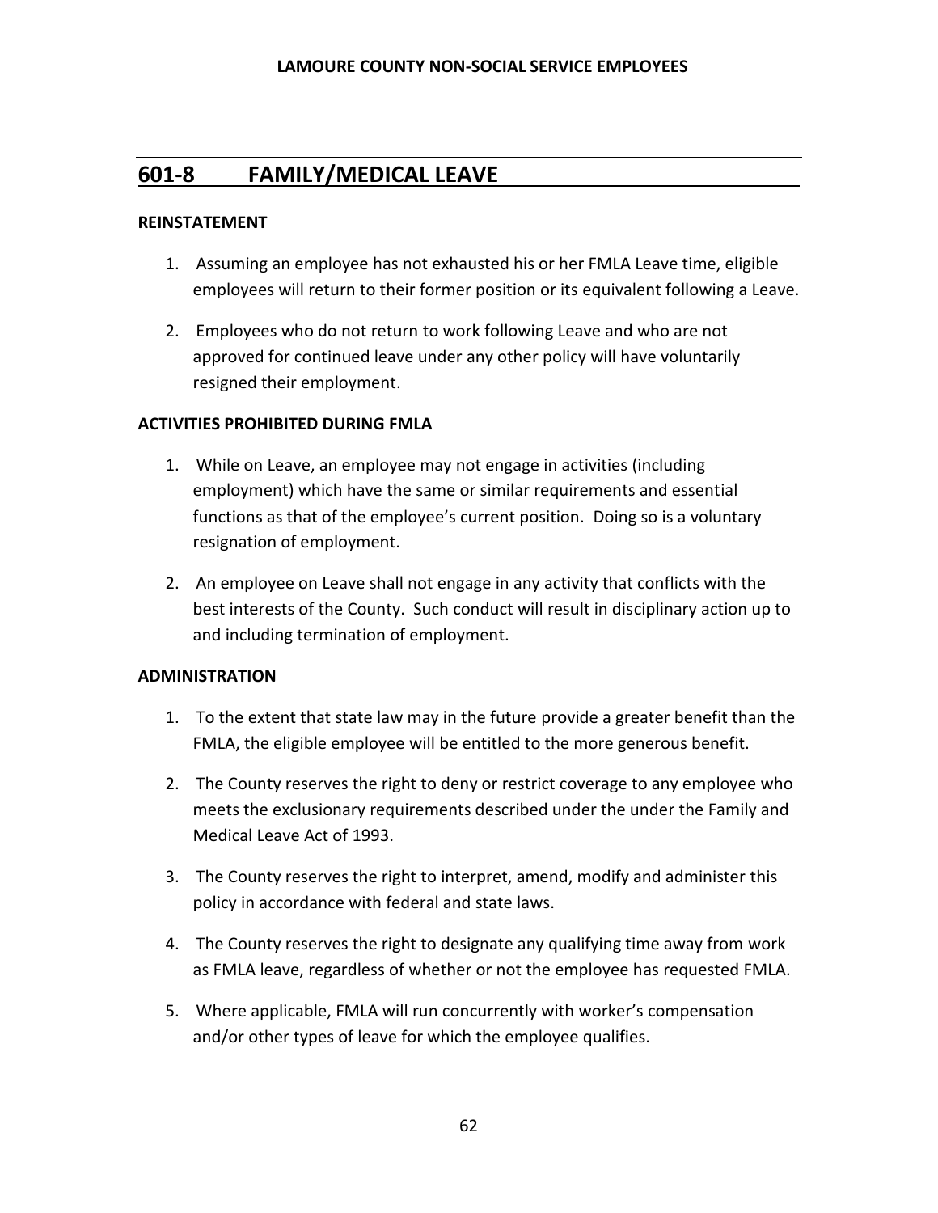## 601-8 FAMILY/MEDICAL LEAVE

**REINSTATEMENT**

1. Assuming an employee has not exhausted his or her FMLA Leave time, eligible employees will return to their former position or its equivalent following a Leave.

2. Employees who do not return to work following Leave and who are not approved for continued leave under any other policy will have voluntarily resigned their employment.

**ACTIVITIES PROHIBITED DURING FMLA**

1. While on Leave, an employee may not engage in activities (including employment) which have the same or similar requirements and essential functions as that of the employee's current position. Doing so is a voluntary resignation of employment.

2. An employee on Leave shall not engage in any activity that conflicts with the best interests of the County. Such conduct will result in disciplinary action up to and including termination of employment.

**ADMINISTRATION**

1. To the extent that state law may in the future provide a greater benefit than the FMLA, the eligible employee will be entitled to the more generous benefit.

2. The County reserves the right to deny or restrict coverage to any employee who meets the exclusionary requirements described under the under the Family and Medical Leave Act of 1993.

3. The County reserves the right to interpret, amend, modify and administer this policy in accordance with federal and state laws.

4. The County reserves the right to designate any qualifying time away from work as FMLA leave, regardless of whether or not the employee has requested FMLA.

5. Where applicable, FMLA will run concurrently with worker's compensation and/or other types of leave for which the employee qualifies.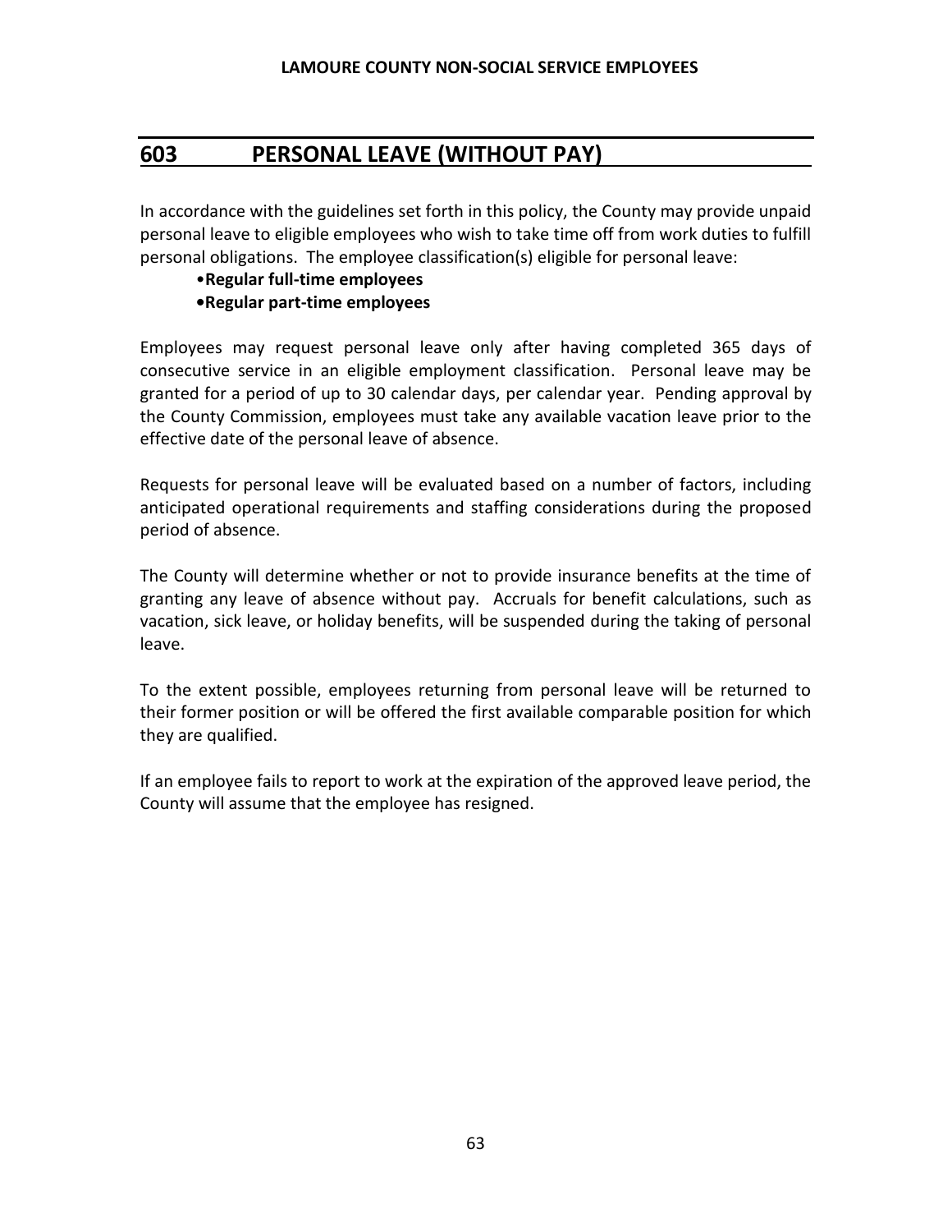## 603 PERSONAL LEAVE (WITHOUT PAY)

In accordance with the guidelines set forth in this policy, the County may provide unpaid personal leave to eligible employees who wish to take time off from work duties to fulfill personal obligations. The employee classification(s) eligible for personal leave:

- **Regular full-time employees**
- **Regular part-time employees**

Employees may request personal leave only after having completed 365 days of consecutive service in an eligible employment classification. Personal leave may be granted for a period of up to 30 calendar days, per calendar year. Pending approval by the County Commission, employees must take any available vacation leave prior to the effective date of the personal leave of absence.

Requests for personal leave will be evaluated based on a number of factors, including anticipated operational requirements and staffing considerations during the proposed period of absence.

The County will determine whether or not to provide insurance benefits at the time of granting any leave of absence without pay. Accruals for benefit calculations, such as vacation, sick leave, or holiday benefits, will be suspended during the taking of personal leave.

To the extent possible, employees returning from personal leave will be returned to their former position or will be offered the first available comparable position for which they are qualified.

If an employee fails to report to work at the expiration of the approved leave period, the County will assume that the employee has resigned.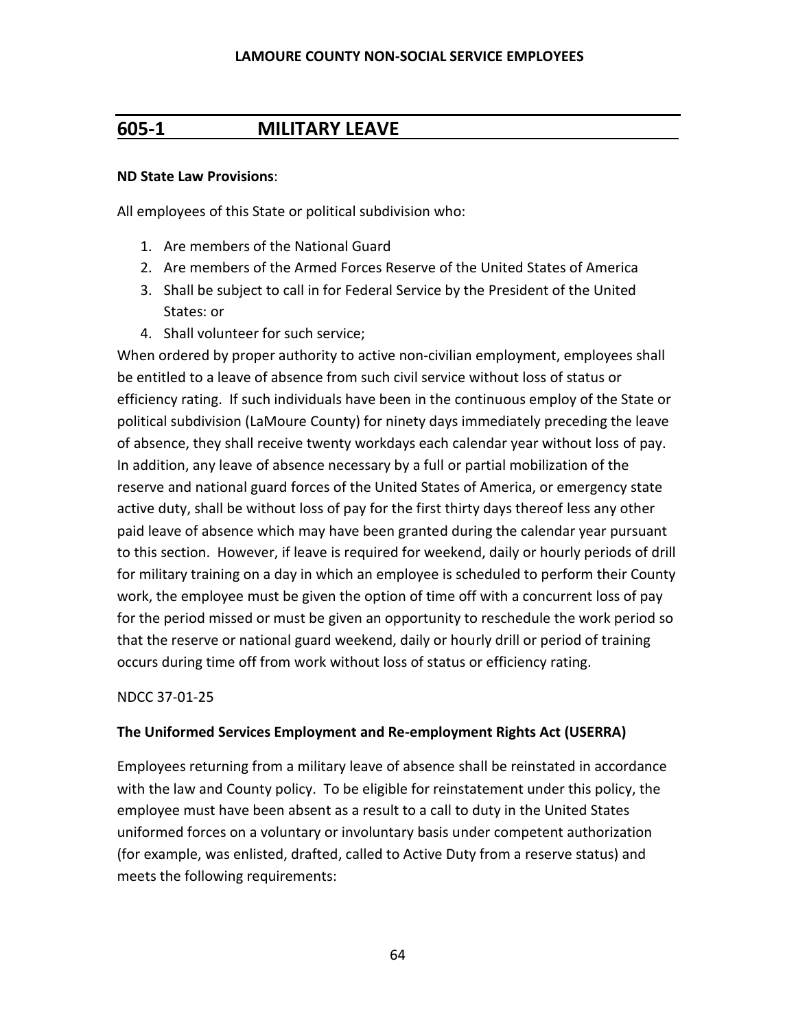## 605-1 MILITARY LEAVE

**ND State Law Provisions**:

All employees of this State or political subdivision who:

1. Are members of the National Guard
2. Are members of the Armed Forces Reserve of the United States of America
3. Shall be subject to call in for Federal Service by the President of the United States: or
4. Shall volunteer for such service;

When ordered by proper authority to active non-civilian employment, employees shall be entitled to a leave of absence from such civil service without loss of status or efficiency rating. If such individuals have been in the continuous employ of the State or political subdivision (LaMoure County) for ninety days immediately preceding the leave of absence, they shall receive twenty workdays each calendar year without loss of pay. In addition, any leave of absence necessary by a full or partial mobilization of the reserve and national guard forces of the United States of America, or emergency state active duty, shall be without loss of pay for the first thirty days thereof less any other paid leave of absence which may have been granted during the calendar year pursuant to this section. However, if leave is required for weekend, daily or hourly periods of drill for military training on a day in which an employee is scheduled to perform their County work, the employee must be given the option of time off with a concurrent loss of pay for the period missed or must be given an opportunity to reschedule the work period so that the reserve or national guard weekend, daily or hourly drill or period of training occurs during time off from work without loss of status or efficiency rating.

NDCC 37-01-25

**The Uniformed Services Employment and Re-employment Rights Act (USERRA)**

Employees returning from a military leave of absence shall be reinstated in accordance with the law and County policy. To be eligible for reinstatement under this policy, the employee must have been absent as a result to a call to duty in the United States uniformed forces on a voluntary or involuntary basis under competent authorization (for example, was enlisted, drafted, called to Active Duty from a reserve status) and meets the following requirements: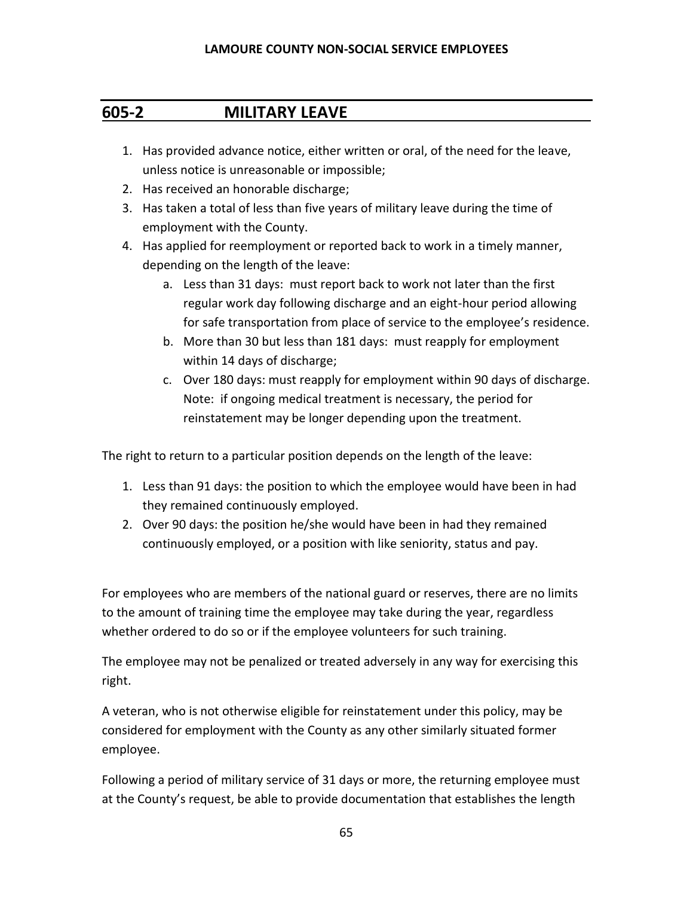## 605-2 MILITARY LEAVE

1. Has provided advance notice, either written or oral, of the need for the leave, unless notice is unreasonable or impossible;
2. Has received an honorable discharge;
3. Has taken a total of less than five years of military leave during the time of employment with the County.
4. Has applied for reemployment or reported back to work in a timely manner, depending on the length of the leave:
   a. Less than 31 days: must report back to work not later than the first regular work day following discharge and an eight-hour period allowing for safe transportation from place of service to the employee's residence.
   b. More than 30 but less than 181 days: must reapply for employment within 14 days of discharge;
   c. Over 180 days: must reapply for employment within 90 days of discharge. Note: if ongoing medical treatment is necessary, the period for reinstatement may be longer depending upon the treatment.

The right to return to a particular position depends on the length of the leave:

1. Less than 91 days: the position to which the employee would have been in had they remained continuously employed.
2. Over 90 days: the position he/she would have been in had they remained continuously employed, or a position with like seniority, status and pay.

For employees who are members of the national guard or reserves, there are no limits to the amount of training time the employee may take during the year, regardless whether ordered to do so or if the employee volunteers for such training.

The employee may not be penalized or treated adversely in any way for exercising this right.

A veteran, who is not otherwise eligible for reinstatement under this policy, may be considered for employment with the County as any other similarly situated former employee.

Following a period of military service of 31 days or more, the returning employee must at the County's request, be able to provide documentation that establishes the length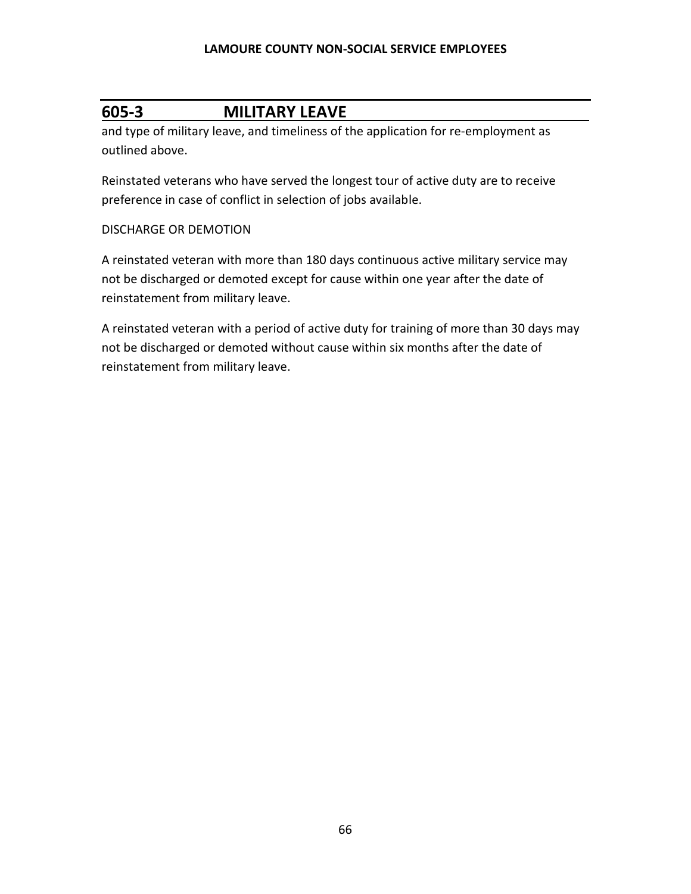## 605-3 MILITARY LEAVE

and type of military leave, and timeliness of the application for re-employment as outlined above.

Reinstated veterans who have served the longest tour of active duty are to receive preference in case of conflict in selection of jobs available.

DISCHARGE OR DEMOTION

A reinstated veteran with more than 180 days continuous active military service may not be discharged or demoted except for cause within one year after the date of reinstatement from military leave.

A reinstated veteran with a period of active duty for training of more than 30 days may not be discharged or demoted without cause within six months after the date of reinstatement from military leave.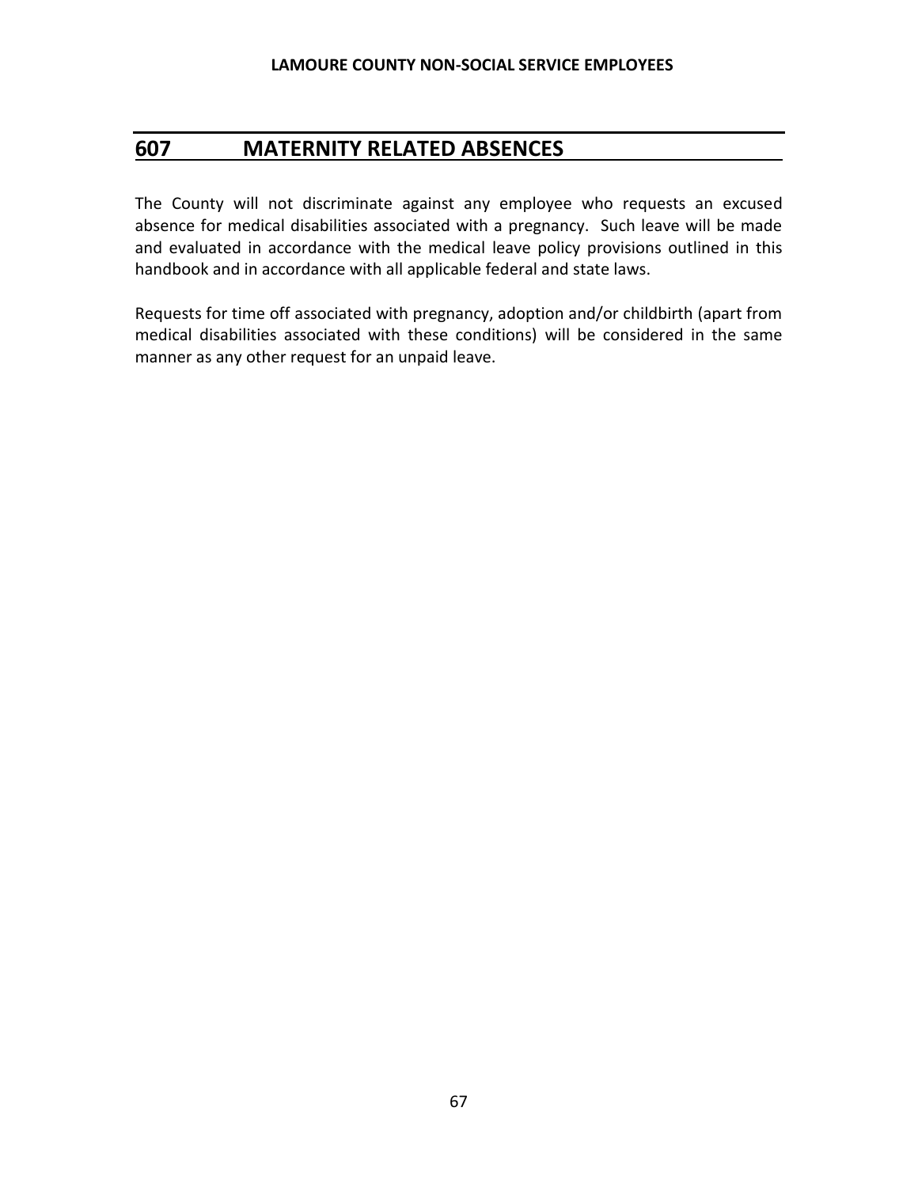## 607 MATERNITY RELATED ABSENCES

The County will not discriminate against any employee who requests an excused absence for medical disabilities associated with a pregnancy. Such leave will be made and evaluated in accordance with the medical leave policy provisions outlined in this handbook and in accordance with all applicable federal and state laws.

Requests for time off associated with pregnancy, adoption and/or childbirth (apart from medical disabilities associated with these conditions) will be considered in the same manner as any other request for an unpaid leave.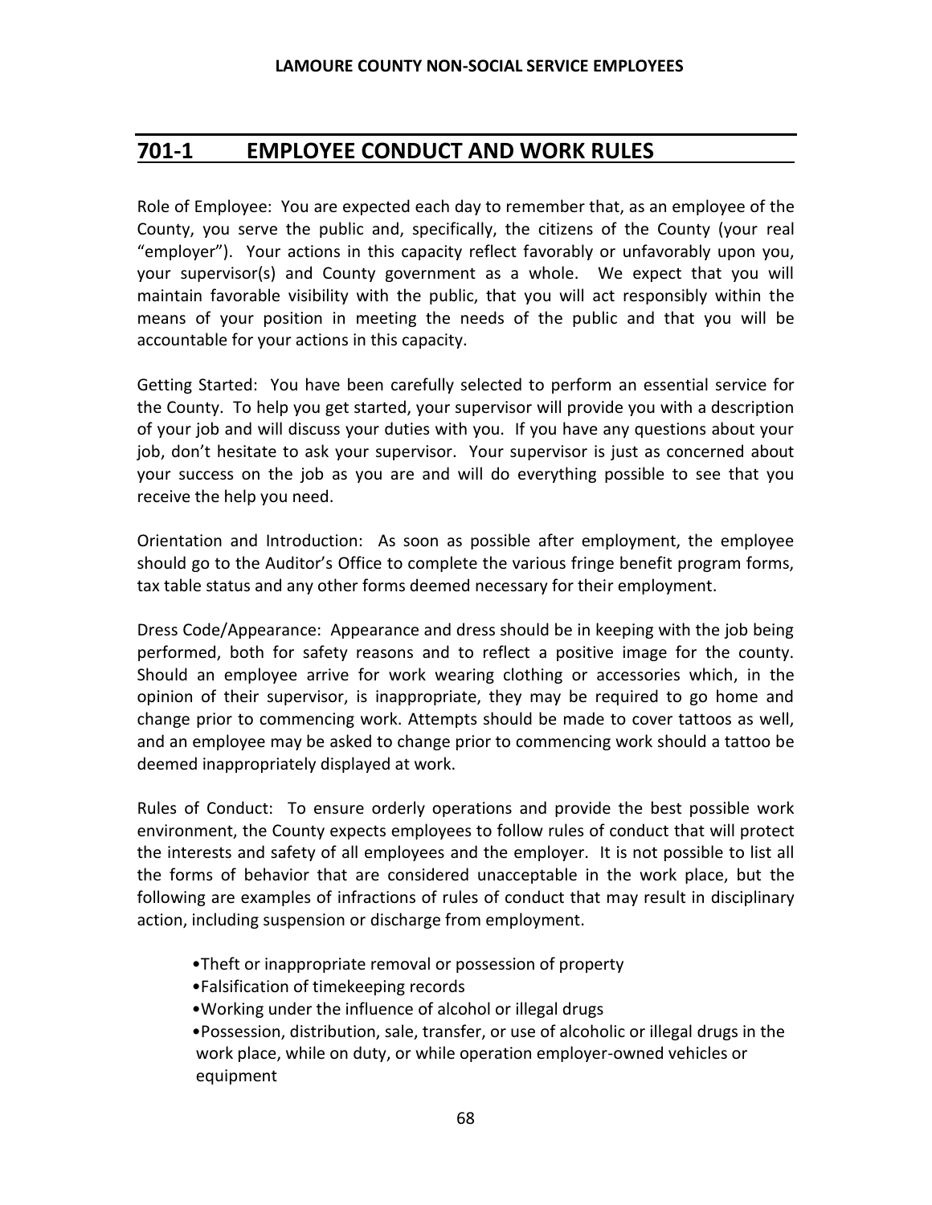## 701-1 EMPLOYEE CONDUCT AND WORK RULES

Role of Employee: You are expected each day to remember that, as an employee of the County, you serve the public and, specifically, the citizens of the County (your real "employer"). Your actions in this capacity reflect favorably or unfavorably upon you, your supervisor(s) and County government as a whole. We expect that you will maintain favorable visibility with the public, that you will act responsibly within the means of your position in meeting the needs of the public and that you will be accountable for your actions in this capacity.

Getting Started: You have been carefully selected to perform an essential service for the County. To help you get started, your supervisor will provide you with a description of your job and will discuss your duties with you. If you have any questions about your job, don't hesitate to ask your supervisor. Your supervisor is just as concerned about your success on the job as you are and will do everything possible to see that you receive the help you need.

Orientation and Introduction: As soon as possible after employment, the employee should go to the Auditor's Office to complete the various fringe benefit program forms, tax table status and any other forms deemed necessary for their employment.

Dress Code/Appearance: Appearance and dress should be in keeping with the job being performed, both for safety reasons and to reflect a positive image for the county. Should an employee arrive for work wearing clothing or accessories which, in the opinion of their supervisor, is inappropriate, they may be required to go home and change prior to commencing work. Attempts should be made to cover tattoos as well, and an employee may be asked to change prior to commencing work should a tattoo be deemed inappropriately displayed at work.

Rules of Conduct: To ensure orderly operations and provide the best possible work environment, the County expects employees to follow rules of conduct that will protect the interests and safety of all employees and the employer. It is not possible to list all the forms of behavior that are considered unacceptable in the work place, but the following are examples of infractions of rules of conduct that may result in disciplinary action, including suspension or discharge from employment.

- Theft or inappropriate removal or possession of property
- Falsification of timekeeping records
- Working under the influence of alcohol or illegal drugs
- Possession, distribution, sale, transfer, or use of alcoholic or illegal drugs in the work place, while on duty, or while operation employer-owned vehicles or equipment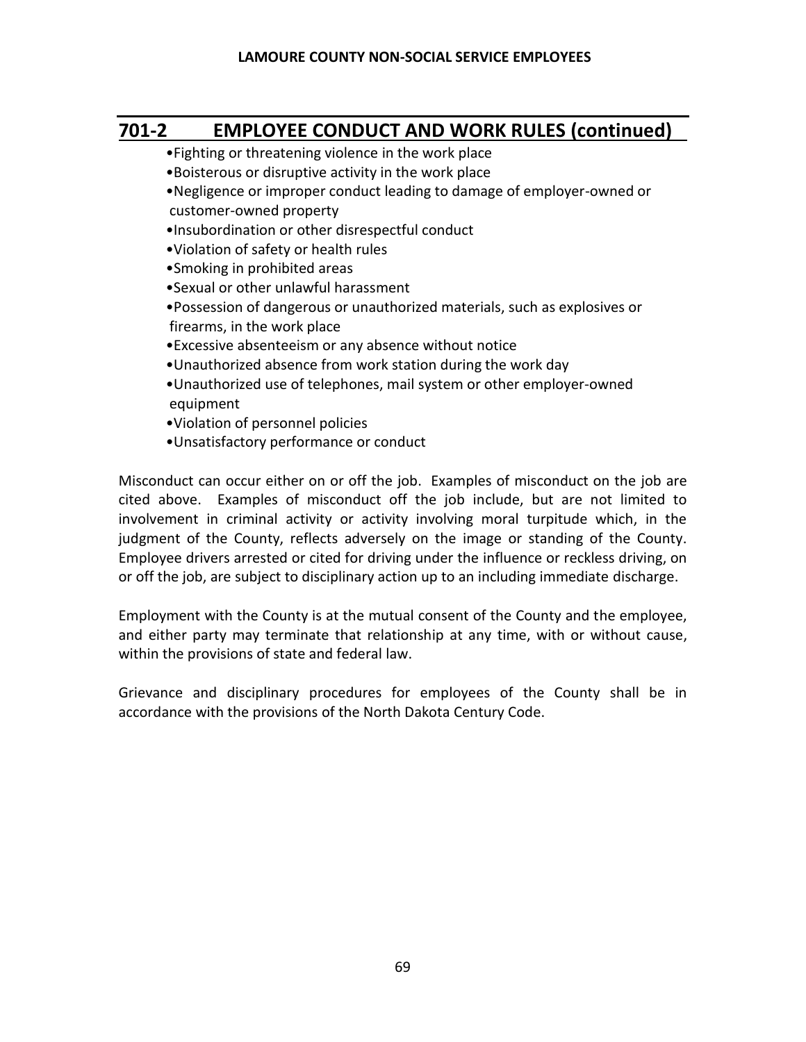## 701-2 EMPLOYEE CONDUCT AND WORK RULES (continued)

- Fighting or threatening violence in the work place
- Boisterous or disruptive activity in the work place
- Negligence or improper conduct leading to damage of employer-owned or customer-owned property
- Insubordination or other disrespectful conduct
- Violation of safety or health rules
- Smoking in prohibited areas
- Sexual or other unlawful harassment
- Possession of dangerous or unauthorized materials, such as explosives or firearms, in the work place
- Excessive absenteeism or any absence without notice
- Unauthorized absence from work station during the work day
- Unauthorized use of telephones, mail system or other employer-owned equipment
- Violation of personnel policies
- Unsatisfactory performance or conduct

Misconduct can occur either on or off the job. Examples of misconduct on the job are cited above. Examples of misconduct off the job include, but are not limited to involvement in criminal activity or activity involving moral turpitude which, in the judgment of the County, reflects adversely on the image or standing of the County. Employee drivers arrested or cited for driving under the influence or reckless driving, on or off the job, are subject to disciplinary action up to an including immediate discharge.

Employment with the County is at the mutual consent of the County and the employee, and either party may terminate that relationship at any time, with or without cause, within the provisions of state and federal law.

Grievance and disciplinary procedures for employees of the County shall be in accordance with the provisions of the North Dakota Century Code.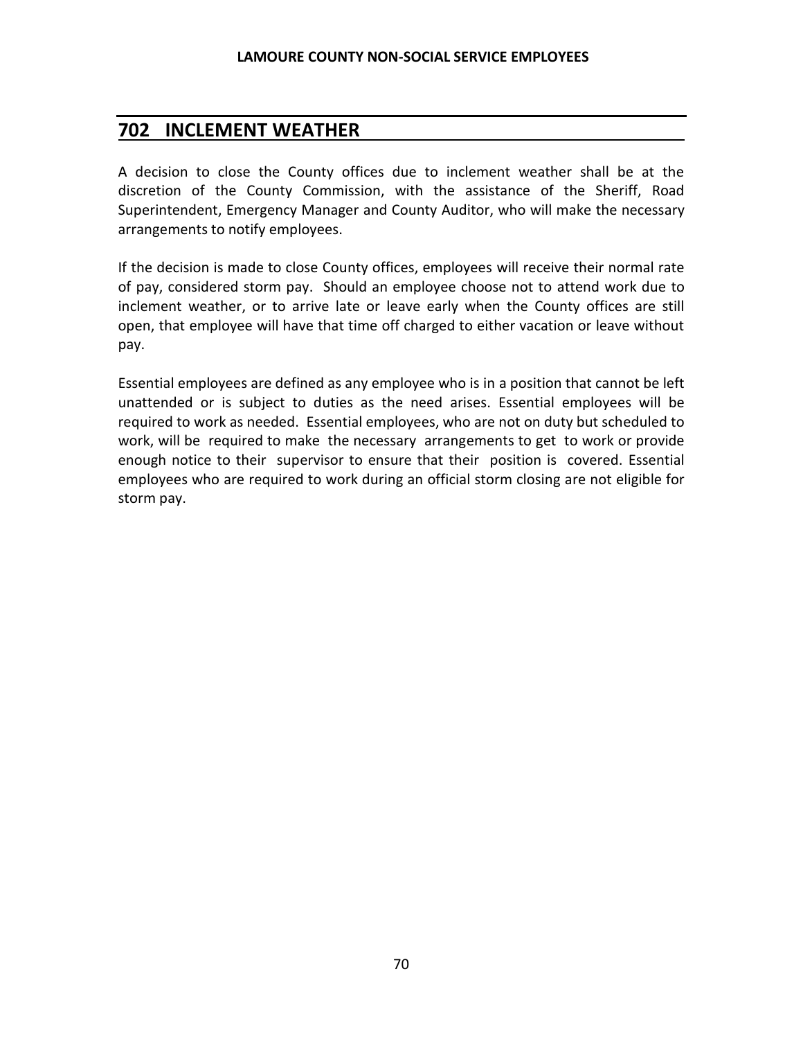## 702 INCLEMENT WEATHER

A decision to close the County offices due to inclement weather shall be at the discretion of the County Commission, with the assistance of the Sheriff, Road Superintendent, Emergency Manager and County Auditor, who will make the necessary arrangements to notify employees.

If the decision is made to close County offices, employees will receive their normal rate of pay, considered storm pay. Should an employee choose not to attend work due to inclement weather, or to arrive late or leave early when the County offices are still open, that employee will have that time off charged to either vacation or leave without pay.

Essential employees are defined as any employee who is in a position that cannot be left unattended or is subject to duties as the need arises. Essential employees will be required to work as needed. Essential employees, who are not on duty but scheduled to work, will be required to make the necessary arrangements to get to work or provide enough notice to their supervisor to ensure that their position is covered. Essential employees who are required to work during an official storm closing are not eligible for storm pay.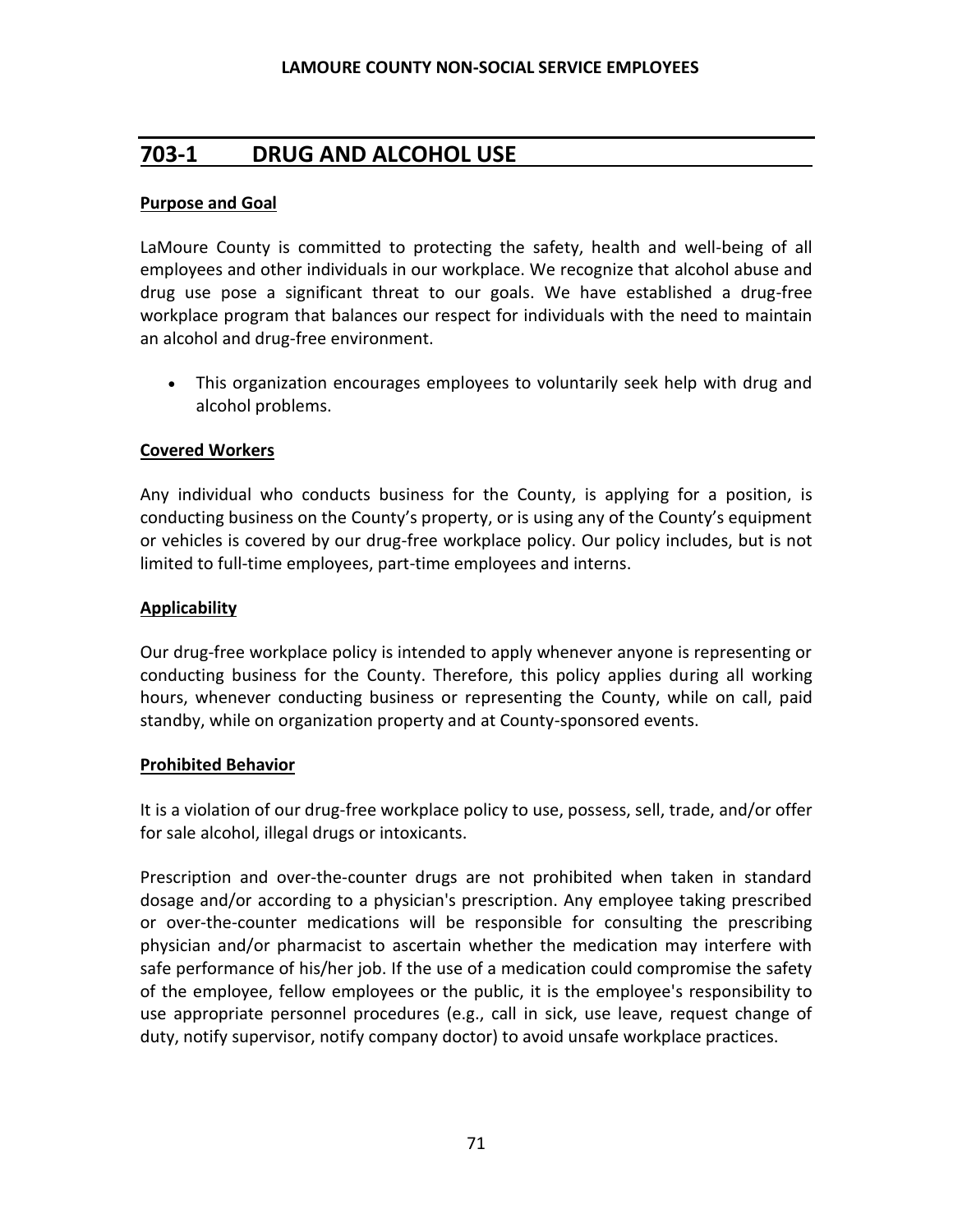## 703-1 DRUG AND ALCOHOL USE

**Purpose and Goal**

LaMoure County is committed to protecting the safety, health and well-being of all employees and other individuals in our workplace. We recognize that alcohol abuse and drug use pose a significant threat to our goals. We have established a drug-free workplace program that balances our respect for individuals with the need to maintain an alcohol and drug-free environment.

- This organization encourages employees to voluntarily seek help with drug and alcohol problems.

**Covered Workers**

Any individual who conducts business for the County, is applying for a position, is conducting business on the County's property, or is using any of the County's equipment or vehicles is covered by our drug-free workplace policy. Our policy includes, but is not limited to full-time employees, part-time employees and interns.

**Applicability**

Our drug-free workplace policy is intended to apply whenever anyone is representing or conducting business for the County. Therefore, this policy applies during all working hours, whenever conducting business or representing the County, while on call, paid standby, while on organization property and at County-sponsored events.

**Prohibited Behavior**

It is a violation of our drug-free workplace policy to use, possess, sell, trade, and/or offer for sale alcohol, illegal drugs or intoxicants.

Prescription and over-the-counter drugs are not prohibited when taken in standard dosage and/or according to a physician's prescription. Any employee taking prescribed or over-the-counter medications will be responsible for consulting the prescribing physician and/or pharmacist to ascertain whether the medication may interfere with safe performance of his/her job. If the use of a medication could compromise the safety of the employee, fellow employees or the public, it is the employee's responsibility to use appropriate personnel procedures (e.g., call in sick, use leave, request change of duty, notify supervisor, notify company doctor) to avoid unsafe workplace practices.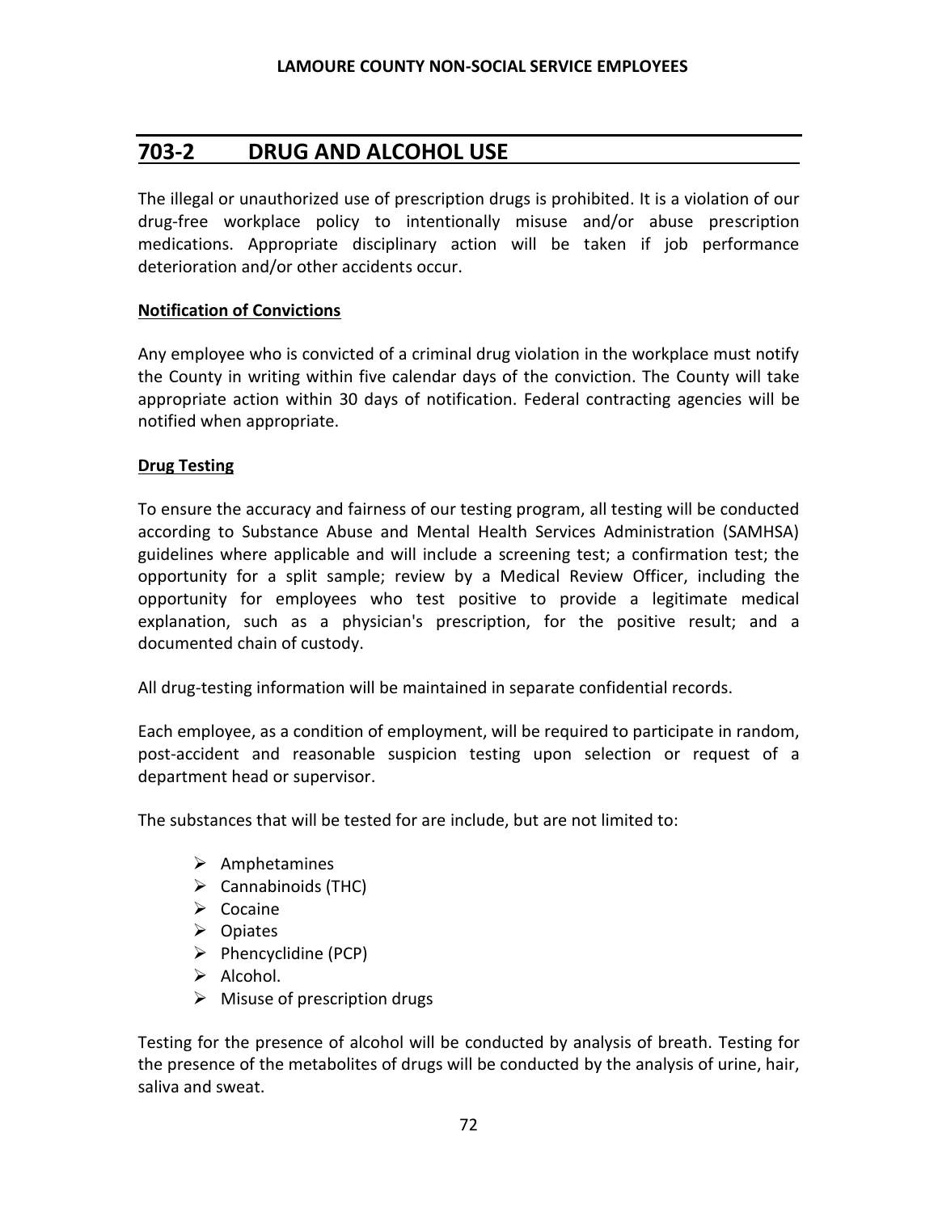## 703-2 DRUG AND ALCOHOL USE

The illegal or unauthorized use of prescription drugs is prohibited. It is a violation of our drug-free workplace policy to intentionally misuse and/or abuse prescription medications. Appropriate disciplinary action will be taken if job performance deterioration and/or other accidents occur.

**Notification of Convictions**

Any employee who is convicted of a criminal drug violation in the workplace must notify the County in writing within five calendar days of the conviction. The County will take appropriate action within 30 days of notification. Federal contracting agencies will be notified when appropriate.

**Drug Testing**

To ensure the accuracy and fairness of our testing program, all testing will be conducted according to Substance Abuse and Mental Health Services Administration (SAMHSA) guidelines where applicable and will include a screening test; a confirmation test; the opportunity for a split sample; review by a Medical Review Officer, including the opportunity for employees who test positive to provide a legitimate medical explanation, such as a physician's prescription, for the positive result; and a documented chain of custody.

All drug-testing information will be maintained in separate confidential records.

Each employee, as a condition of employment, will be required to participate in random, post-accident and reasonable suspicion testing upon selection or request of a department head or supervisor.

The substances that will be tested for are include, but are not limited to:

- Amphetamines
- Cannabinoids (THC)
- Cocaine
- Opiates
- Phencyclidine (PCP)
- Alcohol.
- Misuse of prescription drugs

Testing for the presence of alcohol will be conducted by analysis of breath. Testing for the presence of the metabolites of drugs will be conducted by the analysis of urine, hair, saliva and sweat.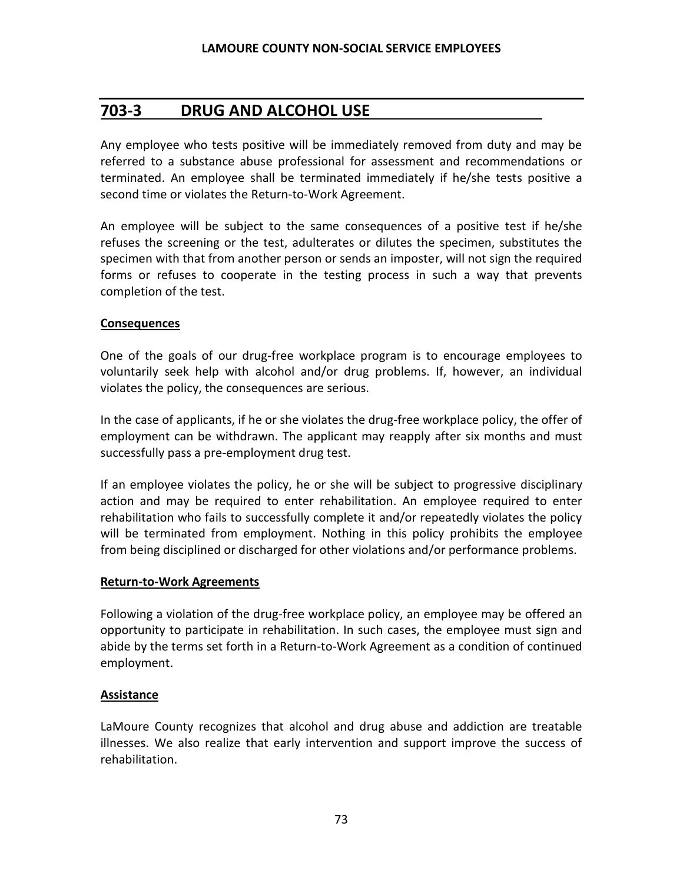## 703-3 DRUG AND ALCOHOL USE

Any employee who tests positive will be immediately removed from duty and may be referred to a substance abuse professional for assessment and recommendations or terminated. An employee shall be terminated immediately if he/she tests positive a second time or violates the Return-to-Work Agreement.

An employee will be subject to the same consequences of a positive test if he/she refuses the screening or the test, adulterates or dilutes the specimen, substitutes the specimen with that from another person or sends an imposter, will not sign the required forms or refuses to cooperate in the testing process in such a way that prevents completion of the test.

### Consequences

One of the goals of our drug-free workplace program is to encourage employees to voluntarily seek help with alcohol and/or drug problems. If, however, an individual violates the policy, the consequences are serious.

In the case of applicants, if he or she violates the drug-free workplace policy, the offer of employment can be withdrawn. The applicant may reapply after six months and must successfully pass a pre-employment drug test.

If an employee violates the policy, he or she will be subject to progressive disciplinary action and may be required to enter rehabilitation. An employee required to enter rehabilitation who fails to successfully complete it and/or repeatedly violates the policy will be terminated from employment. Nothing in this policy prohibits the employee from being disciplined or discharged for other violations and/or performance problems.

### Return-to-Work Agreements

Following a violation of the drug-free workplace policy, an employee may be offered an opportunity to participate in rehabilitation. In such cases, the employee must sign and abide by the terms set forth in a Return-to-Work Agreement as a condition of continued employment.

### Assistance

LaMoure County recognizes that alcohol and drug abuse and addiction are treatable illnesses. We also realize that early intervention and support improve the success of rehabilitation.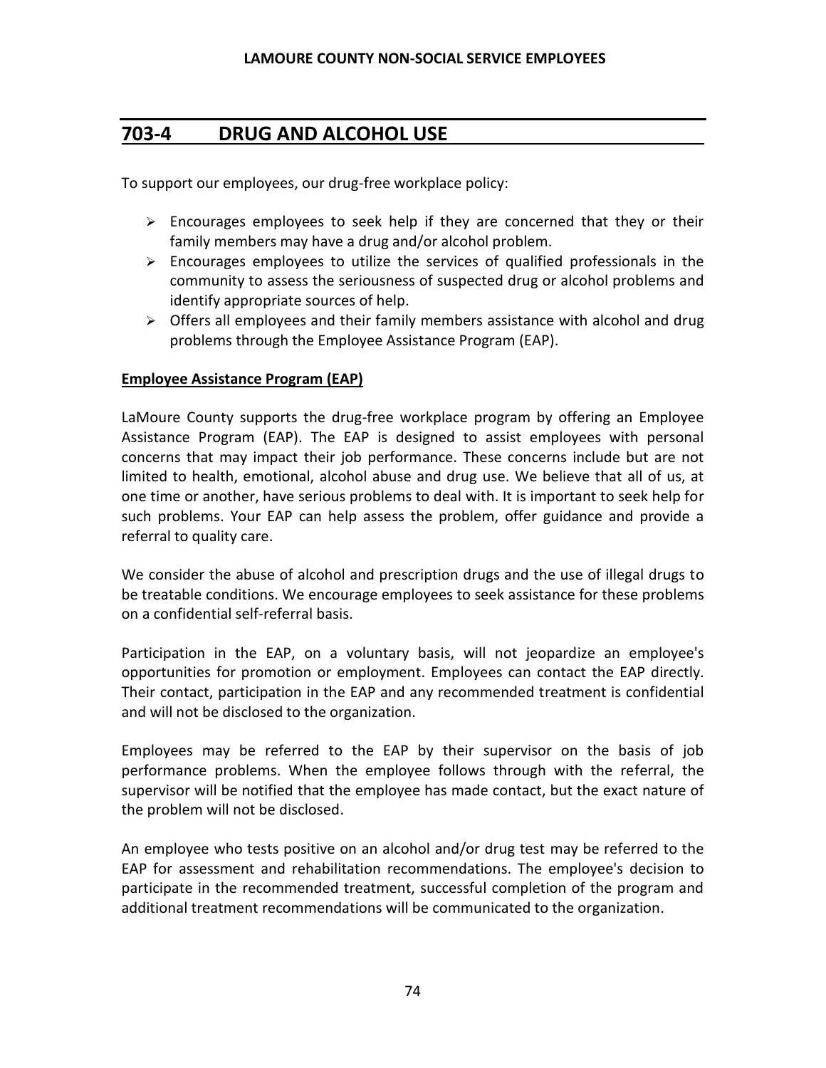## 703-4 DRUG AND ALCOHOL USE

To support our employees, our drug-free workplace policy:

- Encourages employees to seek help if they are concerned that they or their family members may have a drug and/or alcohol problem.
- Encourages employees to utilize the services of qualified professionals in the community to assess the seriousness of suspected drug or alcohol problems and identify appropriate sources of help.
- Offers all employees and their family members assistance with alcohol and drug problems through the Employee Assistance Program (EAP).

**Employee Assistance Program (EAP)**

LaMoure County supports the drug-free workplace program by offering an Employee Assistance Program (EAP). The EAP is designed to assist employees with personal concerns that may impact their job performance. These concerns include but are not limited to health, emotional, alcohol abuse and drug use. We believe that all of us, at one time or another, have serious problems to deal with. It is important to seek help for such problems. Your EAP can help assess the problem, offer guidance and provide a referral to quality care.

We consider the abuse of alcohol and prescription drugs and the use of illegal drugs to be treatable conditions. We encourage employees to seek assistance for these problems on a confidential self-referral basis.

Participation in the EAP, on a voluntary basis, will not jeopardize an employee's opportunities for promotion or employment. Employees can contact the EAP directly. Their contact, participation in the EAP and any recommended treatment is confidential and will not be disclosed to the organization.

Employees may be referred to the EAP by their supervisor on the basis of job performance problems. When the employee follows through with the referral, the supervisor will be notified that the employee has made contact, but the exact nature of the problem will not be disclosed.

An employee who tests positive on an alcohol and/or drug test may be referred to the EAP for assessment and rehabilitation recommendations. The employee's decision to participate in the recommended treatment, successful completion of the program and additional treatment recommendations will be communicated to the organization.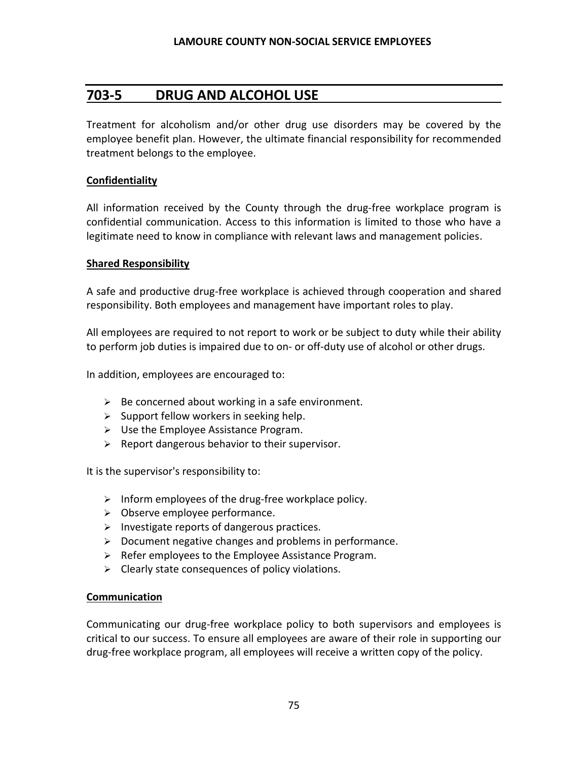## 703-5 DRUG AND ALCOHOL USE

Treatment for alcoholism and/or other drug use disorders may be covered by the employee benefit plan. However, the ultimate financial responsibility for recommended treatment belongs to the employee.

**Confidentiality**

All information received by the County through the drug-free workplace program is confidential communication. Access to this information is limited to those who have a legitimate need to know in compliance with relevant laws and management policies.

**Shared Responsibility**

A safe and productive drug-free workplace is achieved through cooperation and shared responsibility. Both employees and management have important roles to play.

All employees are required to not report to work or be subject to duty while their ability to perform job duties is impaired due to on- or off-duty use of alcohol or other drugs.

In addition, employees are encouraged to:

- Be concerned about working in a safe environment.
- Support fellow workers in seeking help.
- Use the Employee Assistance Program.
- Report dangerous behavior to their supervisor.

It is the supervisor's responsibility to:

- Inform employees of the drug-free workplace policy.
- Observe employee performance.
- Investigate reports of dangerous practices.
- Document negative changes and problems in performance.
- Refer employees to the Employee Assistance Program.
- Clearly state consequences of policy violations.

**Communication**

Communicating our drug-free workplace policy to both supervisors and employees is critical to our success. To ensure all employees are aware of their role in supporting our drug-free workplace program, all employees will receive a written copy of the policy.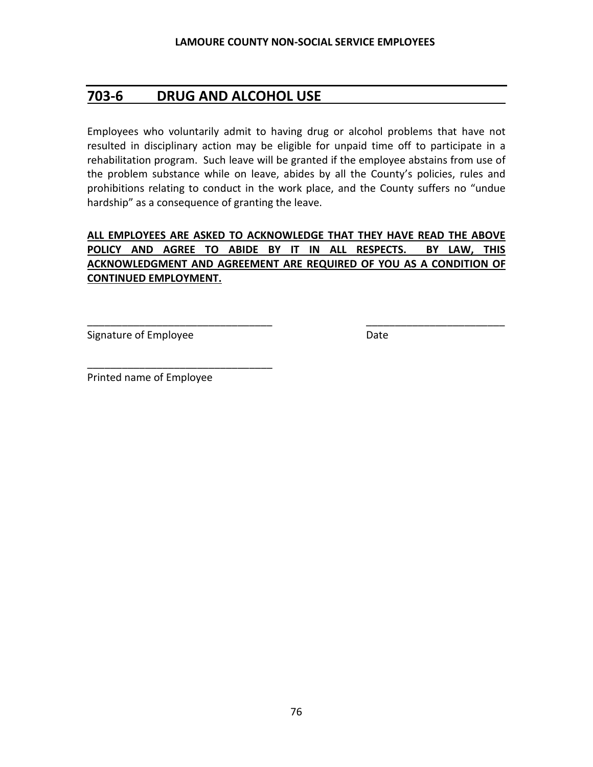## 703-6 DRUG AND ALCOHOL USE

Employees who voluntarily admit to having drug or alcohol problems that have not resulted in disciplinary action may be eligible for unpaid time off to participate in a rehabilitation program. Such leave will be granted if the employee abstains from use of the problem substance while on leave, abides by all the County's policies, rules and prohibitions relating to conduct in the work place, and the County suffers no "undue hardship" as a consequence of granting the leave.

**ALL EMPLOYEES ARE ASKED TO ACKNOWLEDGE THAT THEY HAVE READ THE ABOVE POLICY AND AGREE TO ABIDE BY IT IN ALL RESPECTS. BY LAW, THIS ACKNOWLEDGMENT AND AGREEMENT ARE REQUIRED OF YOU AS A CONDITION OF CONTINUED EMPLOYMENT.**

________________________________ ________________________

Signature of Employee Date

________________________________

Printed name of Employee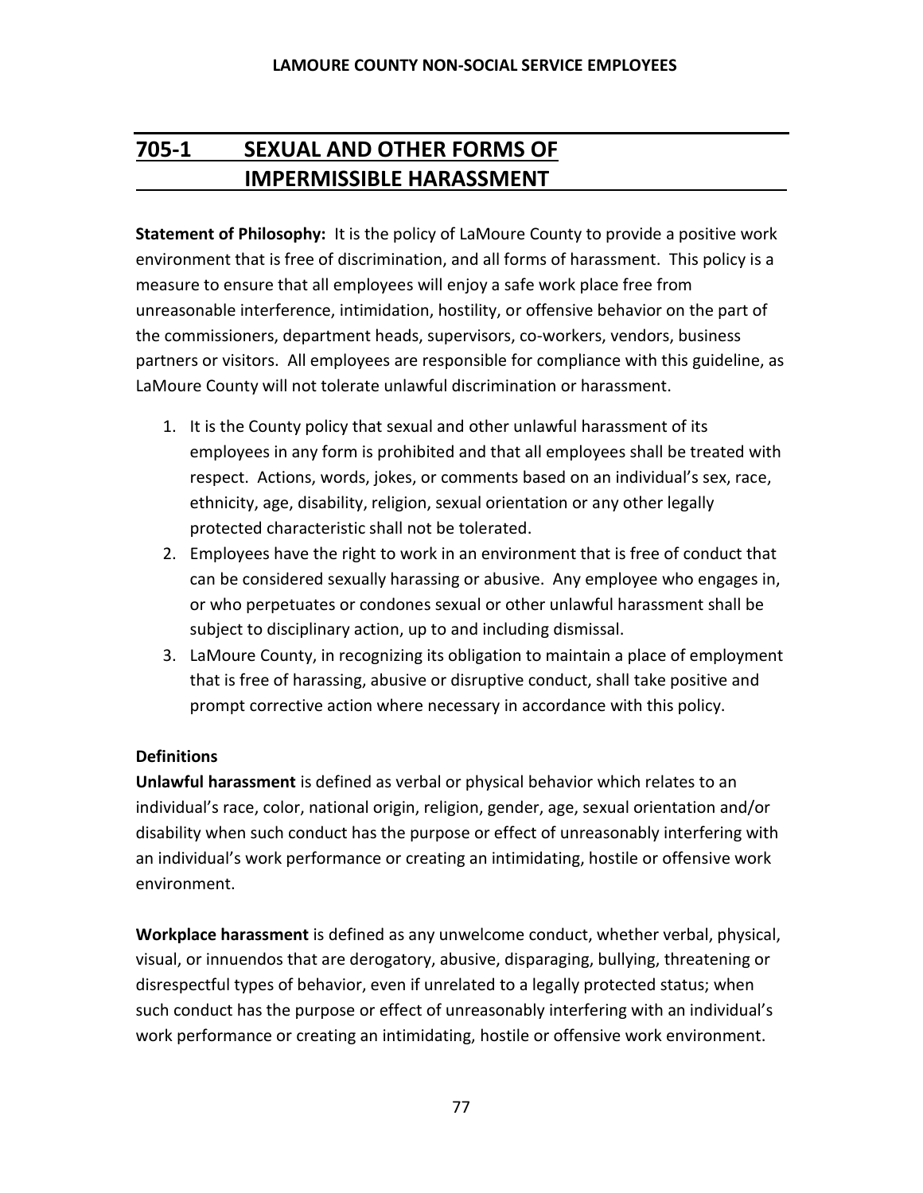## 705-1 SEXUAL AND OTHER FORMS OF IMPERMISSIBLE HARASSMENT

**Statement of Philosophy:** It is the policy of LaMoure County to provide a positive work environment that is free of discrimination, and all forms of harassment. This policy is a measure to ensure that all employees will enjoy a safe work place free from unreasonable interference, intimidation, hostility, or offensive behavior on the part of the commissioners, department heads, supervisors, co-workers, vendors, business partners or visitors. All employees are responsible for compliance with this guideline, as LaMoure County will not tolerate unlawful discrimination or harassment.

1. It is the County policy that sexual and other unlawful harassment of its employees in any form is prohibited and that all employees shall be treated with respect. Actions, words, jokes, or comments based on an individual's sex, race, ethnicity, age, disability, religion, sexual orientation or any other legally protected characteristic shall not be tolerated.
2. Employees have the right to work in an environment that is free of conduct that can be considered sexually harassing or abusive. Any employee who engages in, or who perpetuates or condones sexual or other unlawful harassment shall be subject to disciplinary action, up to and including dismissal.
3. LaMoure County, in recognizing its obligation to maintain a place of employment that is free of harassing, abusive or disruptive conduct, shall take positive and prompt corrective action where necessary in accordance with this policy.

### Definitions

**Unlawful harassment** is defined as verbal or physical behavior which relates to an individual's race, color, national origin, religion, gender, age, sexual orientation and/or disability when such conduct has the purpose or effect of unreasonably interfering with an individual's work performance or creating an intimidating, hostile or offensive work environment.

**Workplace harassment** is defined as any unwelcome conduct, whether verbal, physical, visual, or innuendos that are derogatory, abusive, disparaging, bullying, threatening or disrespectful types of behavior, even if unrelated to a legally protected status; when such conduct has the purpose or effect of unreasonably interfering with an individual's work performance or creating an intimidating, hostile or offensive work environment.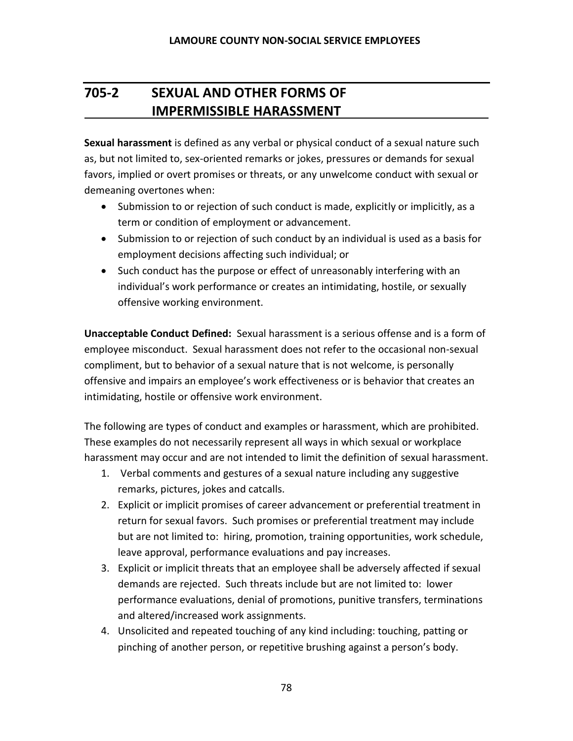## 705-2 SEXUAL AND OTHER FORMS OF IMPERMISSIBLE HARASSMENT

**Sexual harassment** is defined as any verbal or physical conduct of a sexual nature such as, but not limited to, sex-oriented remarks or jokes, pressures or demands for sexual favors, implied or overt promises or threats, or any unwelcome conduct with sexual or demeaning overtones when:

- Submission to or rejection of such conduct is made, explicitly or implicitly, as a term or condition of employment or advancement.
- Submission to or rejection of such conduct by an individual is used as a basis for employment decisions affecting such individual; or
- Such conduct has the purpose or effect of unreasonably interfering with an individual's work performance or creates an intimidating, hostile, or sexually offensive working environment.

**Unacceptable Conduct Defined:** Sexual harassment is a serious offense and is a form of employee misconduct. Sexual harassment does not refer to the occasional non-sexual compliment, but to behavior of a sexual nature that is not welcome, is personally offensive and impairs an employee's work effectiveness or is behavior that creates an intimidating, hostile or offensive work environment.

The following are types of conduct and examples or harassment, which are prohibited. These examples do not necessarily represent all ways in which sexual or workplace harassment may occur and are not intended to limit the definition of sexual harassment.

1. Verbal comments and gestures of a sexual nature including any suggestive remarks, pictures, jokes and catcalls.
2. Explicit or implicit promises of career advancement or preferential treatment in return for sexual favors. Such promises or preferential treatment may include but are not limited to: hiring, promotion, training opportunities, work schedule, leave approval, performance evaluations and pay increases.
3. Explicit or implicit threats that an employee shall be adversely affected if sexual demands are rejected. Such threats include but are not limited to: lower performance evaluations, denial of promotions, punitive transfers, terminations and altered/increased work assignments.
4. Unsolicited and repeated touching of any kind including: touching, patting or pinching of another person, or repetitive brushing against a person's body.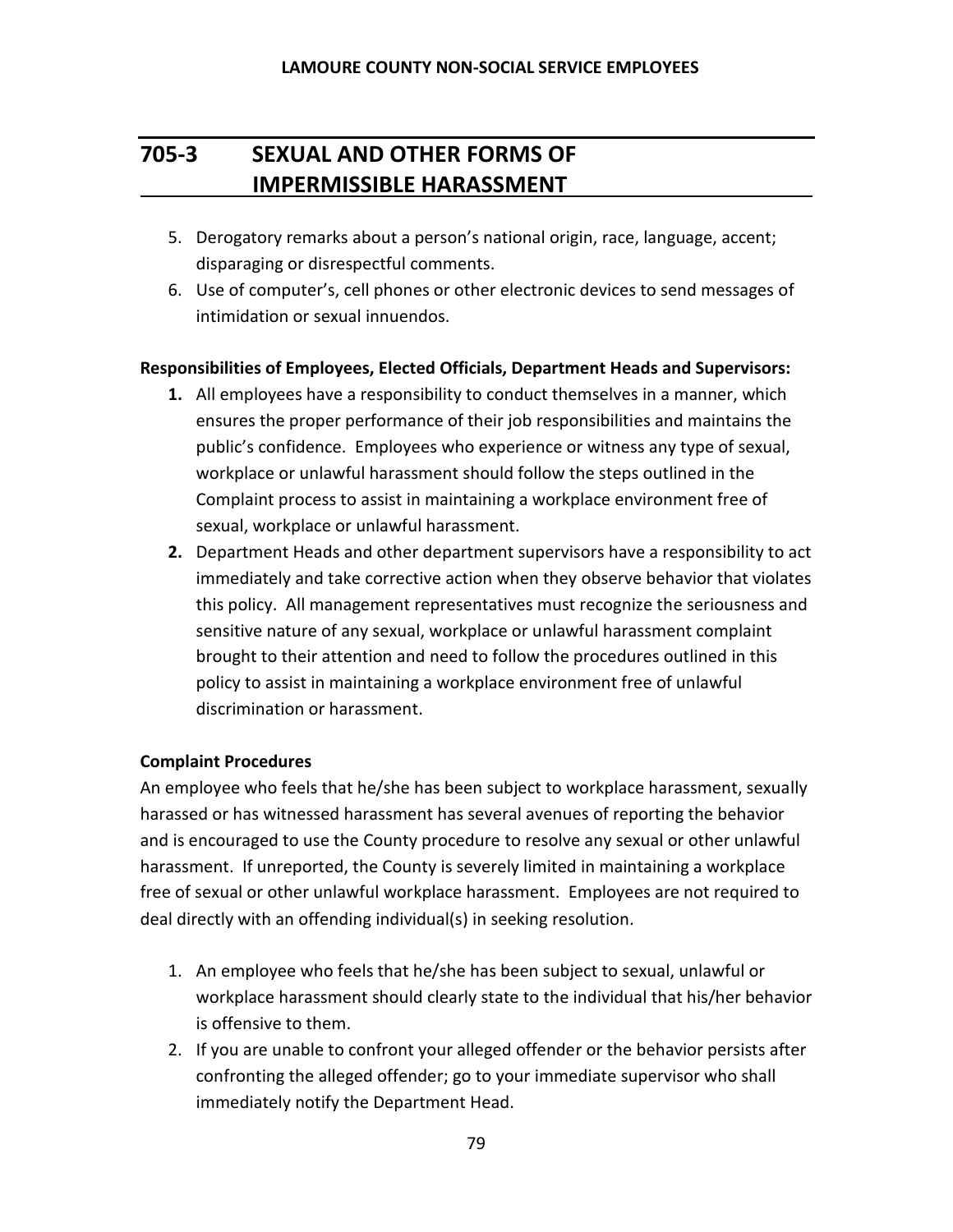## 705-3 SEXUAL AND OTHER FORMS OF IMPERMISSIBLE HARASSMENT

5. Derogatory remarks about a person's national origin, race, language, accent; disparaging or disrespectful comments.
6. Use of computer's, cell phones or other electronic devices to send messages of intimidation or sexual innuendos.

**Responsibilities of Employees, Elected Officials, Department Heads and Supervisors:**

1. All employees have a responsibility to conduct themselves in a manner, which ensures the proper performance of their job responsibilities and maintains the public's confidence. Employees who experience or witness any type of sexual, workplace or unlawful harassment should follow the steps outlined in the Complaint process to assist in maintaining a workplace environment free of sexual, workplace or unlawful harassment.
2. Department Heads and other department supervisors have a responsibility to act immediately and take corrective action when they observe behavior that violates this policy. All management representatives must recognize the seriousness and sensitive nature of any sexual, workplace or unlawful harassment complaint brought to their attention and need to follow the procedures outlined in this policy to assist in maintaining a workplace environment free of unlawful discrimination or harassment.

**Complaint Procedures**

An employee who feels that he/she has been subject to workplace harassment, sexually harassed or has witnessed harassment has several avenues of reporting the behavior and is encouraged to use the County procedure to resolve any sexual or other unlawful harassment. If unreported, the County is severely limited in maintaining a workplace free of sexual or other unlawful workplace harassment. Employees are not required to deal directly with an offending individual(s) in seeking resolution.

1. An employee who feels that he/she has been subject to sexual, unlawful or workplace harassment should clearly state to the individual that his/her behavior is offensive to them.
2. If you are unable to confront your alleged offender or the behavior persists after confronting the alleged offender; go to your immediate supervisor who shall immediately notify the Department Head.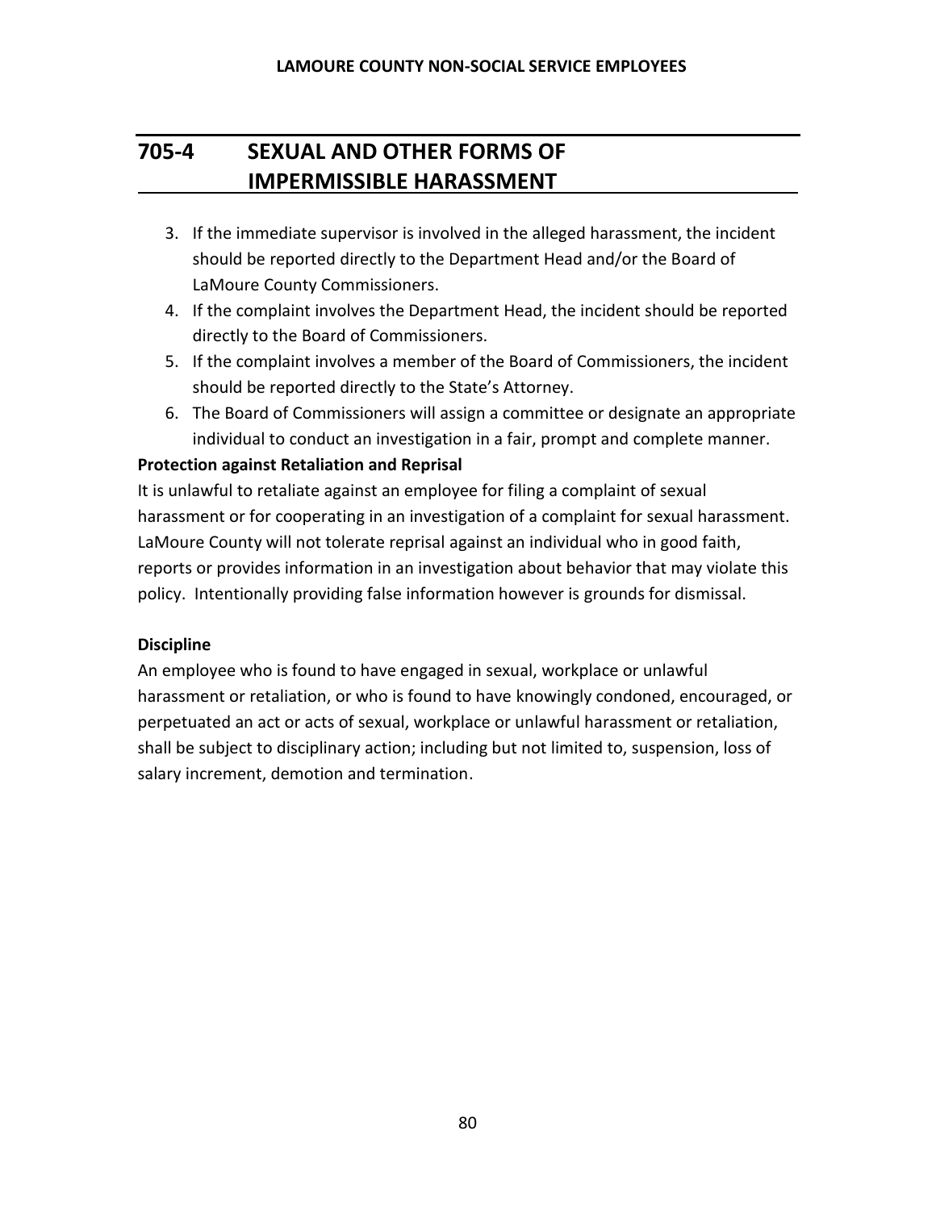## 705-4 SEXUAL AND OTHER FORMS OF IMPERMISSIBLE HARASSMENT

3. If the immediate supervisor is involved in the alleged harassment, the incident should be reported directly to the Department Head and/or the Board of LaMoure County Commissioners.
4. If the complaint involves the Department Head, the incident should be reported directly to the Board of Commissioners.
5. If the complaint involves a member of the Board of Commissioners, the incident should be reported directly to the State's Attorney.
6. The Board of Commissioners will assign a committee or designate an appropriate individual to conduct an investigation in a fair, prompt and complete manner.

**Protection against Retaliation and Reprisal**

It is unlawful to retaliate against an employee for filing a complaint of sexual harassment or for cooperating in an investigation of a complaint for sexual harassment. LaMoure County will not tolerate reprisal against an individual who in good faith, reports or provides information in an investigation about behavior that may violate this policy. Intentionally providing false information however is grounds for dismissal.

**Discipline**

An employee who is found to have engaged in sexual, workplace or unlawful harassment or retaliation, or who is found to have knowingly condoned, encouraged, or perpetuated an act or acts of sexual, workplace or unlawful harassment or retaliation, shall be subject to disciplinary action; including but not limited to, suspension, loss of salary increment, demotion and termination.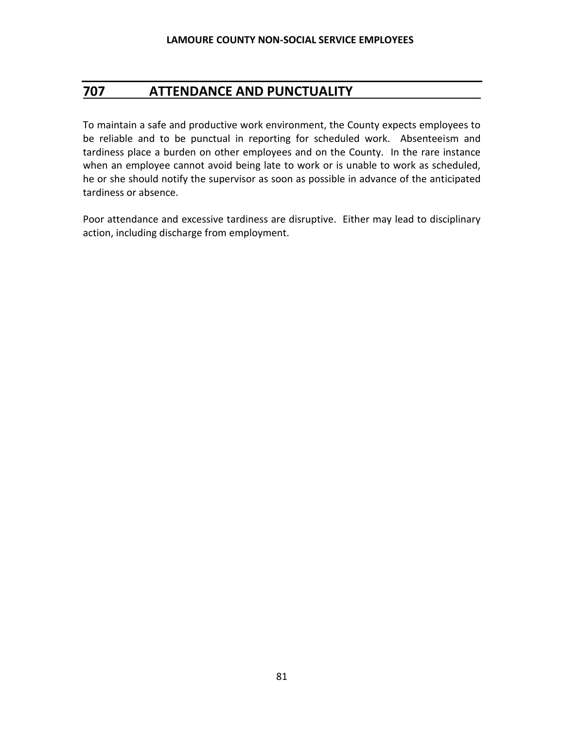## 707 ATTENDANCE AND PUNCTUALITY

To maintain a safe and productive work environment, the County expects employees to be reliable and to be punctual in reporting for scheduled work. Absenteeism and tardiness place a burden on other employees and on the County. In the rare instance when an employee cannot avoid being late to work or is unable to work as scheduled, he or she should notify the supervisor as soon as possible in advance of the anticipated tardiness or absence.

Poor attendance and excessive tardiness are disruptive. Either may lead to disciplinary action, including discharge from employment.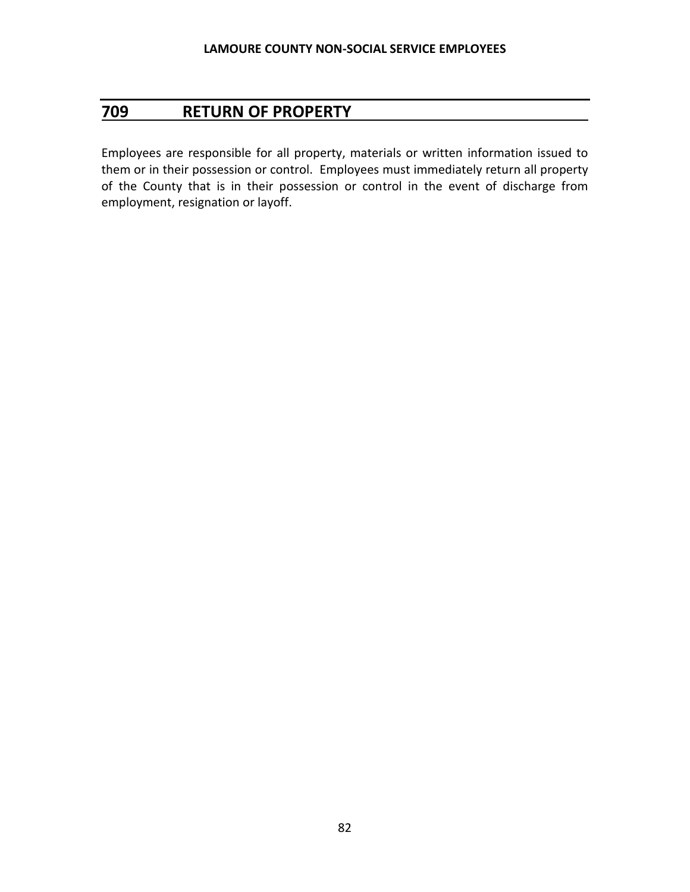## 709 RETURN OF PROPERTY

Employees are responsible for all property, materials or written information issued to them or in their possession or control. Employees must immediately return all property of the County that is in their possession or control in the event of discharge from employment, resignation or layoff.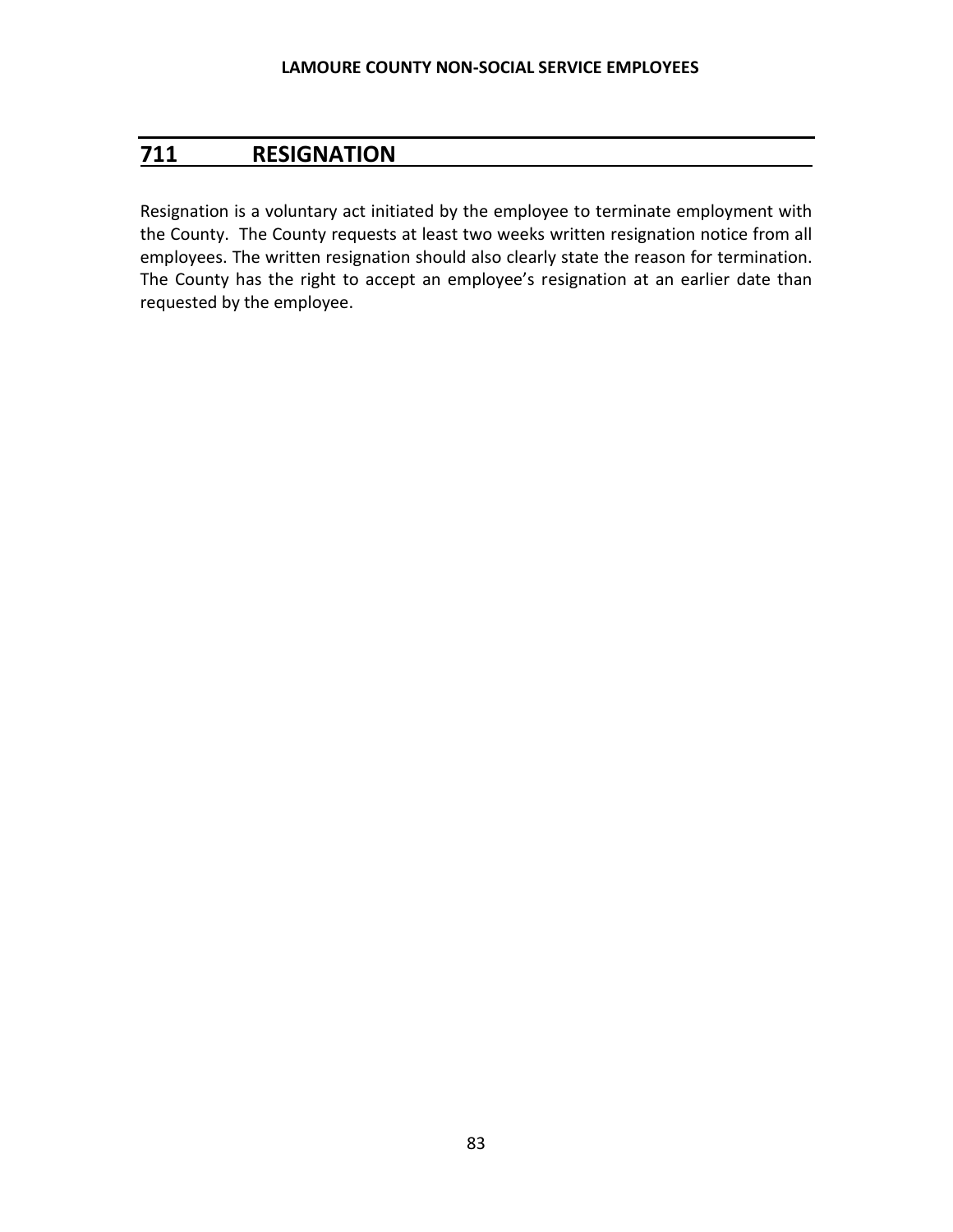## 711 RESIGNATION

Resignation is a voluntary act initiated by the employee to terminate employment with the County. The County requests at least two weeks written resignation notice from all employees. The written resignation should also clearly state the reason for termination. The County has the right to accept an employee's resignation at an earlier date than requested by the employee.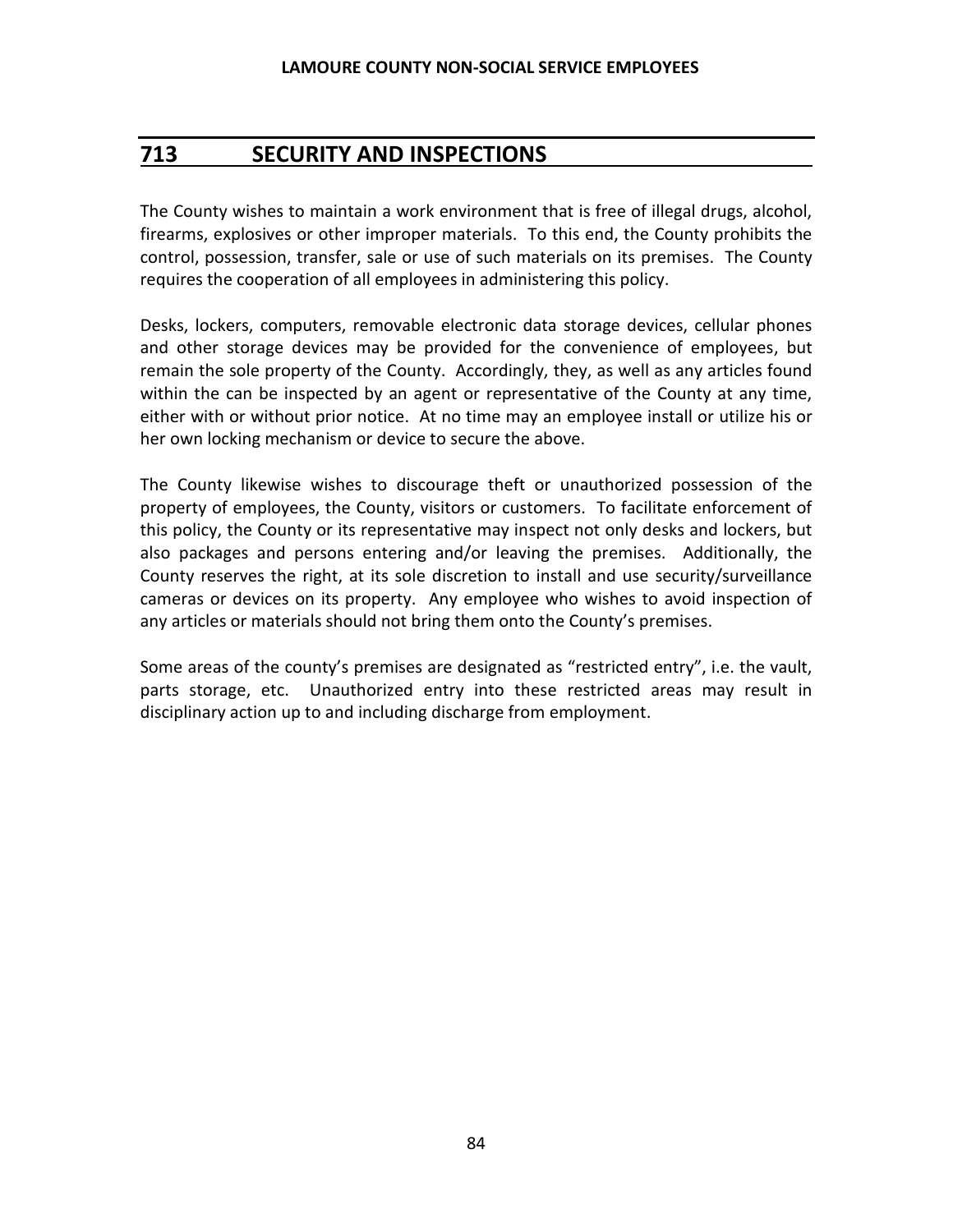## 713 SECURITY AND INSPECTIONS

The County wishes to maintain a work environment that is free of illegal drugs, alcohol, firearms, explosives or other improper materials. To this end, the County prohibits the control, possession, transfer, sale or use of such materials on its premises. The County requires the cooperation of all employees in administering this policy.

Desks, lockers, computers, removable electronic data storage devices, cellular phones and other storage devices may be provided for the convenience of employees, but remain the sole property of the County. Accordingly, they, as well as any articles found within the can be inspected by an agent or representative of the County at any time, either with or without prior notice. At no time may an employee install or utilize his or her own locking mechanism or device to secure the above.

The County likewise wishes to discourage theft or unauthorized possession of the property of employees, the County, visitors or customers. To facilitate enforcement of this policy, the County or its representative may inspect not only desks and lockers, but also packages and persons entering and/or leaving the premises. Additionally, the County reserves the right, at its sole discretion to install and use security/surveillance cameras or devices on its property. Any employee who wishes to avoid inspection of any articles or materials should not bring them onto the County's premises.

Some areas of the county's premises are designated as "restricted entry", i.e. the vault, parts storage, etc. Unauthorized entry into these restricted areas may result in disciplinary action up to and including discharge from employment.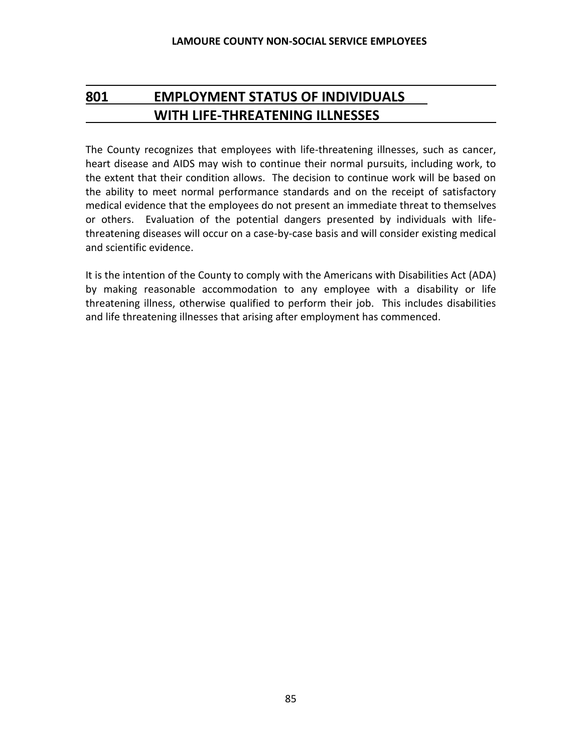## 801 EMPLOYMENT STATUS OF INDIVIDUALS WITH LIFE-THREATENING ILLNESSES

The County recognizes that employees with life-threatening illnesses, such as cancer, heart disease and AIDS may wish to continue their normal pursuits, including work, to the extent that their condition allows. The decision to continue work will be based on the ability to meet normal performance standards and on the receipt of satisfactory medical evidence that the employees do not present an immediate threat to themselves or others. Evaluation of the potential dangers presented by individuals with life-threatening diseases will occur on a case-by-case basis and will consider existing medical and scientific evidence.

It is the intention of the County to comply with the Americans with Disabilities Act (ADA) by making reasonable accommodation to any employee with a disability or life threatening illness, otherwise qualified to perform their job. This includes disabilities and life threatening illnesses that arising after employment has commenced.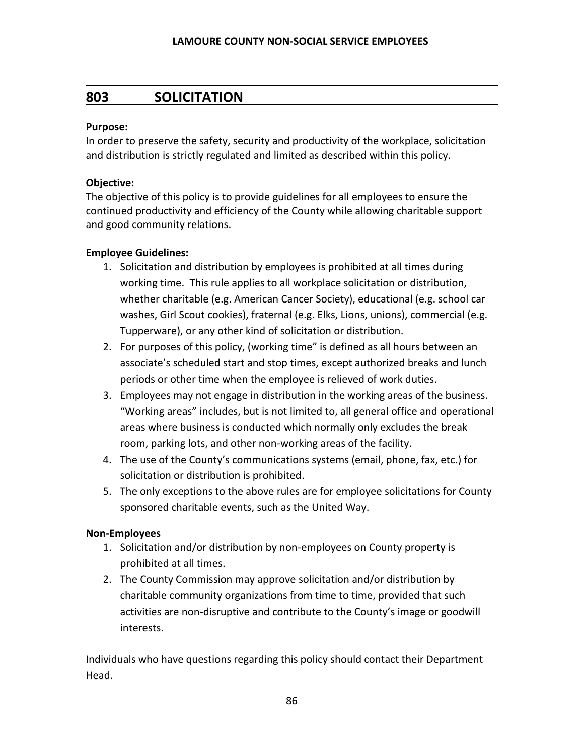## 803 SOLICITATION

**Purpose:**
In order to preserve the safety, security and productivity of the workplace, solicitation and distribution is strictly regulated and limited as described within this policy.

**Objective:**
The objective of this policy is to provide guidelines for all employees to ensure the continued productivity and efficiency of the County while allowing charitable support and good community relations.

**Employee Guidelines:**

1. Solicitation and distribution by employees is prohibited at all times during working time. This rule applies to all workplace solicitation or distribution, whether charitable (e.g. American Cancer Society), educational (e.g. school car washes, Girl Scout cookies), fraternal (e.g. Elks, Lions, unions), commercial (e.g. Tupperware), or any other kind of solicitation or distribution.
2. For purposes of this policy, (working time" is defined as all hours between an associate's scheduled start and stop times, except authorized breaks and lunch periods or other time when the employee is relieved of work duties.
3. Employees may not engage in distribution in the working areas of the business. "Working areas" includes, but is not limited to, all general office and operational areas where business is conducted which normally only excludes the break room, parking lots, and other non-working areas of the facility.
4. The use of the County's communications systems (email, phone, fax, etc.) for solicitation or distribution is prohibited.
5. The only exceptions to the above rules are for employee solicitations for County sponsored charitable events, such as the United Way.

**Non-Employees**

1. Solicitation and/or distribution by non-employees on County property is prohibited at all times.
2. The County Commission may approve solicitation and/or distribution by charitable community organizations from time to time, provided that such activities are non-disruptive and contribute to the County's image or goodwill interests.

Individuals who have questions regarding this policy should contact their Department Head.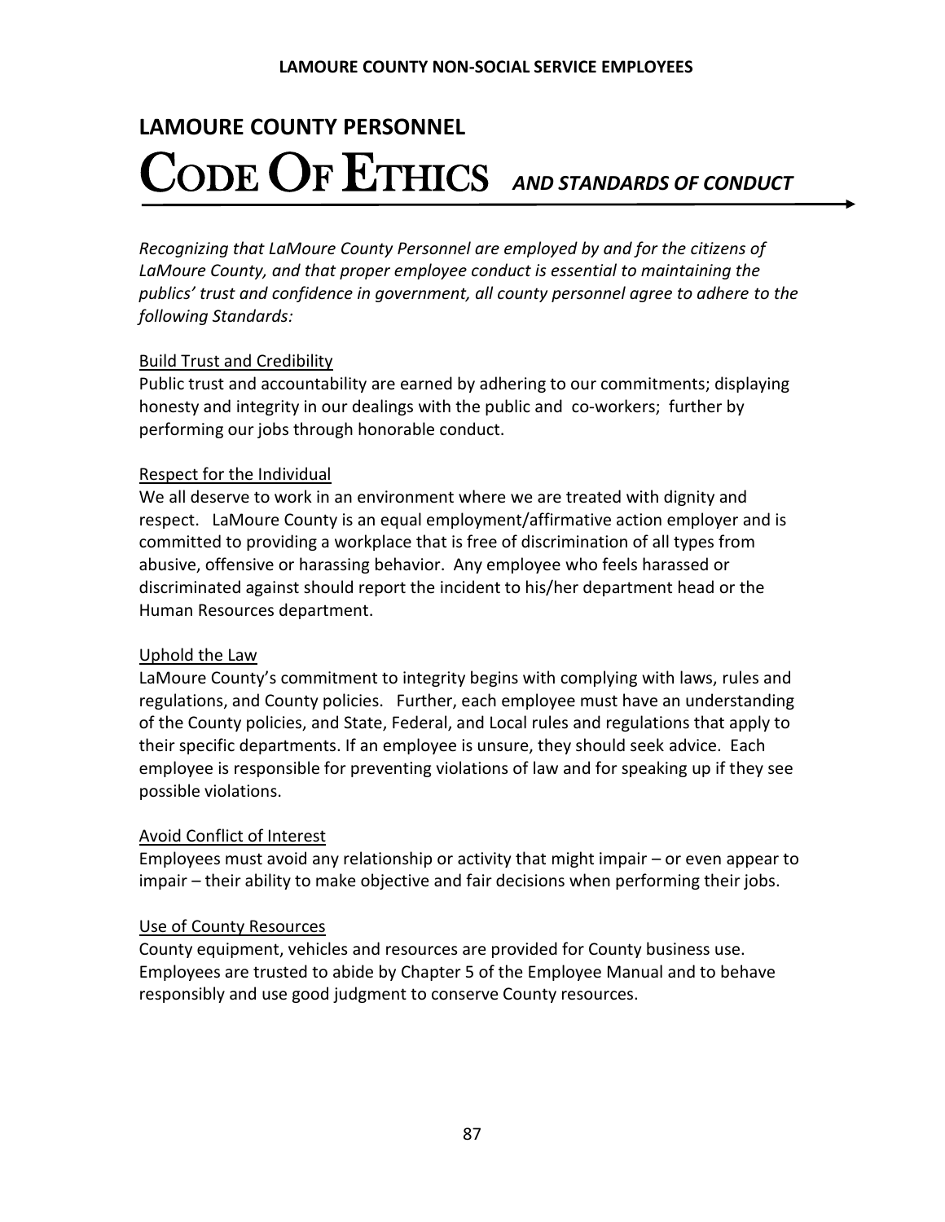# LAMOURE COUNTY PERSONNEL

# CODE OF ETHICS *AND STANDARDS OF CONDUCT*

*Recognizing that LaMoure County Personnel are employed by and for the citizens of LaMoure County, and that proper employee conduct is essential to maintaining the publics' trust and confidence in government, all county personnel agree to adhere to the following Standards:*

<u>Build Trust and Credibility</u>
Public trust and accountability are earned by adhering to our commitments; displaying honesty and integrity in our dealings with the public and co-workers; further by performing our jobs through honorable conduct.

<u>Respect for the Individual</u>
We all deserve to work in an environment where we are treated with dignity and respect. LaMoure County is an equal employment/affirmative action employer and is committed to providing a workplace that is free of discrimination of all types from abusive, offensive or harassing behavior. Any employee who feels harassed or discriminated against should report the incident to his/her department head or the Human Resources department.

<u>Uphold the Law</u>
LaMoure County's commitment to integrity begins with complying with laws, rules and regulations, and County policies. Further, each employee must have an understanding of the County policies, and State, Federal, and Local rules and regulations that apply to their specific departments. If an employee is unsure, they should seek advice. Each employee is responsible for preventing violations of law and for speaking up if they see possible violations.

<u>Avoid Conflict of Interest</u>
Employees must avoid any relationship or activity that might impair – or even appear to impair – their ability to make objective and fair decisions when performing their jobs.

<u>Use of County Resources</u>
County equipment, vehicles and resources are provided for County business use. Employees are trusted to abide by Chapter 5 of the Employee Manual and to behave responsibly and use good judgment to conserve County resources.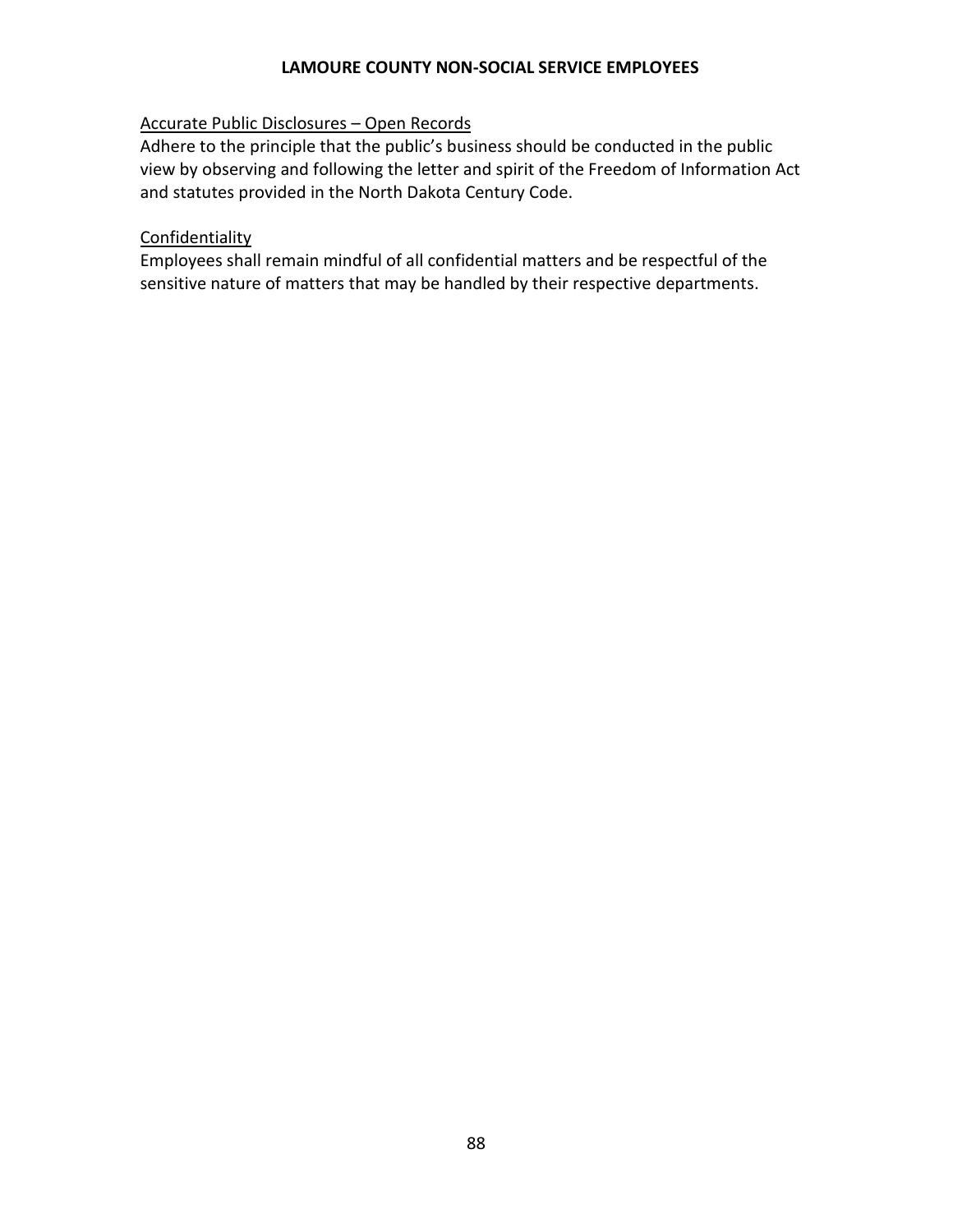Accurate Public Disclosures – Open Records

Adhere to the principle that the public's business should be conducted in the public view by observing and following the letter and spirit of the Freedom of Information Act and statutes provided in the North Dakota Century Code.

Confidentiality

Employees shall remain mindful of all confidential matters and be respectful of the sensitive nature of matters that may be handled by their respective departments.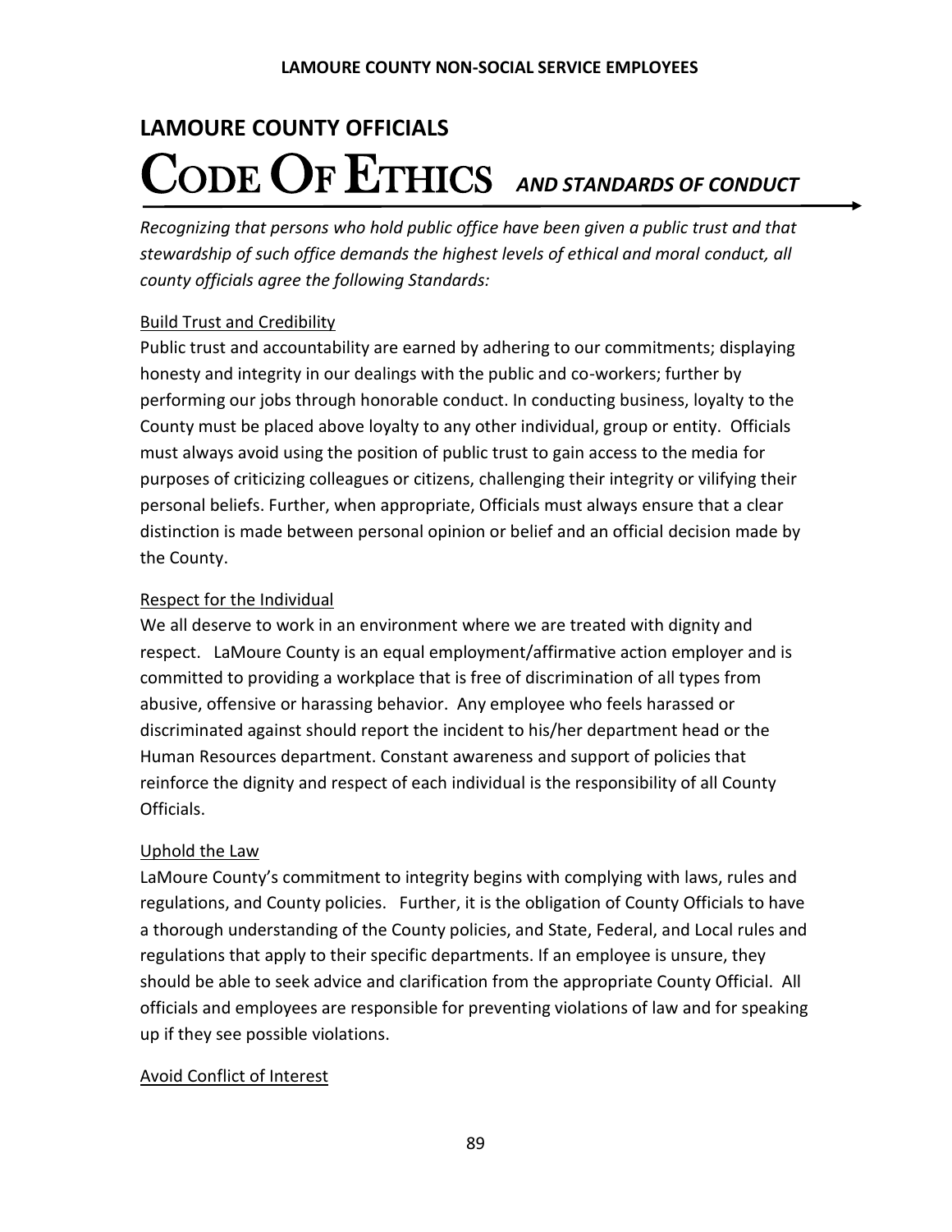# LAMOURE COUNTY OFFICIALS

# CODE OF ETHICS *AND STANDARDS OF CONDUCT*

*Recognizing that persons who hold public office have been given a public trust and that stewardship of such office demands the highest levels of ethical and moral conduct, all county officials agree the following Standards:*

<u>Build Trust and Credibility</u>
Public trust and accountability are earned by adhering to our commitments; displaying honesty and integrity in our dealings with the public and co-workers; further by performing our jobs through honorable conduct. In conducting business, loyalty to the County must be placed above loyalty to any other individual, group or entity. Officials must always avoid using the position of public trust to gain access to the media for purposes of criticizing colleagues or citizens, challenging their integrity or vilifying their personal beliefs. Further, when appropriate, Officials must always ensure that a clear distinction is made between personal opinion or belief and an official decision made by the County.

<u>Respect for the Individual</u>
We all deserve to work in an environment where we are treated with dignity and respect. LaMoure County is an equal employment/affirmative action employer and is committed to providing a workplace that is free of discrimination of all types from abusive, offensive or harassing behavior. Any employee who feels harassed or discriminated against should report the incident to his/her department head or the Human Resources department. Constant awareness and support of policies that reinforce the dignity and respect of each individual is the responsibility of all County Officials.

<u>Uphold the Law</u>
LaMoure County's commitment to integrity begins with complying with laws, rules and regulations, and County policies. Further, it is the obligation of County Officials to have a thorough understanding of the County policies, and State, Federal, and Local rules and regulations that apply to their specific departments. If an employee is unsure, they should be able to seek advice and clarification from the appropriate County Official. All officials and employees are responsible for preventing violations of law and for speaking up if they see possible violations.

<u>Avoid Conflict of Interest</u>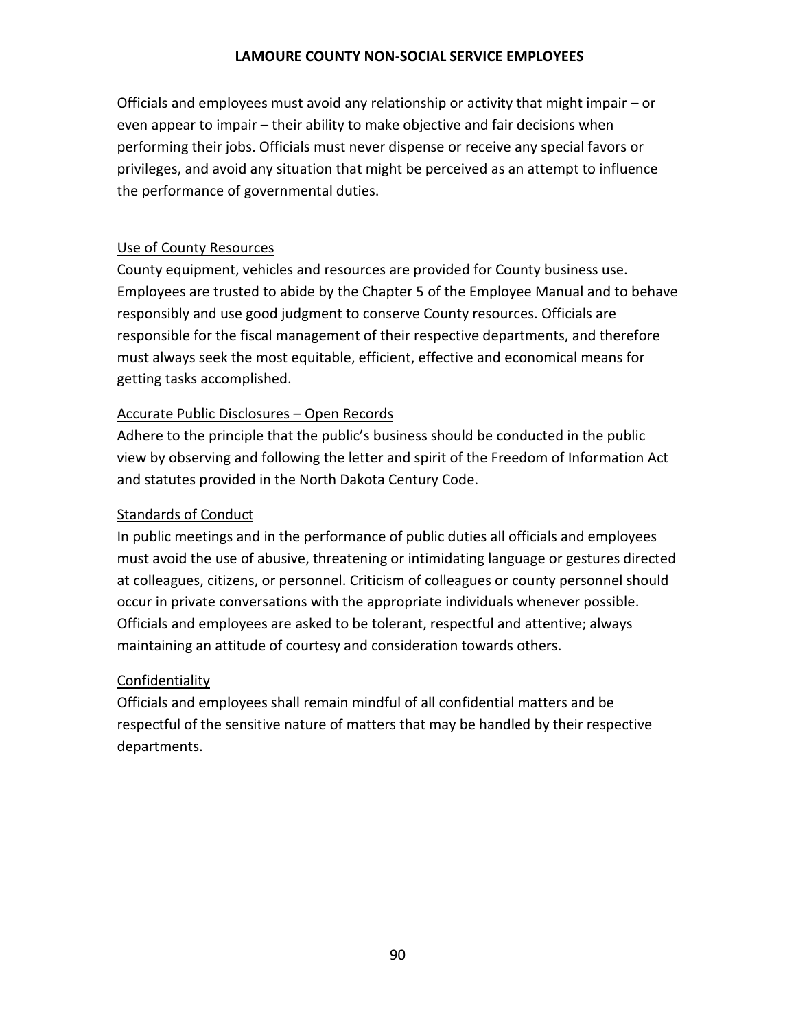Officials and employees must avoid any relationship or activity that might impair – or even appear to impair – their ability to make objective and fair decisions when performing their jobs. Officials must never dispense or receive any special favors or privileges, and avoid any situation that might be perceived as an attempt to influence the performance of governmental duties.

<u>Use of County Resources</u>

County equipment, vehicles and resources are provided for County business use. Employees are trusted to abide by the Chapter 5 of the Employee Manual and to behave responsibly and use good judgment to conserve County resources. Officials are responsible for the fiscal management of their respective departments, and therefore must always seek the most equitable, efficient, effective and economical means for getting tasks accomplished.

<u>Accurate Public Disclosures – Open Records</u>

Adhere to the principle that the public's business should be conducted in the public view by observing and following the letter and spirit of the Freedom of Information Act and statutes provided in the North Dakota Century Code.

<u>Standards of Conduct</u>

In public meetings and in the performance of public duties all officials and employees must avoid the use of abusive, threatening or intimidating language or gestures directed at colleagues, citizens, or personnel. Criticism of colleagues or county personnel should occur in private conversations with the appropriate individuals whenever possible. Officials and employees are asked to be tolerant, respectful and attentive; always maintaining an attitude of courtesy and consideration towards others.

<u>Confidentiality</u>

Officials and employees shall remain mindful of all confidential matters and be respectful of the sensitive nature of matters that may be handled by their respective departments.